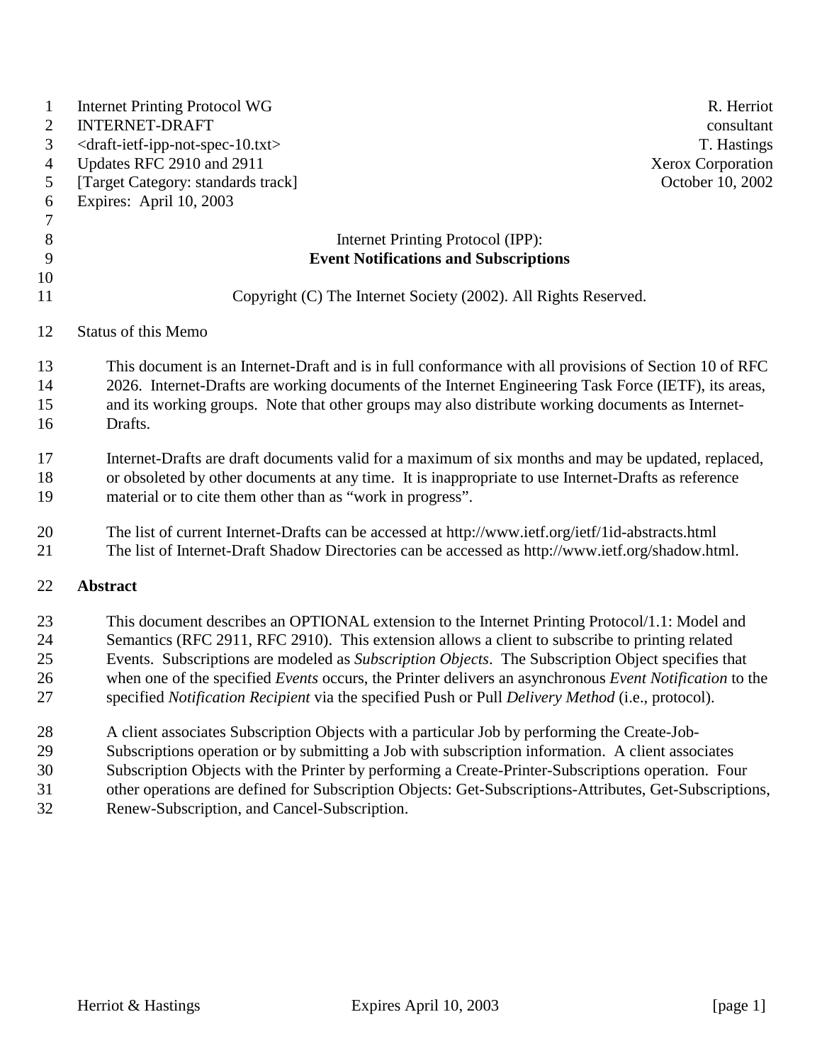Internet Printing Protocol WG — R. Herriot
INTERNET-DRAFT — consultant
<draft-ietf-ipp-not-spec-10.txt> — T. Hastings
Updates RFC 2910 and 2911 — Xerox Corporation
[Target Category: standards track] — October 10, 2002
Expires: April 10, 2003

# Internet Printing Protocol (IPP): **Event Notifications and Subscriptions**

Copyright (C) The Internet Society (2002). All Rights Reserved.

Status of this Memo

This document is an Internet-Draft and is in full conformance with all provisions of Section 10 of RFC 2026. Internet-Drafts are working documents of the Internet Engineering Task Force (IETF), its areas, and its working groups. Note that other groups may also distribute working documents as Internet-Drafts.

Internet-Drafts are draft documents valid for a maximum of six months and may be updated, replaced, or obsoleted by other documents at any time. It is inappropriate to use Internet-Drafts as reference material or to cite them other than as "work in progress".

The list of current Internet-Drafts can be accessed at http://www.ietf.org/ietf/1id-abstracts.html
The list of Internet-Draft Shadow Directories can be accessed as http://www.ietf.org/shadow.html.

## Abstract

This document describes an OPTIONAL extension to the Internet Printing Protocol/1.1: Model and Semantics (RFC 2911, RFC 2910). This extension allows a client to subscribe to printing related Events. Subscriptions are modeled as *Subscription Objects*. The Subscription Object specifies that when one of the specified *Events* occurs, the Printer delivers an asynchronous *Event Notification* to the specified *Notification Recipient* via the specified Push or Pull *Delivery Method* (i.e., protocol).

A client associates Subscription Objects with a particular Job by performing the Create-Job-Subscriptions operation or by submitting a Job with subscription information. A client associates Subscription Objects with the Printer by performing a Create-Printer-Subscriptions operation. Four other operations are defined for Subscription Objects: Get-Subscriptions-Attributes, Get-Subscriptions, Renew-Subscription, and Cancel-Subscription.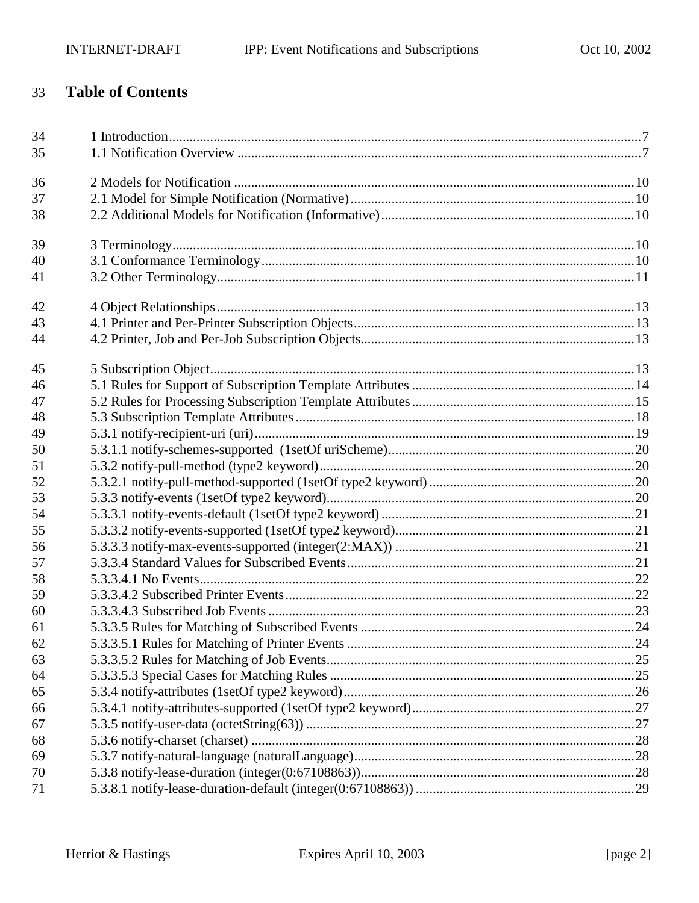# Table of Contents

1 Introduction.........................................................................................................................7
1.1 Notification Overview .....................................................................................................7

2 Models for Notification .....................................................................................................10
2.1 Model for Simple Notification (Normative)...................................................................10
2.2 Additional Models for Notification (Informative)..........................................................10

3 Terminology.......................................................................................................................10
3.1 Conformance Terminology.............................................................................................10
3.2 Other Terminology..........................................................................................................11

4 Object Relationships..........................................................................................................13
4.1 Printer and Per-Printer Subscription Objects..................................................................13
4.2 Printer, Job and Per-Job Subscription Objects................................................................13

5 Subscription Object............................................................................................................13
5.1 Rules for Support of Subscription Template Attributes .................................................14
5.2 Rules for Processing Subscription Template Attributes .................................................15
5.3 Subscription Template Attributes ...................................................................................18
5.3.1 notify-recipient-uri (uri)...............................................................................................19
5.3.1.1 notify-schemes-supported (1setOf uriScheme)........................................................20
5.3.2 notify-pull-method (type2 keyword)............................................................................20
5.3.2.1 notify-pull-method-supported (1setOf type2 keyword) ............................................20
5.3.3 notify-events (1setOf type2 keyword)..........................................................................20
5.3.3.1 notify-events-default (1setOf type2 keyword) .........................................................21
5.3.3.2 notify-events-supported (1setOf type2 keyword).....................................................21
5.3.3.3 notify-max-events-supported (integer(2:MAX)) ......................................................21
5.3.3.4 Standard Values for Subscribed Events....................................................................21
5.3.3.4.1 No Events...............................................................................................................22
5.3.3.4.2 Subscribed Printer Events......................................................................................22
5.3.3.4.3 Subscribed Job Events ...........................................................................................23
5.3.3.5 Rules for Matching of Subscribed Events ................................................................24
5.3.3.5.1 Rules for Matching of Printer Events ....................................................................24
5.3.3.5.2 Rules for Matching of Job Events..........................................................................25
5.3.3.5.3 Special Cases for Matching Rules .........................................................................25
5.3.4 notify-attributes (1setOf type2 keyword).....................................................................26
5.3.4.1 notify-attributes-supported (1setOf type2 keyword).................................................27
5.3.5 notify-user-data (octetString(63)) ................................................................................27
5.3.6 notify-charset (charset) ................................................................................................28
5.3.7 notify-natural-language (naturalLanguage)..................................................................28
5.3.8 notify-lease-duration (integer(0:67108863))................................................................28
5.3.8.1 notify-lease-duration-default (integer(0:67108863)) ................................................29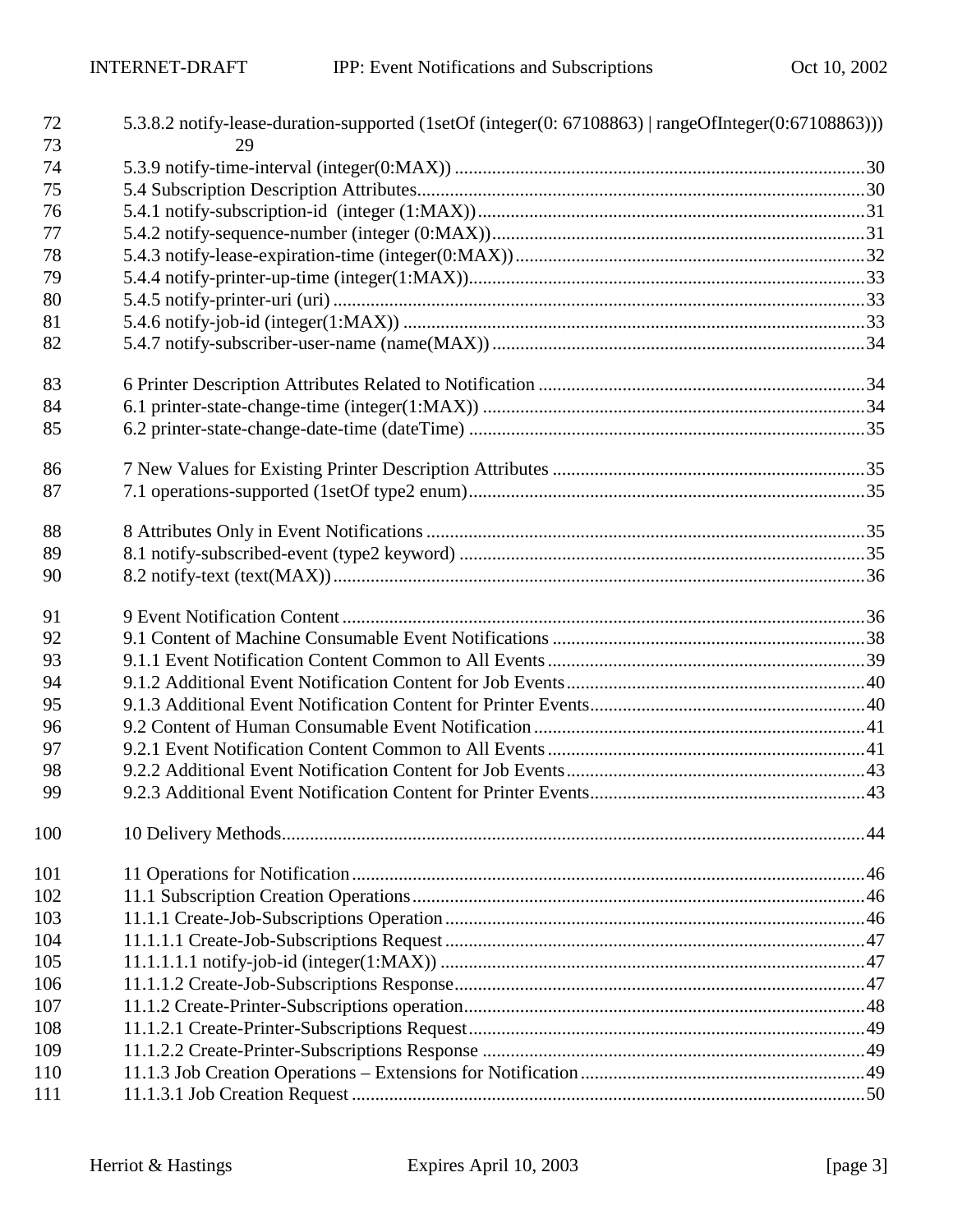72 5.3.8.2 notify-lease-duration-supported (1setOf (integer(0: 67108863) | rangeOfInteger(0:67108863)))
73 29
74 5.3.9 notify-time-interval (integer(0:MAX)) ........................................................................................30
75 5.4 Subscription Description Attributes................................................................................................30
76 5.4.1 notify-subscription-id (integer (1:MAX))...................................................................................31
77 5.4.2 notify-sequence-number (integer (0:MAX))................................................................................31
78 5.4.3 notify-lease-expiration-time (integer(0:MAX))...........................................................................32
79 5.4.4 notify-printer-up-time (integer(1:MAX))....................................................................................33
80 5.4.5 notify-printer-uri (uri) .................................................................................................................33
81 5.4.6 notify-job-id (integer(1:MAX)) ..................................................................................................33
82 5.4.7 notify-subscriber-user-name (name(MAX)) ...............................................................................34

83 6 Printer Description Attributes Related to Notification .....................................................................34
84 6.1 printer-state-change-time (integer(1:MAX)) .................................................................................34
85 6.2 printer-state-change-date-time (dateTime) ....................................................................................35

86 7 New Values for Existing Printer Description Attributes ..................................................................35
87 7.1 operations-supported (1setOf type2 enum)....................................................................................35

88 8 Attributes Only in Event Notifications .............................................................................................35
89 8.1 notify-subscribed-event (type2 keyword) ......................................................................................35
90 8.2 notify-text (text(MAX)).................................................................................................................36

91 9 Event Notification Content ................................................................................................................36
92 9.1 Content of Machine Consumable Event Notifications ...................................................................38
93 9.1.1 Event Notification Content Common to All Events ....................................................................39
94 9.1.2 Additional Event Notification Content for Job Events................................................................40
95 9.1.3 Additional Event Notification Content for Printer Events...........................................................40
96 9.2 Content of Human Consumable Event Notification......................................................................41
97 9.2.1 Event Notification Content Common to All Events ....................................................................41
98 9.2.2 Additional Event Notification Content for Job Events...............................................................43
99 9.2.3 Additional Event Notification Content for Printer Events...........................................................43

100 10 Delivery Methods............................................................................................................................44

101 11 Operations for Notification.............................................................................................................46
102 11.1 Subscription Creation Operations................................................................................................46
103 11.1.1 Create-Job-Subscriptions Operation..........................................................................................46
104 11.1.1.1 Create-Job-Subscriptions Request ..........................................................................................47
105 11.1.1.1.1 notify-job-id (integer(1:MAX)) ...........................................................................................47
106 11.1.1.2 Create-Job-Subscriptions Response........................................................................................47
107 11.1.2 Create-Printer-Subscriptions operation......................................................................................48
108 11.1.2.1 Create-Printer-Subscriptions Request.....................................................................................49
109 11.1.2.2 Create-Printer-Subscriptions Response ..................................................................................49
110 11.1.3 Job Creation Operations – Extensions for Notification.............................................................49
111 11.1.3.1 Job Creation Request .............................................................................................................50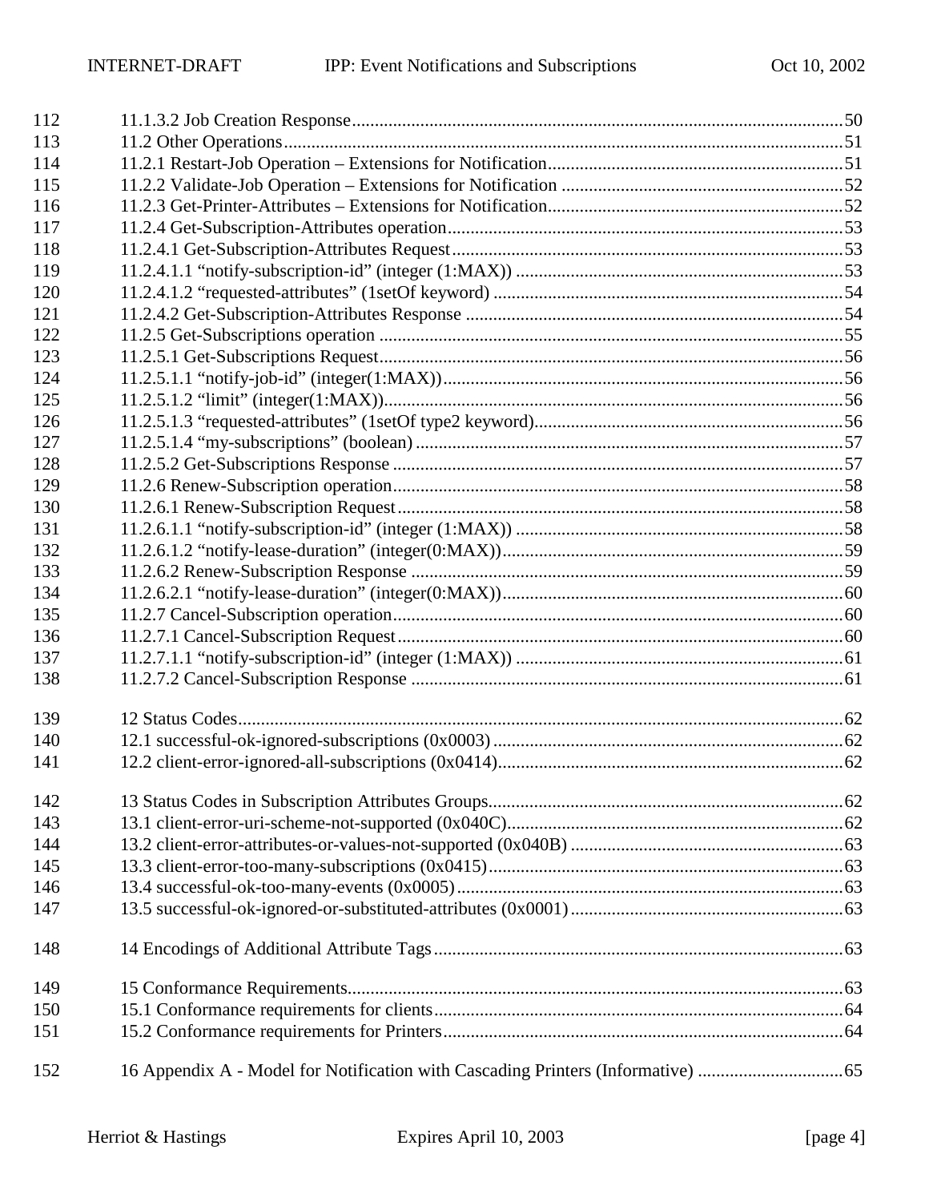112 11.1.3.2 Job Creation Response ........................................................................................................50
113 11.2 Other Operations........................................................................................................................51
114 11.2.1 Restart-Job Operation – Extensions for Notification................................................................51
115 11.2.2 Validate-Job Operation – Extensions for Notification ..............................................................52
116 11.2.3 Get-Printer-Attributes – Extensions for Notification.................................................................52
117 11.2.4 Get-Subscription-Attributes operation......................................................................................53
118 11.2.4.1 Get-Subscription-Attributes Request.....................................................................................53
119 11.2.4.1.1 “notify-subscription-id” (integer (1:MAX)) .......................................................................53
120 11.2.4.1.2 “requested-attributes” (1setOf keyword) ............................................................................54
121 11.2.4.2 Get-Subscription-Attributes Response ..................................................................................54
122 11.2.5 Get-Subscriptions operation ......................................................................................................55
123 11.2.5.1 Get-Subscriptions Request......................................................................................................56
124 11.2.5.1.1 “notify-job-id” (integer(1:MAX))........................................................................................56
125 11.2.5.1.2 “limit” (integer(1:MAX)).....................................................................................................56
126 11.2.5.1.3 “requested-attributes” (1setOf type2 keyword)....................................................................56
127 11.2.5.1.4 “my-subscriptions” (boolean) ..............................................................................................57
128 11.2.5.2 Get-Subscriptions Response ...................................................................................................57
129 11.2.6 Renew-Subscription operation...................................................................................................58
130 11.2.6.1 Renew-Subscription Request..................................................................................................58
131 11.2.6.1.1 “notify-subscription-id” (integer (1:MAX)) .......................................................................58
132 11.2.6.1.2 “notify-lease-duration” (integer(0:MAX))..........................................................................59
133 11.2.6.2 Renew-Subscription Response ..............................................................................................59
134 11.2.6.2.1 “notify-lease-duration” (integer(0:MAX))..........................................................................60
135 11.2.7 Cancel-Subscription operation...................................................................................................60
136 11.2.7.1 Cancel-Subscription Request..................................................................................................60
137 11.2.7.1.1 “notify-subscription-id” (integer (1:MAX)) .......................................................................61
138 11.2.7.2 Cancel-Subscription Response ...............................................................................................61

139 12 Status Codes....................................................................................................................................62
140 12.1 successful-ok-ignored-subscriptions (0x0003) ............................................................................62
141 12.2 client-error-ignored-all-subscriptions (0x0414)...........................................................................62

142 13 Status Codes in Subscription Attributes Groups.............................................................................62
143 13.1 client-error-uri-scheme-not-supported (0x040C)..........................................................................62
144 13.2 client-error-attributes-or-values-not-supported (0x040B) ...........................................................63
145 13.3 client-error-too-many-subscriptions (0x0415).............................................................................63
146 13.4 successful-ok-too-many-events (0x0005).....................................................................................63
147 13.5 successful-ok-ignored-or-substituted-attributes (0x0001)............................................................63

148 14 Encodings of Additional Attribute Tags..........................................................................................63

149 15 Conformance Requirements............................................................................................................63
150 15.1 Conformance requirements for clients.........................................................................................64
151 15.2 Conformance requirements for Printers........................................................................................64

152 16 Appendix A - Model for Notification with Cascading Printers (Informative) ................................65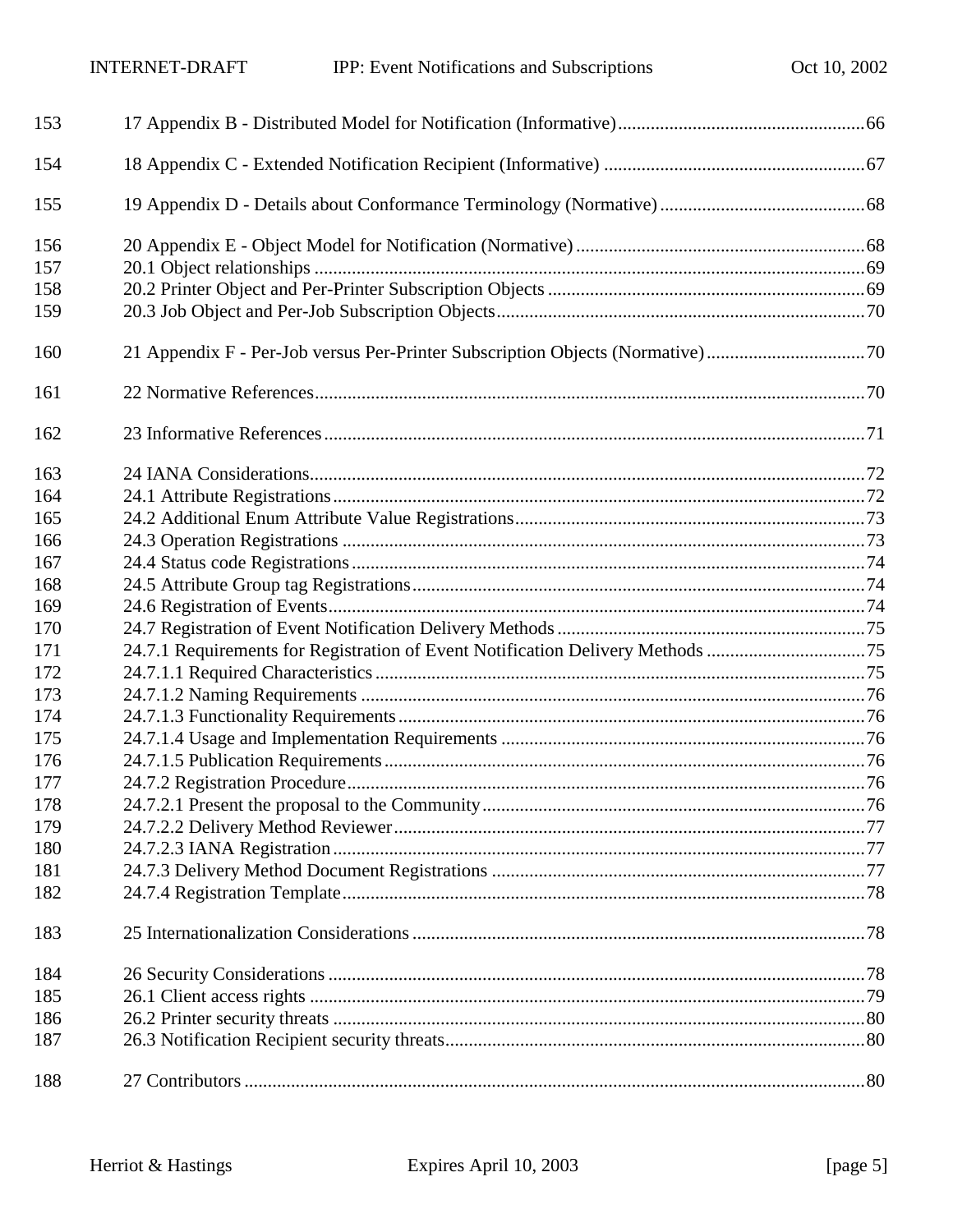153 17 Appendix B - Distributed Model for Notification (Informative)....................................................66

154 18 Appendix C - Extended Notification Recipient (Informative) .......................................................67

155 19 Appendix D - Details about Conformance Terminology (Normative)...........................................68

156 20 Appendix E - Object Model for Notification (Normative).............................................................68
157 20.1 Object relationships .....................................................................................................................69
158 20.2 Printer Object and Per-Printer Subscription Objects...................................................................69
159 20.3 Job Object and Per-Job Subscription Objects..............................................................................70

160 21 Appendix F - Per-Job versus Per-Printer Subscription Objects (Normative)..................................70

161 22 Normative References.....................................................................................................................70

162 23 Informative References...................................................................................................................71

163 24 IANA Considerations......................................................................................................................72
164 24.1 Attribute Registrations.................................................................................................................72
165 24.2 Additional Enum Attribute Value Registrations..........................................................................73
166 24.3 Operation Registrations ...............................................................................................................73
167 24.4 Status code Registrations.............................................................................................................74
168 24.5 Attribute Group tag Registrations................................................................................................74
169 24.6 Registration of Events..................................................................................................................74
170 24.7 Registration of Event Notification Delivery Methods.................................................................75
171 24.7.1 Requirements for Registration of Event Notification Delivery Methods ..................................75
172 24.7.1.1 Required Characteristics.........................................................................................................75
173 24.7.1.2 Naming Requirements ............................................................................................................76
174 24.7.1.3 Functionality Requirements....................................................................................................76
175 24.7.1.4 Usage and Implementation Requirements .............................................................................76
176 24.7.1.5 Publication Requirements.......................................................................................................76
177 24.7.2 Registration Procedure..............................................................................................................76
178 24.7.2.1 Present the proposal to the Community..................................................................................76
179 24.7.2.2 Delivery Method Reviewer....................................................................................................77
180 24.7.2.3 IANA Registration.................................................................................................................77
181 24.7.3 Delivery Method Document Registrations ................................................................................77
182 24.7.4 Registration Template...............................................................................................................78

183 25 Internationalization Considerations................................................................................................78

184 26 Security Considerations ..................................................................................................................78
185 26.1 Client access rights .....................................................................................................................79
186 26.2 Printer security threats .................................................................................................................80
187 26.3 Notification Recipient security threats.........................................................................................80

188 27 Contributors ....................................................................................................................................80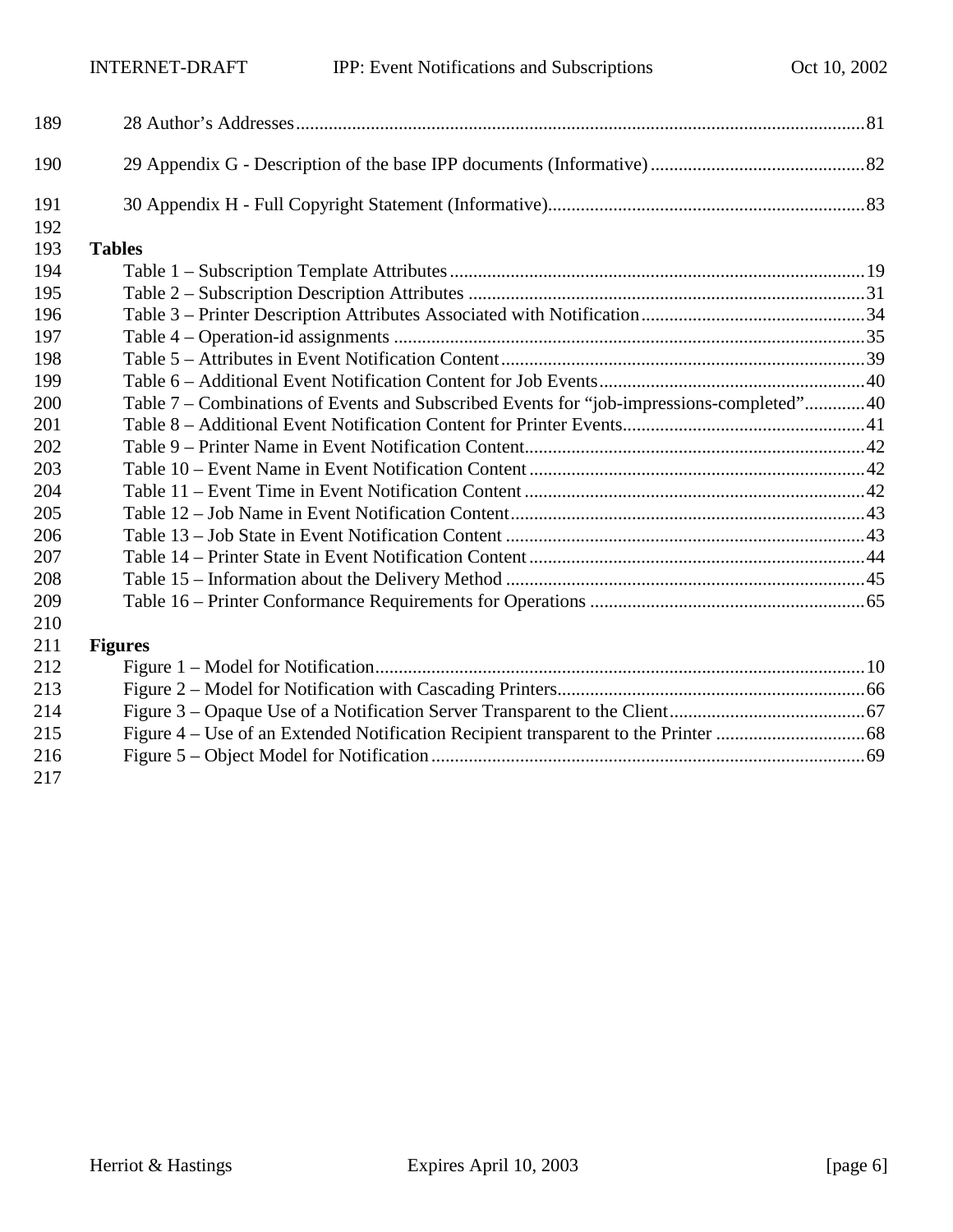28 Author's Addresses.........................................................................................................................81

29 Appendix G - Description of the base IPP documents (Informative)..............................................82

30 Appendix H - Full Copyright Statement (Informative)....................................................................83

**Tables**

Table 1 – Subscription Template Attributes.........................................................................................19
Table 2 – Subscription Description Attributes .....................................................................................31
Table 3 – Printer Description Attributes Associated with Notification................................................34
Table 4 – Operation-id assignments .....................................................................................................35
Table 5 – Attributes in Event Notification Content..............................................................................39
Table 6 – Additional Event Notification Content for Job Events.........................................................40
Table 7 – Combinations of Events and Subscribed Events for "job-impressions-completed".............40
Table 8 – Additional Event Notification Content for Printer Events....................................................41
Table 9 – Printer Name in Event Notification Content.........................................................................42
Table 10 – Event Name in Event Notification Content........................................................................42
Table 11 – Event Time in Event Notification Content.........................................................................42
Table 12 – Job Name in Event Notification Content............................................................................43
Table 13 – Job State in Event Notification Content .............................................................................43
Table 14 – Printer State in Event Notification Content........................................................................44
Table 15 – Information about the Delivery Method .............................................................................45
Table 16 – Printer Conformance Requirements for Operations ...........................................................65

**Figures**

Figure 1 – Model for Notification.........................................................................................................10
Figure 2 – Model for Notification with Cascading Printers..................................................................66
Figure 3 – Opaque Use of a Notification Server Transparent to the Client..........................................67
Figure 4 – Use of an Extended Notification Recipient transparent to the Printer ................................68
Figure 5 – Object Model for Notification.............................................................................................69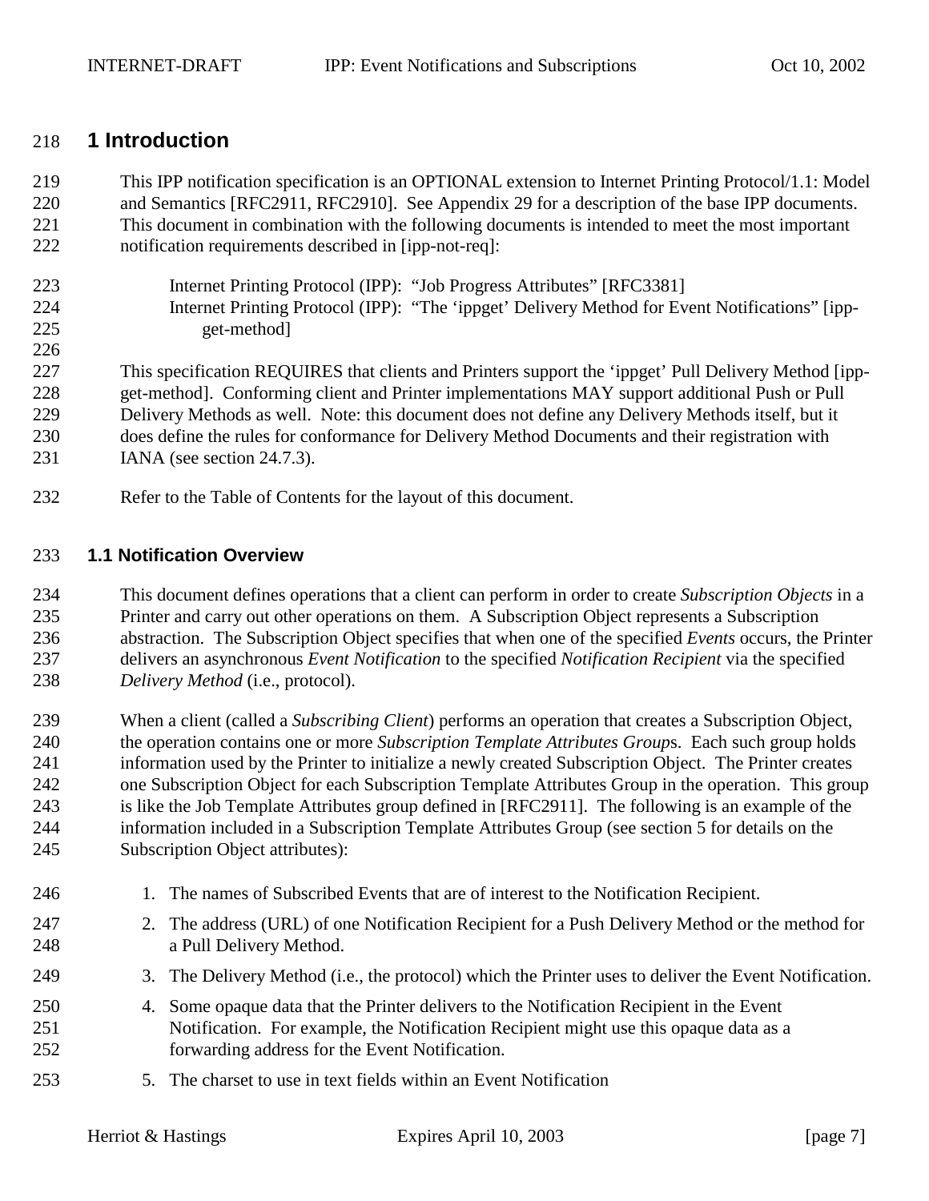# 1 Introduction

This IPP notification specification is an OPTIONAL extension to Internet Printing Protocol/1.1: Model and Semantics [RFC2911, RFC2910]. See Appendix 29 for a description of the base IPP documents. This document in combination with the following documents is intended to meet the most important notification requirements described in [ipp-not-req]:

> Internet Printing Protocol (IPP): "Job Progress Attributes" [RFC3381]
> Internet Printing Protocol (IPP): "The 'ippget' Delivery Method for Event Notifications" [ipp-get-method]

This specification REQUIRES that clients and Printers support the 'ippget' Pull Delivery Method [ipp-get-method]. Conforming client and Printer implementations MAY support additional Push or Pull Delivery Methods as well. Note: this document does not define any Delivery Methods itself, but it does define the rules for conformance for Delivery Method Documents and their registration with IANA (see section 24.7.3).

Refer to the Table of Contents for the layout of this document.

## 1.1 Notification Overview

This document defines operations that a client can perform in order to create *Subscription Objects* in a Printer and carry out other operations on them. A Subscription Object represents a Subscription abstraction. The Subscription Object specifies that when one of the specified *Events* occurs, the Printer delivers an asynchronous *Event Notification* to the specified *Notification Recipient* via the specified *Delivery Method* (i.e., protocol).

When a client (called a *Subscribing Client*) performs an operation that creates a Subscription Object, the operation contains one or more *Subscription Template Attributes Group*s. Each such group holds information used by the Printer to initialize a newly created Subscription Object. The Printer creates one Subscription Object for each Subscription Template Attributes Group in the operation. This group is like the Job Template Attributes group defined in [RFC2911]. The following is an example of the information included in a Subscription Template Attributes Group (see section 5 for details on the Subscription Object attributes):

1. The names of Subscribed Events that are of interest to the Notification Recipient.
2. The address (URL) of one Notification Recipient for a Push Delivery Method or the method for a Pull Delivery Method.
3. The Delivery Method (i.e., the protocol) which the Printer uses to deliver the Event Notification.
4. Some opaque data that the Printer delivers to the Notification Recipient in the Event Notification. For example, the Notification Recipient might use this opaque data as a forwarding address for the Event Notification.
5. The charset to use in text fields within an Event Notification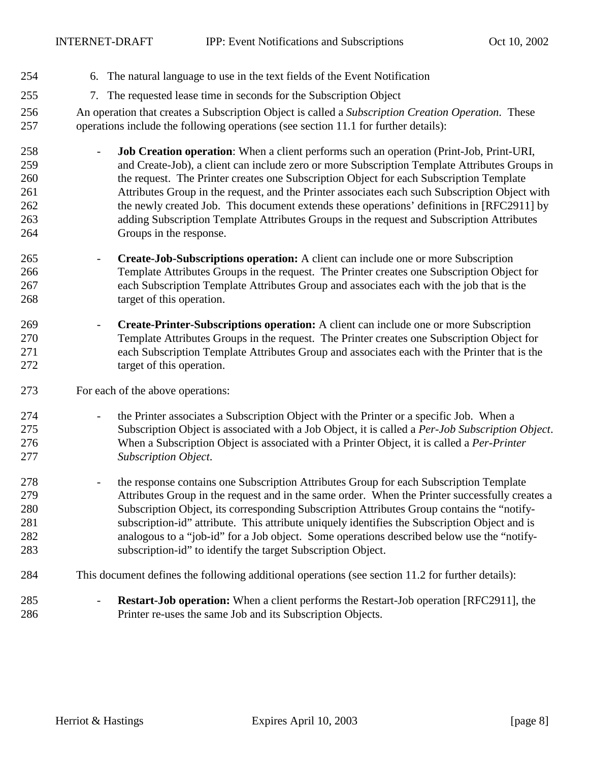6. The natural language to use in the text fields of the Event Notification
7. The requested lease time in seconds for the Subscription Object

An operation that creates a Subscription Object is called a *Subscription Creation Operation*. These operations include the following operations (see section 11.1 for further details):

- **Job Creation operation**: When a client performs such an operation (Print-Job, Print-URI, and Create-Job), a client can include zero or more Subscription Template Attributes Groups in the request. The Printer creates one Subscription Object for each Subscription Template Attributes Group in the request, and the Printer associates each such Subscription Object with the newly created Job. This document extends these operations' definitions in [RFC2911] by adding Subscription Template Attributes Groups in the request and Subscription Attributes Groups in the response.

- **Create-Job-Subscriptions operation:** A client can include one or more Subscription Template Attributes Groups in the request. The Printer creates one Subscription Object for each Subscription Template Attributes Group and associates each with the job that is the target of this operation.

- **Create-Printer-Subscriptions operation:** A client can include one or more Subscription Template Attributes Groups in the request. The Printer creates one Subscription Object for each Subscription Template Attributes Group and associates each with the Printer that is the target of this operation.

For each of the above operations:

- the Printer associates a Subscription Object with the Printer or a specific Job. When a Subscription Object is associated with a Job Object, it is called a *Per-Job Subscription Object*. When a Subscription Object is associated with a Printer Object, it is called a *Per-Printer Subscription Object*.

- the response contains one Subscription Attributes Group for each Subscription Template Attributes Group in the request and in the same order. When the Printer successfully creates a Subscription Object, its corresponding Subscription Attributes Group contains the "notify-subscription-id" attribute. This attribute uniquely identifies the Subscription Object and is analogous to a "job-id" for a Job object. Some operations described below use the "notify-subscription-id" to identify the target Subscription Object.

This document defines the following additional operations (see section 11.2 for further details):

- **Restart-Job operation:** When a client performs the Restart-Job operation [RFC2911], the Printer re-uses the same Job and its Subscription Objects.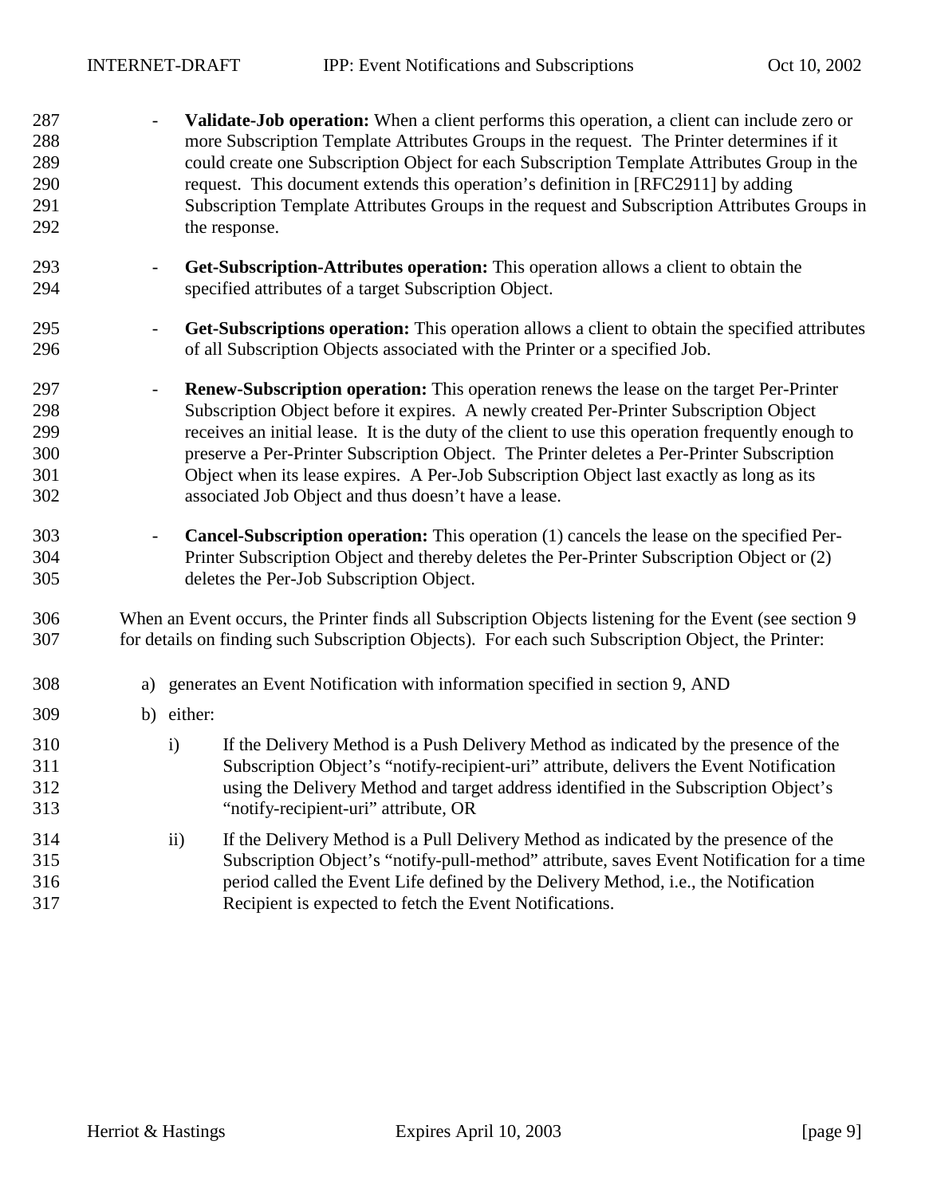- **Validate-Job operation:** When a client performs this operation, a client can include zero or more Subscription Template Attributes Groups in the request. The Printer determines if it could create one Subscription Object for each Subscription Template Attributes Group in the request. This document extends this operation's definition in [RFC2911] by adding Subscription Template Attributes Groups in the request and Subscription Attributes Groups in the response.

- **Get-Subscription-Attributes operation:** This operation allows a client to obtain the specified attributes of a target Subscription Object.

- **Get-Subscriptions operation:** This operation allows a client to obtain the specified attributes of all Subscription Objects associated with the Printer or a specified Job.

- **Renew-Subscription operation:** This operation renews the lease on the target Per-Printer Subscription Object before it expires. A newly created Per-Printer Subscription Object receives an initial lease. It is the duty of the client to use this operation frequently enough to preserve a Per-Printer Subscription Object. The Printer deletes a Per-Printer Subscription Object when its lease expires. A Per-Job Subscription Object last exactly as long as its associated Job Object and thus doesn't have a lease.

- **Cancel-Subscription operation:** This operation (1) cancels the lease on the specified Per-Printer Subscription Object and thereby deletes the Per-Printer Subscription Object or (2) deletes the Per-Job Subscription Object.

When an Event occurs, the Printer finds all Subscription Objects listening for the Event (see section 9 for details on finding such Subscription Objects). For each such Subscription Object, the Printer:

a) generates an Event Notification with information specified in section 9, AND

b) either:

   i) If the Delivery Method is a Push Delivery Method as indicated by the presence of the Subscription Object's "notify-recipient-uri" attribute, delivers the Event Notification using the Delivery Method and target address identified in the Subscription Object's "notify-recipient-uri" attribute, OR

   ii) If the Delivery Method is a Pull Delivery Method as indicated by the presence of the Subscription Object's "notify-pull-method" attribute, saves Event Notification for a time period called the Event Life defined by the Delivery Method, i.e., the Notification Recipient is expected to fetch the Event Notifications.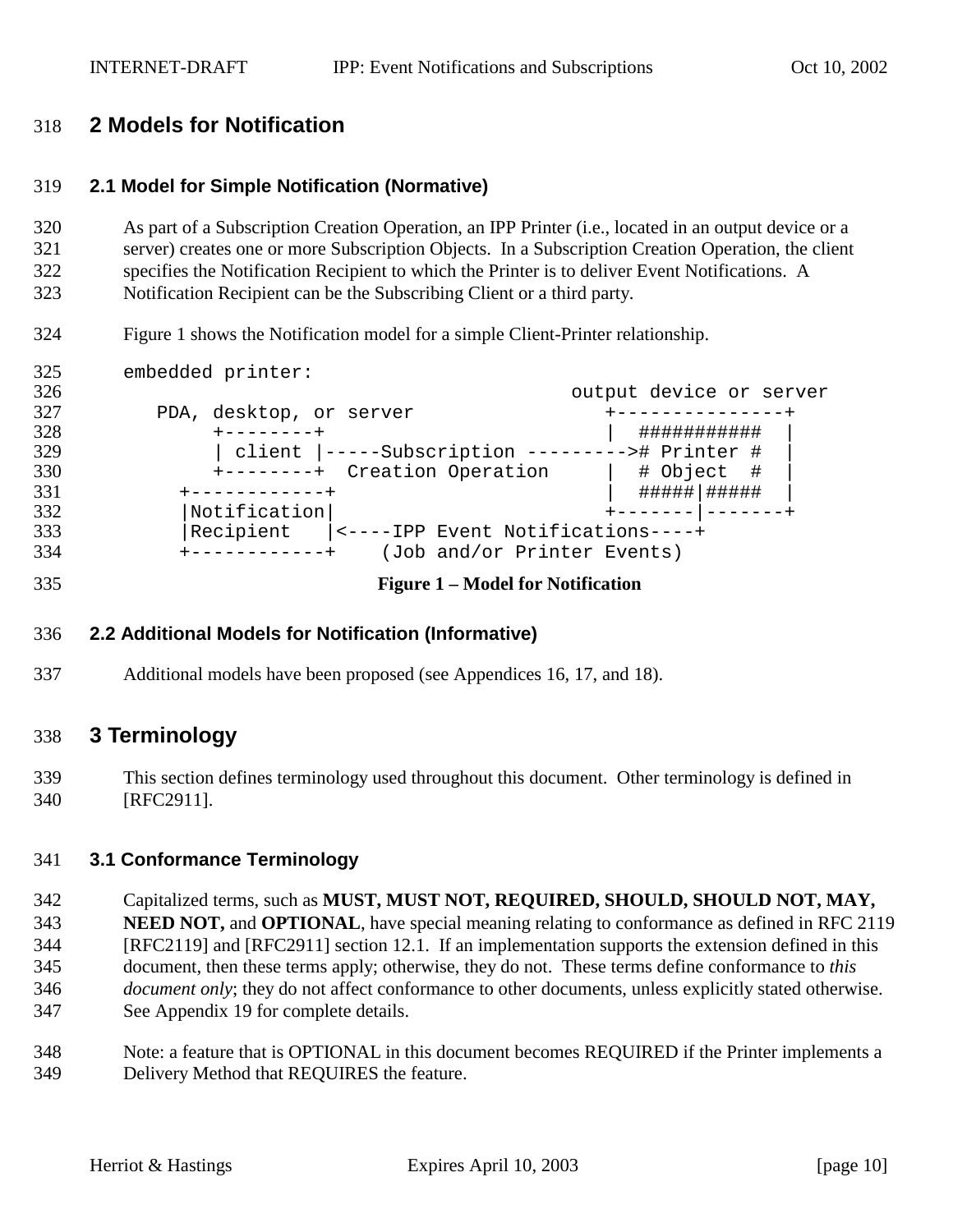# 2 Models for Notification

## 2.1 Model for Simple Notification (Normative)

As part of a Subscription Creation Operation, an IPP Printer (i.e., located in an output device or a server) creates one or more Subscription Objects. In a Subscription Creation Operation, the client specifies the Notification Recipient to which the Printer is to deliver Event Notifications. A Notification Recipient can be the Subscribing Client or a third party.

Figure 1 shows the Notification model for a simple Client-Printer relationship.

```
embedded printer:
                                              output device or server
   PDA, desktop, or server                   +---------------+
        +--------+                           |  ###########  |
        | client |-----Subscription --------># Printer #  |
        +--------+  Creation Operation       |  # Object  #  |
     +------------+                          |  #####|#####  |
     |Notification|                          +-------|-------+
     |Recipient   |<----IPP Event Notifications----+
     +------------+    (Job and/or Printer Events)
```

**Figure 1 – Model for Notification**

## 2.2 Additional Models for Notification (Informative)

Additional models have been proposed (see Appendices 16, 17, and 18).

# 3 Terminology

This section defines terminology used throughout this document. Other terminology is defined in [RFC2911].

## 3.1 Conformance Terminology

Capitalized terms, such as **MUST, MUST NOT, REQUIRED, SHOULD, SHOULD NOT, MAY, NEED NOT,** and **OPTIONAL**, have special meaning relating to conformance as defined in RFC 2119 [RFC2119] and [RFC2911] section 12.1. If an implementation supports the extension defined in this document, then these terms apply; otherwise, they do not. These terms define conformance to *this document only*; they do not affect conformance to other documents, unless explicitly stated otherwise. See Appendix 19 for complete details.

Note: a feature that is OPTIONAL in this document becomes REQUIRED if the Printer implements a Delivery Method that REQUIRES the feature.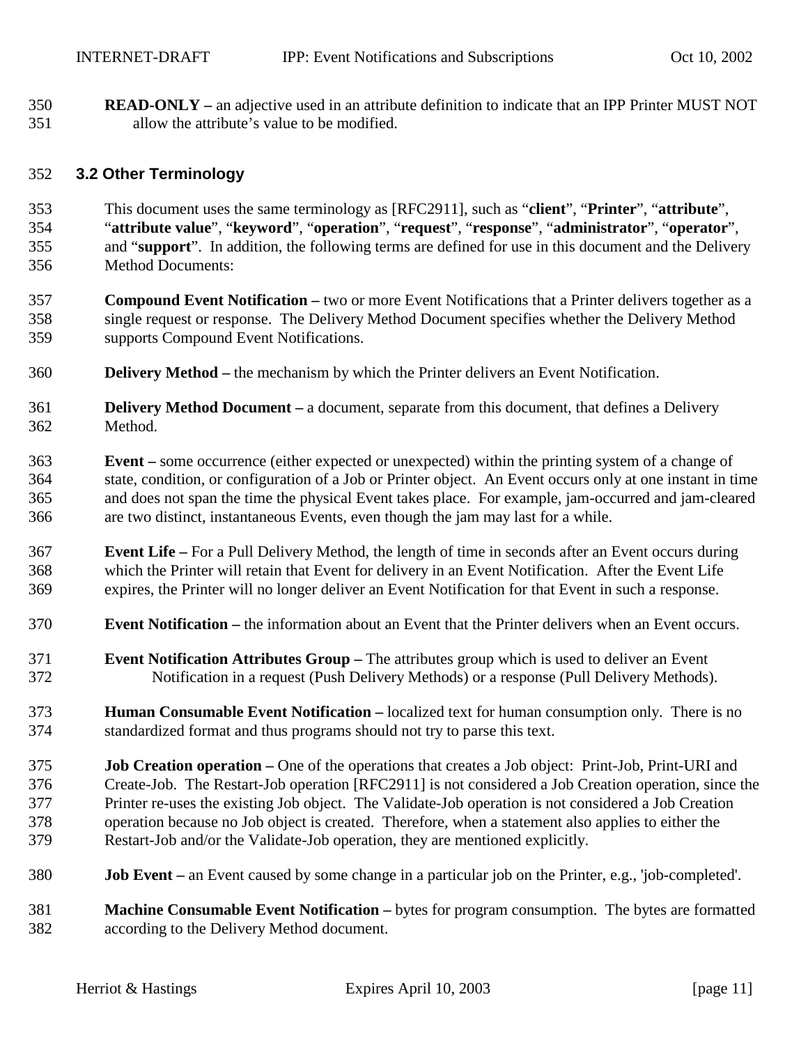**READ-ONLY –** an adjective used in an attribute definition to indicate that an IPP Printer MUST NOT allow the attribute's value to be modified.

### 3.2 Other Terminology

This document uses the same terminology as [RFC2911], such as "**client**", "**Printer**", "**attribute**", "**attribute value**", "**keyword**", "**operation**", "**request**", "**response**", "**administrator**", "**operator**", and "**support**". In addition, the following terms are defined for use in this document and the Delivery Method Documents:

**Compound Event Notification –** two or more Event Notifications that a Printer delivers together as a single request or response. The Delivery Method Document specifies whether the Delivery Method supports Compound Event Notifications.

**Delivery Method –** the mechanism by which the Printer delivers an Event Notification.

**Delivery Method Document –** a document, separate from this document, that defines a Delivery Method.

**Event –** some occurrence (either expected or unexpected) within the printing system of a change of state, condition, or configuration of a Job or Printer object. An Event occurs only at one instant in time and does not span the time the physical Event takes place. For example, jam-occurred and jam-cleared are two distinct, instantaneous Events, even though the jam may last for a while.

**Event Life –** For a Pull Delivery Method, the length of time in seconds after an Event occurs during which the Printer will retain that Event for delivery in an Event Notification. After the Event Life expires, the Printer will no longer deliver an Event Notification for that Event in such a response.

**Event Notification –** the information about an Event that the Printer delivers when an Event occurs.

**Event Notification Attributes Group –** The attributes group which is used to deliver an Event Notification in a request (Push Delivery Methods) or a response (Pull Delivery Methods).

**Human Consumable Event Notification –** localized text for human consumption only. There is no standardized format and thus programs should not try to parse this text.

**Job Creation operation –** One of the operations that creates a Job object: Print-Job, Print-URI and Create-Job. The Restart-Job operation [RFC2911] is not considered a Job Creation operation, since the Printer re-uses the existing Job object. The Validate-Job operation is not considered a Job Creation operation because no Job object is created. Therefore, when a statement also applies to either the Restart-Job and/or the Validate-Job operation, they are mentioned explicitly.

**Job Event –** an Event caused by some change in a particular job on the Printer, e.g., 'job-completed'.

**Machine Consumable Event Notification –** bytes for program consumption. The bytes are formatted according to the Delivery Method document.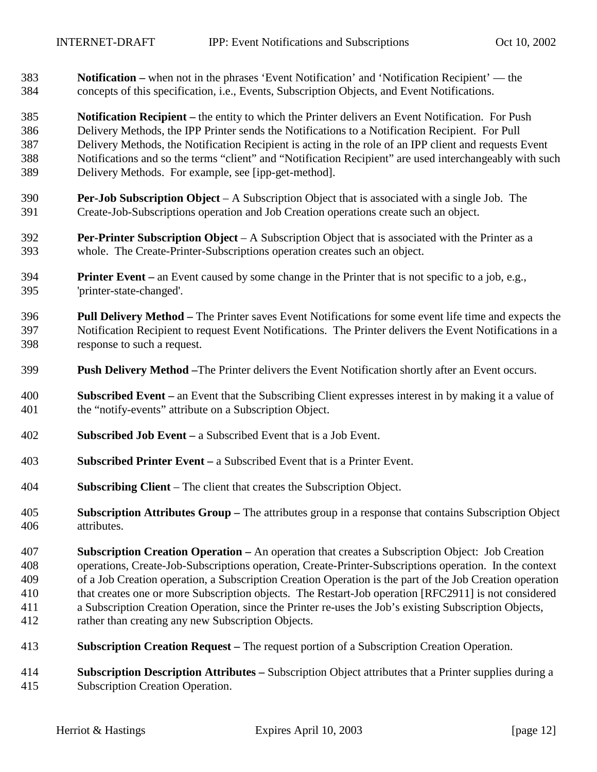**Notification –** when not in the phrases 'Event Notification' and 'Notification Recipient' — the concepts of this specification, i.e., Events, Subscription Objects, and Event Notifications.

**Notification Recipient –** the entity to which the Printer delivers an Event Notification. For Push Delivery Methods, the IPP Printer sends the Notifications to a Notification Recipient. For Pull Delivery Methods, the Notification Recipient is acting in the role of an IPP client and requests Event Notifications and so the terms "client" and "Notification Recipient" are used interchangeably with such Delivery Methods. For example, see [ipp-get-method].

**Per-Job Subscription Object** – A Subscription Object that is associated with a single Job. The Create-Job-Subscriptions operation and Job Creation operations create such an object.

**Per-Printer Subscription Object** – A Subscription Object that is associated with the Printer as a whole. The Create-Printer-Subscriptions operation creates such an object.

**Printer Event –** an Event caused by some change in the Printer that is not specific to a job, e.g., 'printer-state-changed'.

**Pull Delivery Method –** The Printer saves Event Notifications for some event life time and expects the Notification Recipient to request Event Notifications. The Printer delivers the Event Notifications in a response to such a request.

**Push Delivery Method –**The Printer delivers the Event Notification shortly after an Event occurs.

**Subscribed Event –** an Event that the Subscribing Client expresses interest in by making it a value of the "notify-events" attribute on a Subscription Object.

**Subscribed Job Event –** a Subscribed Event that is a Job Event.

**Subscribed Printer Event –** a Subscribed Event that is a Printer Event.

**Subscribing Client** – The client that creates the Subscription Object.

**Subscription Attributes Group –** The attributes group in a response that contains Subscription Object attributes.

**Subscription Creation Operation –** An operation that creates a Subscription Object: Job Creation operations, Create-Job-Subscriptions operation, Create-Printer-Subscriptions operation. In the context of a Job Creation operation, a Subscription Creation Operation is the part of the Job Creation operation that creates one or more Subscription objects. The Restart-Job operation [RFC2911] is not considered a Subscription Creation Operation, since the Printer re-uses the Job's existing Subscription Objects, rather than creating any new Subscription Objects.

**Subscription Creation Request –** The request portion of a Subscription Creation Operation.

**Subscription Description Attributes –** Subscription Object attributes that a Printer supplies during a Subscription Creation Operation.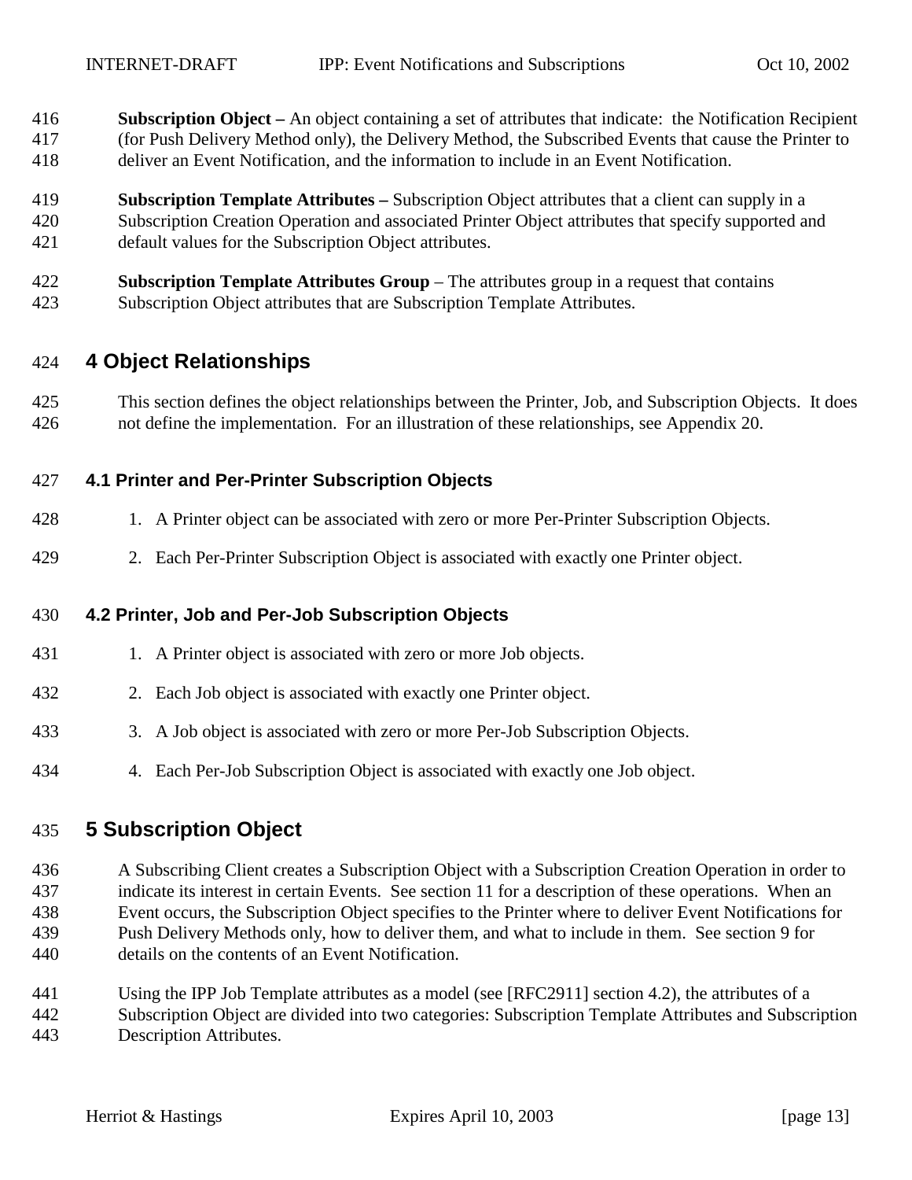**Subscription Object –** An object containing a set of attributes that indicate: the Notification Recipient (for Push Delivery Method only), the Delivery Method, the Subscribed Events that cause the Printer to deliver an Event Notification, and the information to include in an Event Notification.

**Subscription Template Attributes –** Subscription Object attributes that a client can supply in a Subscription Creation Operation and associated Printer Object attributes that specify supported and default values for the Subscription Object attributes.

**Subscription Template Attributes Group** – The attributes group in a request that contains Subscription Object attributes that are Subscription Template Attributes.

# 4 Object Relationships

This section defines the object relationships between the Printer, Job, and Subscription Objects. It does not define the implementation. For an illustration of these relationships, see Appendix 20.

## 4.1 Printer and Per-Printer Subscription Objects

1. A Printer object can be associated with zero or more Per-Printer Subscription Objects.
2. Each Per-Printer Subscription Object is associated with exactly one Printer object.

## 4.2 Printer, Job and Per-Job Subscription Objects

1. A Printer object is associated with zero or more Job objects.
2. Each Job object is associated with exactly one Printer object.
3. A Job object is associated with zero or more Per-Job Subscription Objects.
4. Each Per-Job Subscription Object is associated with exactly one Job object.

# 5 Subscription Object

A Subscribing Client creates a Subscription Object with a Subscription Creation Operation in order to indicate its interest in certain Events. See section 11 for a description of these operations. When an Event occurs, the Subscription Object specifies to the Printer where to deliver Event Notifications for Push Delivery Methods only, how to deliver them, and what to include in them. See section 9 for details on the contents of an Event Notification.

Using the IPP Job Template attributes as a model (see [RFC2911] section 4.2), the attributes of a Subscription Object are divided into two categories: Subscription Template Attributes and Subscription Description Attributes.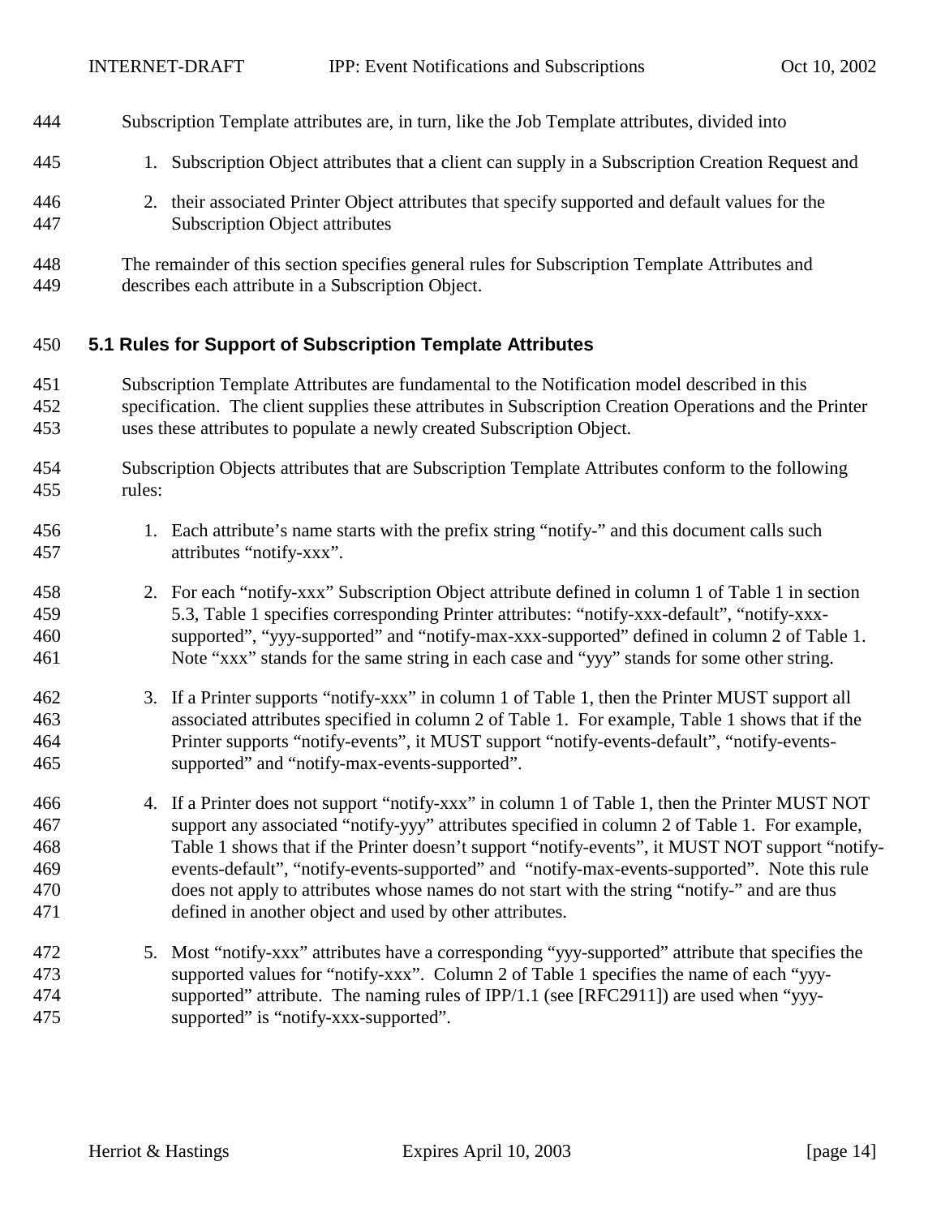Subscription Template attributes are, in turn, like the Job Template attributes, divided into

1. Subscription Object attributes that a client can supply in a Subscription Creation Request and
2. their associated Printer Object attributes that specify supported and default values for the Subscription Object attributes

The remainder of this section specifies general rules for Subscription Template Attributes and describes each attribute in a Subscription Object.

## 5.1 Rules for Support of Subscription Template Attributes

Subscription Template Attributes are fundamental to the Notification model described in this specification. The client supplies these attributes in Subscription Creation Operations and the Printer uses these attributes to populate a newly created Subscription Object.

Subscription Objects attributes that are Subscription Template Attributes conform to the following rules:

1. Each attribute's name starts with the prefix string "notify-" and this document calls such attributes "notify-xxx".
2. For each "notify-xxx" Subscription Object attribute defined in column 1 of Table 1 in section 5.3, Table 1 specifies corresponding Printer attributes: "notify-xxx-default", "notify-xxx-supported", "yyy-supported" and "notify-max-xxx-supported" defined in column 2 of Table 1. Note "xxx" stands for the same string in each case and "yyy" stands for some other string.
3. If a Printer supports "notify-xxx" in column 1 of Table 1, then the Printer MUST support all associated attributes specified in column 2 of Table 1. For example, Table 1 shows that if the Printer supports "notify-events", it MUST support "notify-events-default", "notify-events-supported" and "notify-max-events-supported".
4. If a Printer does not support "notify-xxx" in column 1 of Table 1, then the Printer MUST NOT support any associated "notify-yyy" attributes specified in column 2 of Table 1. For example, Table 1 shows that if the Printer doesn't support "notify-events", it MUST NOT support "notify-events-default", "notify-events-supported" and "notify-max-events-supported". Note this rule does not apply to attributes whose names do not start with the string "notify-" and are thus defined in another object and used by other attributes.
5. Most "notify-xxx" attributes have a corresponding "yyy-supported" attribute that specifies the supported values for "notify-xxx". Column 2 of Table 1 specifies the name of each "yyy-supported" attribute. The naming rules of IPP/1.1 (see [RFC2911]) are used when "yyy-supported" is "notify-xxx-supported".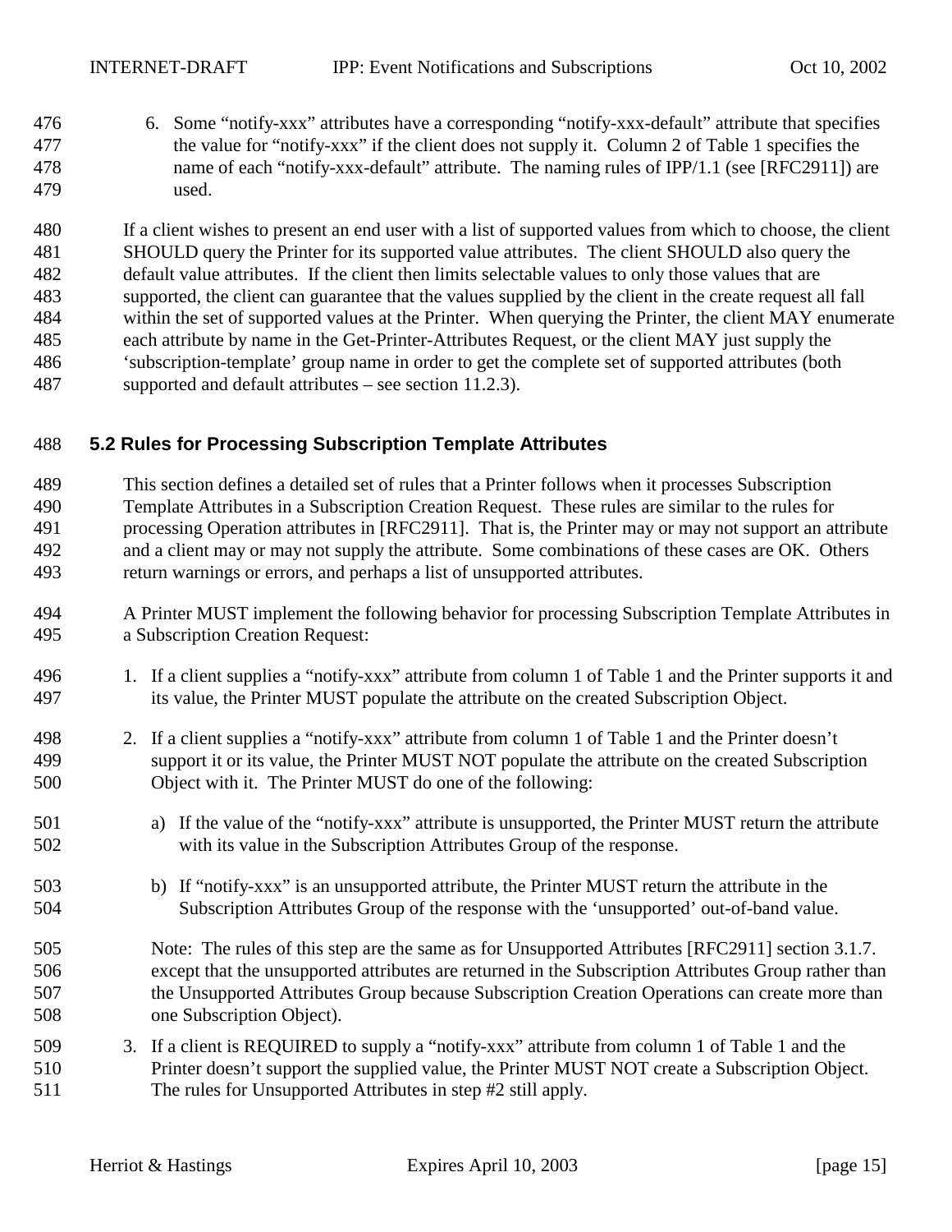6. Some "notify-xxx" attributes have a corresponding "notify-xxx-default" attribute that specifies the value for "notify-xxx" if the client does not supply it. Column 2 of Table 1 specifies the name of each "notify-xxx-default" attribute. The naming rules of IPP/1.1 (see [RFC2911]) are used.

If a client wishes to present an end user with a list of supported values from which to choose, the client SHOULD query the Printer for its supported value attributes. The client SHOULD also query the default value attributes. If the client then limits selectable values to only those values that are supported, the client can guarantee that the values supplied by the client in the create request all fall within the set of supported values at the Printer. When querying the Printer, the client MAY enumerate each attribute by name in the Get-Printer-Attributes Request, or the client MAY just supply the 'subscription-template' group name in order to get the complete set of supported attributes (both supported and default attributes – see section 11.2.3).

## 5.2 Rules for Processing Subscription Template Attributes

This section defines a detailed set of rules that a Printer follows when it processes Subscription Template Attributes in a Subscription Creation Request. These rules are similar to the rules for processing Operation attributes in [RFC2911]. That is, the Printer may or may not support an attribute and a client may or may not supply the attribute. Some combinations of these cases are OK. Others return warnings or errors, and perhaps a list of unsupported attributes.

A Printer MUST implement the following behavior for processing Subscription Template Attributes in a Subscription Creation Request:

1. If a client supplies a "notify-xxx" attribute from column 1 of Table 1 and the Printer supports it and its value, the Printer MUST populate the attribute on the created Subscription Object.

2. If a client supplies a "notify-xxx" attribute from column 1 of Table 1 and the Printer doesn't support it or its value, the Printer MUST NOT populate the attribute on the created Subscription Object with it. The Printer MUST do one of the following:

   a) If the value of the "notify-xxx" attribute is unsupported, the Printer MUST return the attribute with its value in the Subscription Attributes Group of the response.

   b) If "notify-xxx" is an unsupported attribute, the Printer MUST return the attribute in the Subscription Attributes Group of the response with the 'unsupported' out-of-band value.

   Note: The rules of this step are the same as for Unsupported Attributes [RFC2911] section 3.1.7. except that the unsupported attributes are returned in the Subscription Attributes Group rather than the Unsupported Attributes Group because Subscription Creation Operations can create more than one Subscription Object).

3. If a client is REQUIRED to supply a "notify-xxx" attribute from column 1 of Table 1 and the Printer doesn't support the supplied value, the Printer MUST NOT create a Subscription Object. The rules for Unsupported Attributes in step #2 still apply.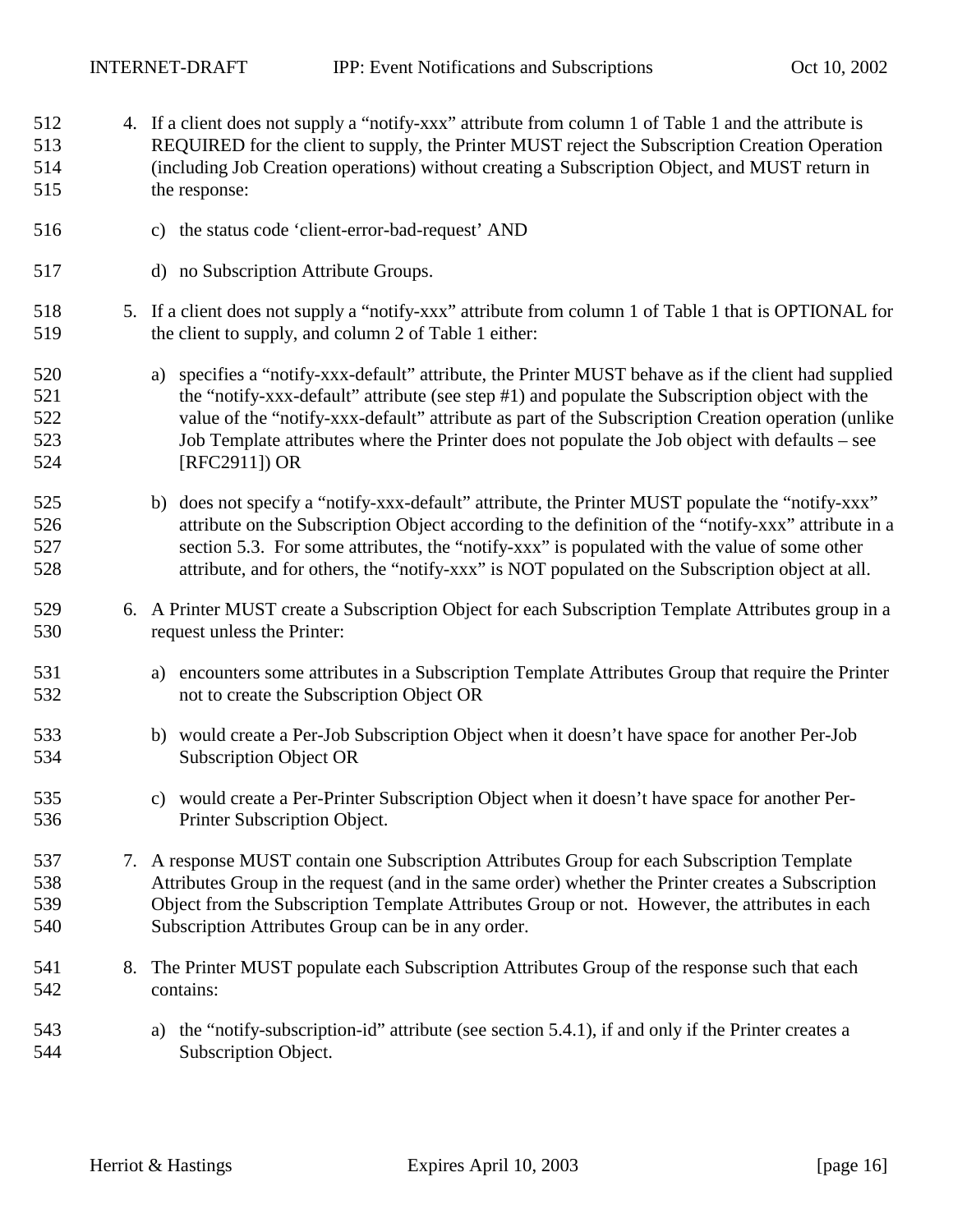4. If a client does not supply a "notify-xxx" attribute from column 1 of Table 1 and the attribute is REQUIRED for the client to supply, the Printer MUST reject the Subscription Creation Operation (including Job Creation operations) without creating a Subscription Object, and MUST return in the response:

   c) the status code 'client-error-bad-request' AND

   d) no Subscription Attribute Groups.

5. If a client does not supply a "notify-xxx" attribute from column 1 of Table 1 that is OPTIONAL for the client to supply, and column 2 of Table 1 either:

   a) specifies a "notify-xxx-default" attribute, the Printer MUST behave as if the client had supplied the "notify-xxx-default" attribute (see step #1) and populate the Subscription object with the value of the "notify-xxx-default" attribute as part of the Subscription Creation operation (unlike Job Template attributes where the Printer does not populate the Job object with defaults – see [RFC2911]) OR

   b) does not specify a "notify-xxx-default" attribute, the Printer MUST populate the "notify-xxx" attribute on the Subscription Object according to the definition of the "notify-xxx" attribute in a section 5.3. For some attributes, the "notify-xxx" is populated with the value of some other attribute, and for others, the "notify-xxx" is NOT populated on the Subscription object at all.

6. A Printer MUST create a Subscription Object for each Subscription Template Attributes group in a request unless the Printer:

   a) encounters some attributes in a Subscription Template Attributes Group that require the Printer not to create the Subscription Object OR

   b) would create a Per-Job Subscription Object when it doesn't have space for another Per-Job Subscription Object OR

   c) would create a Per-Printer Subscription Object when it doesn't have space for another Per-Printer Subscription Object.

7. A response MUST contain one Subscription Attributes Group for each Subscription Template Attributes Group in the request (and in the same order) whether the Printer creates a Subscription Object from the Subscription Template Attributes Group or not. However, the attributes in each Subscription Attributes Group can be in any order.

8. The Printer MUST populate each Subscription Attributes Group of the response such that each contains:

   a) the "notify-subscription-id" attribute (see section 5.4.1), if and only if the Printer creates a Subscription Object.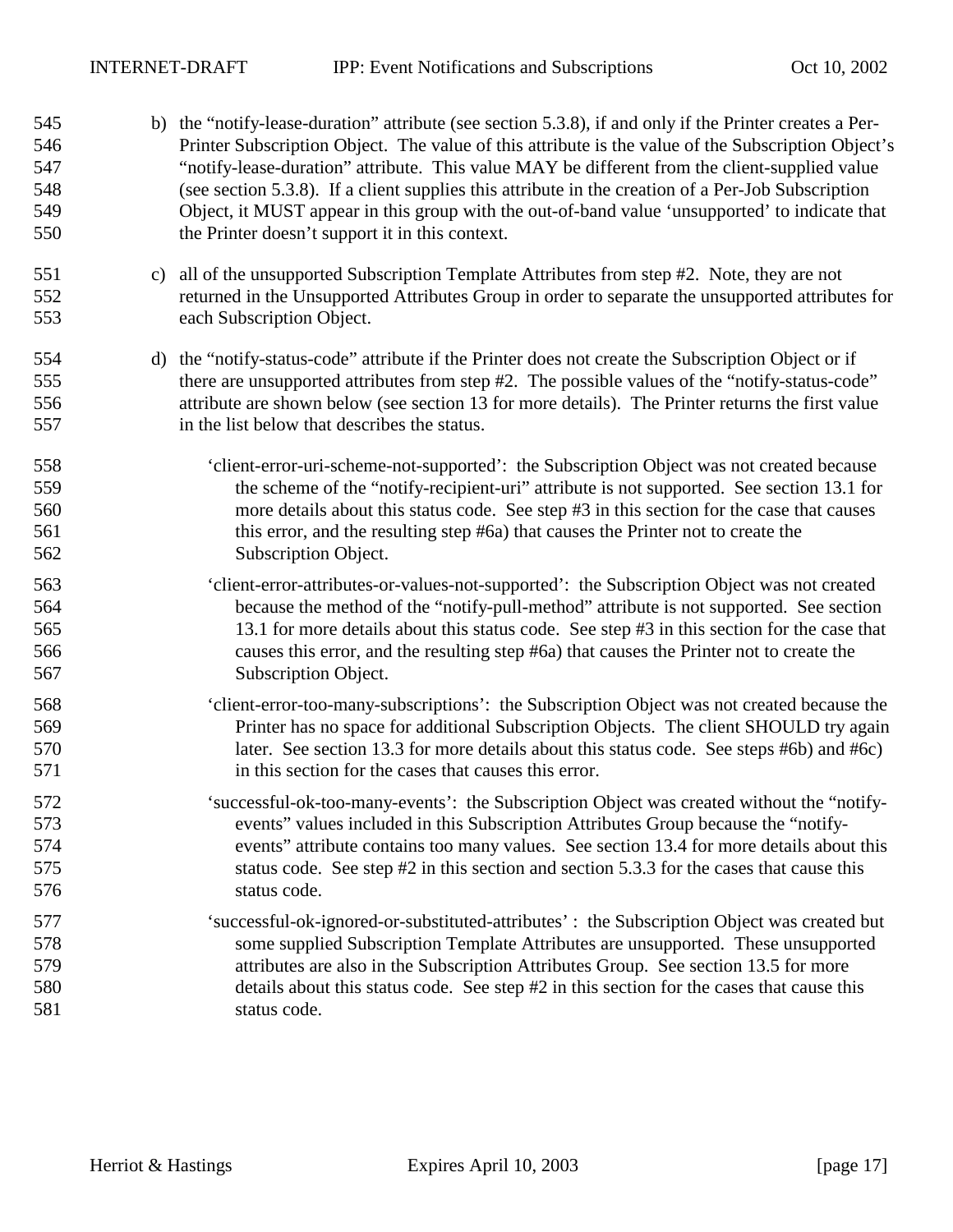b) the "notify-lease-duration" attribute (see section 5.3.8), if and only if the Printer creates a Per-Printer Subscription Object. The value of this attribute is the value of the Subscription Object's "notify-lease-duration" attribute. This value MAY be different from the client-supplied value (see section 5.3.8). If a client supplies this attribute in the creation of a Per-Job Subscription Object, it MUST appear in this group with the out-of-band value 'unsupported' to indicate that the Printer doesn't support it in this context.

c) all of the unsupported Subscription Template Attributes from step #2. Note, they are not returned in the Unsupported Attributes Group in order to separate the unsupported attributes for each Subscription Object.

d) the "notify-status-code" attribute if the Printer does not create the Subscription Object or if there are unsupported attributes from step #2. The possible values of the "notify-status-code" attribute are shown below (see section 13 for more details). The Printer returns the first value in the list below that describes the status.

'client-error-uri-scheme-not-supported': the Subscription Object was not created because the scheme of the "notify-recipient-uri" attribute is not supported. See section 13.1 for more details about this status code. See step #3 in this section for the case that causes this error, and the resulting step #6a) that causes the Printer not to create the Subscription Object.

'client-error-attributes-or-values-not-supported': the Subscription Object was not created because the method of the "notify-pull-method" attribute is not supported. See section 13.1 for more details about this status code. See step #3 in this section for the case that causes this error, and the resulting step #6a) that causes the Printer not to create the Subscription Object.

'client-error-too-many-subscriptions': the Subscription Object was not created because the Printer has no space for additional Subscription Objects. The client SHOULD try again later. See section 13.3 for more details about this status code. See steps #6b) and #6c) in this section for the cases that causes this error.

'successful-ok-too-many-events': the Subscription Object was created without the "notify-events" values included in this Subscription Attributes Group because the "notify-events" attribute contains too many values. See section 13.4 for more details about this status code. See step #2 in this section and section 5.3.3 for the cases that cause this status code.

'successful-ok-ignored-or-substituted-attributes' : the Subscription Object was created but some supplied Subscription Template Attributes are unsupported. These unsupported attributes are also in the Subscription Attributes Group. See section 13.5 for more details about this status code. See step #2 in this section for the cases that cause this status code.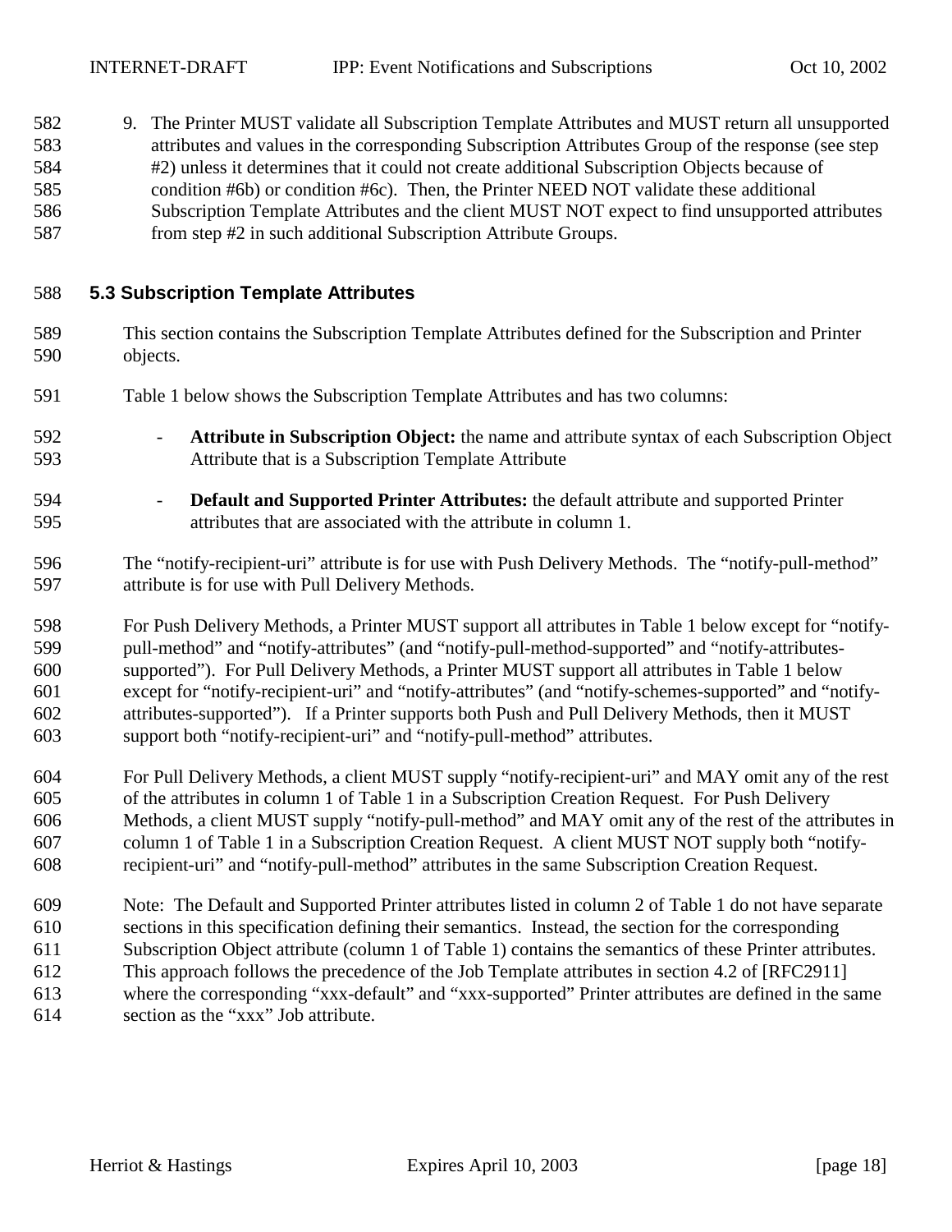9. The Printer MUST validate all Subscription Template Attributes and MUST return all unsupported attributes and values in the corresponding Subscription Attributes Group of the response (see step #2) unless it determines that it could not create additional Subscription Objects because of condition #6b) or condition #6c). Then, the Printer NEED NOT validate these additional Subscription Template Attributes and the client MUST NOT expect to find unsupported attributes from step #2 in such additional Subscription Attribute Groups.

## 5.3 Subscription Template Attributes

This section contains the Subscription Template Attributes defined for the Subscription and Printer objects.

Table 1 below shows the Subscription Template Attributes and has two columns:

- **Attribute in Subscription Object:** the name and attribute syntax of each Subscription Object Attribute that is a Subscription Template Attribute
- **Default and Supported Printer Attributes:** the default attribute and supported Printer attributes that are associated with the attribute in column 1.

The "notify-recipient-uri" attribute is for use with Push Delivery Methods. The "notify-pull-method" attribute is for use with Pull Delivery Methods.

For Push Delivery Methods, a Printer MUST support all attributes in Table 1 below except for "notify-pull-method" and "notify-attributes" (and "notify-pull-method-supported" and "notify-attributes-supported"). For Pull Delivery Methods, a Printer MUST support all attributes in Table 1 below except for "notify-recipient-uri" and "notify-attributes" (and "notify-schemes-supported" and "notify-attributes-supported"). If a Printer supports both Push and Pull Delivery Methods, then it MUST support both "notify-recipient-uri" and "notify-pull-method" attributes.

For Pull Delivery Methods, a client MUST supply "notify-recipient-uri" and MAY omit any of the rest of the attributes in column 1 of Table 1 in a Subscription Creation Request. For Push Delivery Methods, a client MUST supply "notify-pull-method" and MAY omit any of the rest of the attributes in column 1 of Table 1 in a Subscription Creation Request. A client MUST NOT supply both "notify-recipient-uri" and "notify-pull-method" attributes in the same Subscription Creation Request.

Note: The Default and Supported Printer attributes listed in column 2 of Table 1 do not have separate sections in this specification defining their semantics. Instead, the section for the corresponding Subscription Object attribute (column 1 of Table 1) contains the semantics of these Printer attributes. This approach follows the precedence of the Job Template attributes in section 4.2 of [RFC2911] where the corresponding "xxx-default" and "xxx-supported" Printer attributes are defined in the same section as the "xxx" Job attribute.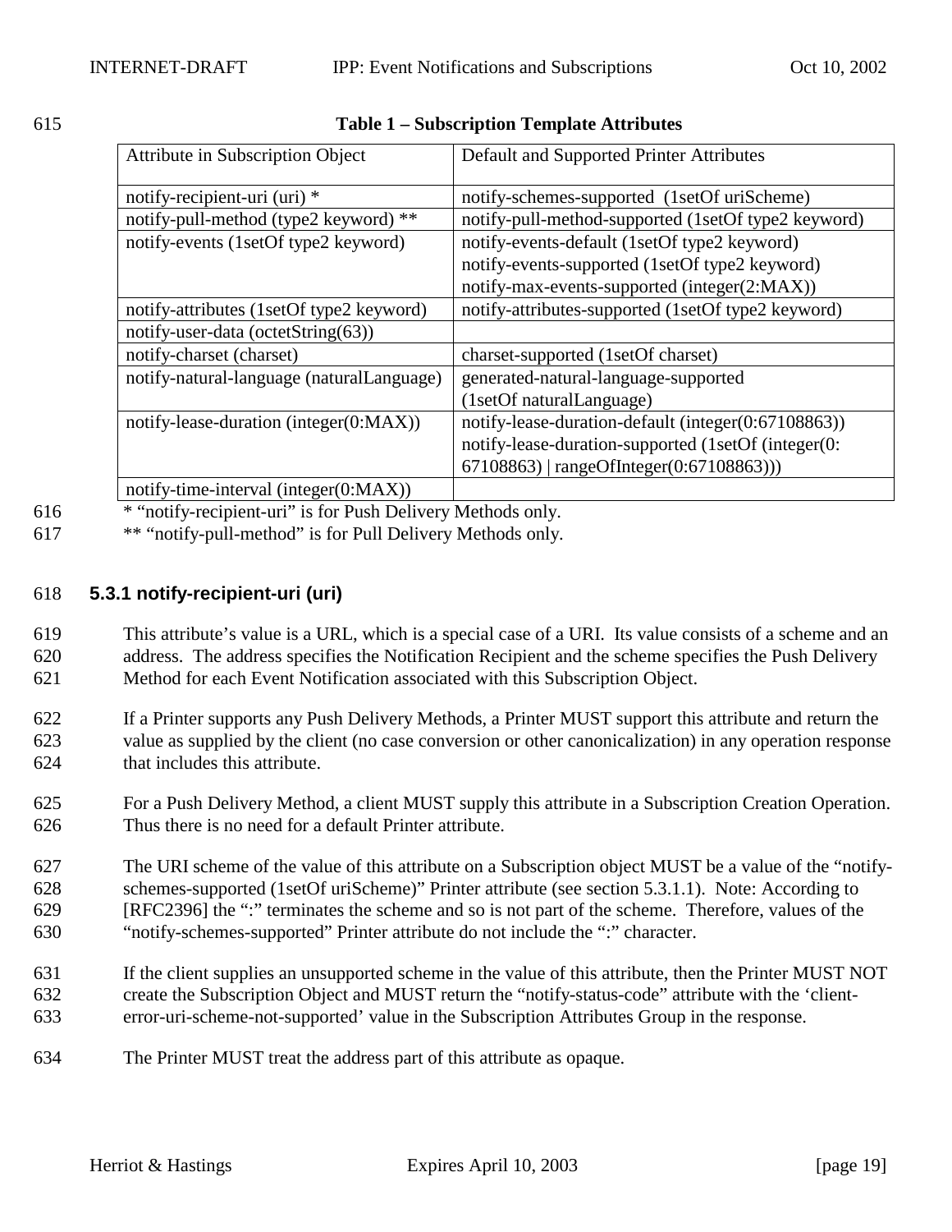**Table 1 – Subscription Template Attributes**

| Attribute in Subscription Object | Default and Supported Printer Attributes |
| --- | --- |
| notify-recipient-uri (uri) * | notify-schemes-supported (1setOf uriScheme) |
| notify-pull-method (type2 keyword) ** | notify-pull-method-supported (1setOf type2 keyword) |
| notify-events (1setOf type2 keyword) | notify-events-default (1setOf type2 keyword)<br>notify-events-supported (1setOf type2 keyword)<br>notify-max-events-supported (integer(2:MAX)) |
| notify-attributes (1setOf type2 keyword) | notify-attributes-supported (1setOf type2 keyword) |
| notify-user-data (octetString(63)) | |
| notify-charset (charset) | charset-supported (1setOf charset) |
| notify-natural-language (naturalLanguage) | generated-natural-language-supported (1setOf naturalLanguage) |
| notify-lease-duration (integer(0:MAX)) | notify-lease-duration-default (integer(0:67108863))<br>notify-lease-duration-supported (1setOf (integer(0: 67108863) \| rangeOfInteger(0:67108863))) |
| notify-time-interval (integer(0:MAX)) | |

* "notify-recipient-uri" is for Push Delivery Methods only.

** "notify-pull-method" is for Pull Delivery Methods only.

### 5.3.1 notify-recipient-uri (uri)

This attribute's value is a URL, which is a special case of a URI. Its value consists of a scheme and an address. The address specifies the Notification Recipient and the scheme specifies the Push Delivery Method for each Event Notification associated with this Subscription Object.

If a Printer supports any Push Delivery Methods, a Printer MUST support this attribute and return the value as supplied by the client (no case conversion or other canonicalization) in any operation response that includes this attribute.

For a Push Delivery Method, a client MUST supply this attribute in a Subscription Creation Operation. Thus there is no need for a default Printer attribute.

The URI scheme of the value of this attribute on a Subscription object MUST be a value of the "notify-schemes-supported (1setOf uriScheme)" Printer attribute (see section 5.3.1.1). Note: According to [RFC2396] the ":" terminates the scheme and so is not part of the scheme. Therefore, values of the "notify-schemes-supported" Printer attribute do not include the ":" character.

If the client supplies an unsupported scheme in the value of this attribute, then the Printer MUST NOT create the Subscription Object and MUST return the "notify-status-code" attribute with the 'client-error-uri-scheme-not-supported' value in the Subscription Attributes Group in the response.

The Printer MUST treat the address part of this attribute as opaque.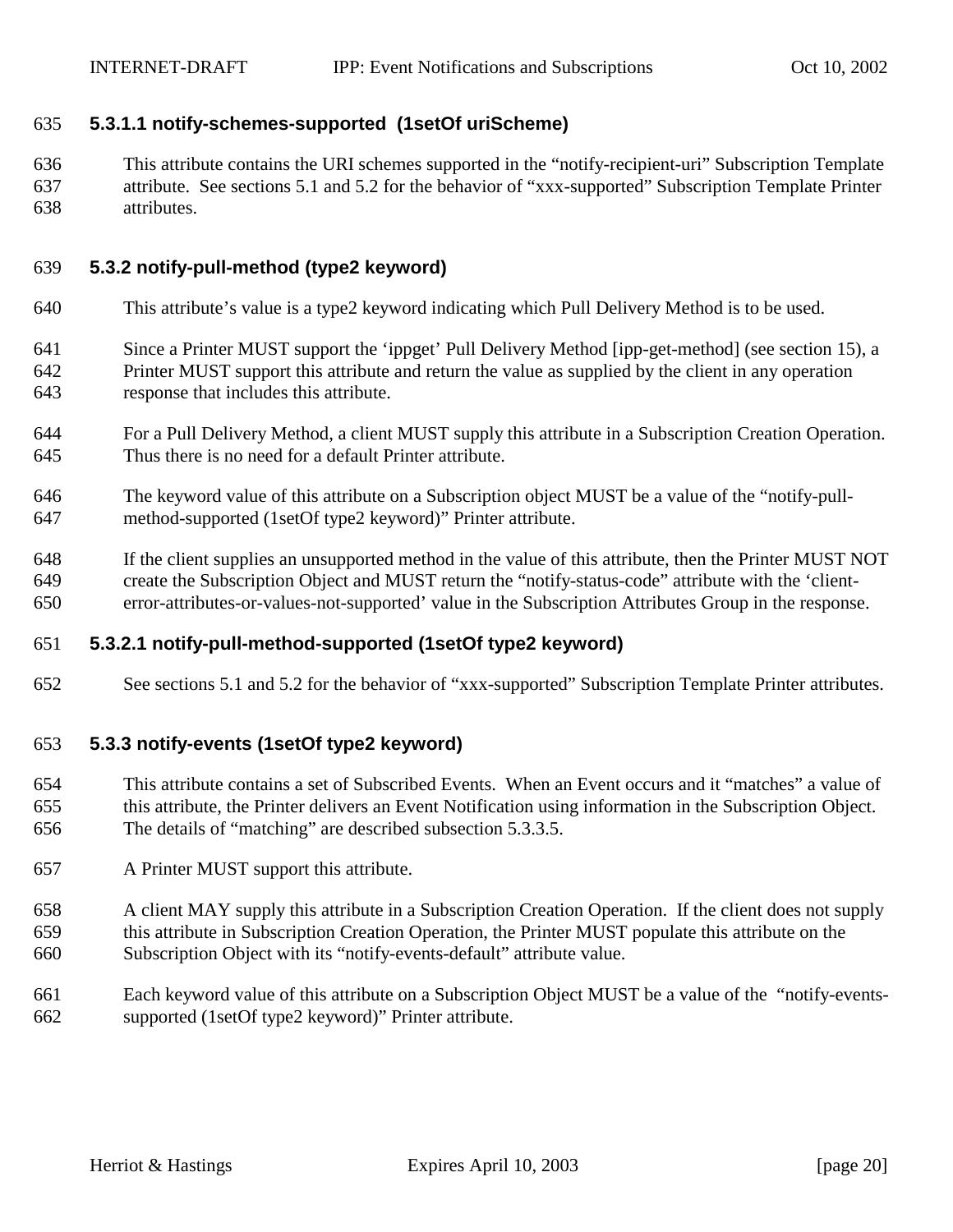#### 5.3.1.1 notify-schemes-supported (1setOf uriScheme)

This attribute contains the URI schemes supported in the "notify-recipient-uri" Subscription Template attribute. See sections 5.1 and 5.2 for the behavior of "xxx-supported" Subscription Template Printer attributes.

### 5.3.2 notify-pull-method (type2 keyword)

This attribute's value is a type2 keyword indicating which Pull Delivery Method is to be used.

Since a Printer MUST support the 'ippget' Pull Delivery Method [ipp-get-method] (see section 15), a Printer MUST support this attribute and return the value as supplied by the client in any operation response that includes this attribute.

For a Pull Delivery Method, a client MUST supply this attribute in a Subscription Creation Operation. Thus there is no need for a default Printer attribute.

The keyword value of this attribute on a Subscription object MUST be a value of the "notify-pull-method-supported (1setOf type2 keyword)" Printer attribute.

If the client supplies an unsupported method in the value of this attribute, then the Printer MUST NOT create the Subscription Object and MUST return the "notify-status-code" attribute with the 'client-error-attributes-or-values-not-supported' value in the Subscription Attributes Group in the response.

#### 5.3.2.1 notify-pull-method-supported (1setOf type2 keyword)

See sections 5.1 and 5.2 for the behavior of "xxx-supported" Subscription Template Printer attributes.

### 5.3.3 notify-events (1setOf type2 keyword)

This attribute contains a set of Subscribed Events. When an Event occurs and it "matches" a value of this attribute, the Printer delivers an Event Notification using information in the Subscription Object. The details of "matching" are described subsection 5.3.3.5.

A Printer MUST support this attribute.

A client MAY supply this attribute in a Subscription Creation Operation. If the client does not supply this attribute in Subscription Creation Operation, the Printer MUST populate this attribute on the Subscription Object with its "notify-events-default" attribute value.

Each keyword value of this attribute on a Subscription Object MUST be a value of the "notify-events-supported (1setOf type2 keyword)" Printer attribute.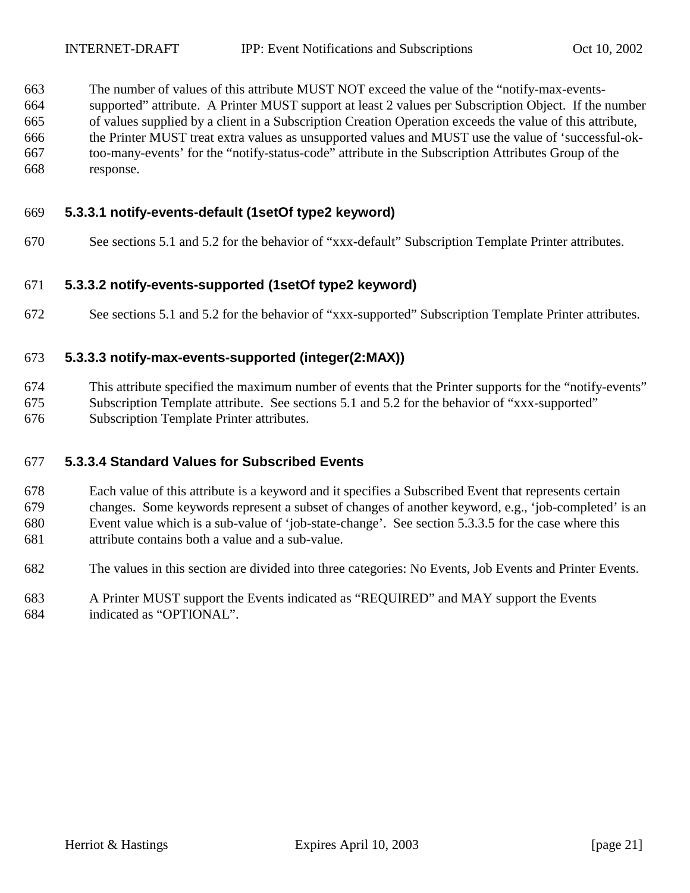The number of values of this attribute MUST NOT exceed the value of the "notify-max-events-supported" attribute. A Printer MUST support at least 2 values per Subscription Object. If the number of values supplied by a client in a Subscription Creation Operation exceeds the value of this attribute, the Printer MUST treat extra values as unsupported values and MUST use the value of 'successful-ok-too-many-events' for the "notify-status-code" attribute in the Subscription Attributes Group of the response.

#### 5.3.3.1 notify-events-default (1setOf type2 keyword)

See sections 5.1 and 5.2 for the behavior of "xxx-default" Subscription Template Printer attributes.

#### 5.3.3.2 notify-events-supported (1setOf type2 keyword)

See sections 5.1 and 5.2 for the behavior of "xxx-supported" Subscription Template Printer attributes.

#### 5.3.3.3 notify-max-events-supported (integer(2:MAX))

This attribute specified the maximum number of events that the Printer supports for the "notify-events" Subscription Template attribute. See sections 5.1 and 5.2 for the behavior of "xxx-supported" Subscription Template Printer attributes.

#### 5.3.3.4 Standard Values for Subscribed Events

Each value of this attribute is a keyword and it specifies a Subscribed Event that represents certain changes. Some keywords represent a subset of changes of another keyword, e.g., 'job-completed' is an Event value which is a sub-value of 'job-state-change'. See section 5.3.3.5 for the case where this attribute contains both a value and a sub-value.

The values in this section are divided into three categories: No Events, Job Events and Printer Events.

A Printer MUST support the Events indicated as "REQUIRED" and MAY support the Events indicated as "OPTIONAL".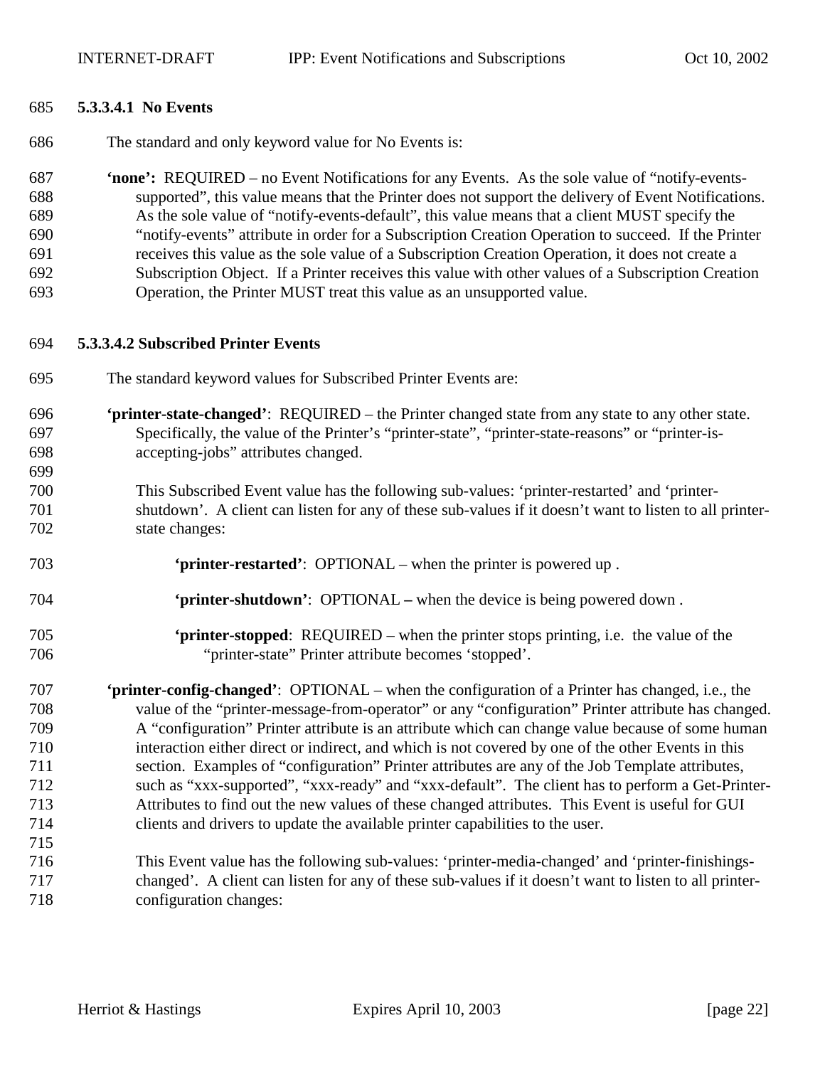#### 5.3.3.4.1 No Events

The standard and only keyword value for No Events is:

**'none':** REQUIRED – no Event Notifications for any Events. As the sole value of "notify-events-supported", this value means that the Printer does not support the delivery of Event Notifications. As the sole value of "notify-events-default", this value means that a client MUST specify the "notify-events" attribute in order for a Subscription Creation Operation to succeed. If the Printer receives this value as the sole value of a Subscription Creation Operation, it does not create a Subscription Object. If a Printer receives this value with other values of a Subscription Creation Operation, the Printer MUST treat this value as an unsupported value.

#### 5.3.3.4.2 Subscribed Printer Events

The standard keyword values for Subscribed Printer Events are:

**'printer-state-changed'**: REQUIRED – the Printer changed state from any state to any other state. Specifically, the value of the Printer's "printer-state", "printer-state-reasons" or "printer-is-accepting-jobs" attributes changed.

This Subscribed Event value has the following sub-values: 'printer-restarted' and 'printer-shutdown'. A client can listen for any of these sub-values if it doesn't want to listen to all printer-state changes:

> **'printer-restarted'**: OPTIONAL – when the printer is powered up .
>
> **'printer-shutdown'**: OPTIONAL **–** when the device is being powered down .
>
> **'printer-stopped**: REQUIRED – when the printer stops printing, i.e. the value of the "printer-state" Printer attribute becomes 'stopped'.

**'printer-config-changed'**: OPTIONAL – when the configuration of a Printer has changed, i.e., the value of the "printer-message-from-operator" or any "configuration" Printer attribute has changed. A "configuration" Printer attribute is an attribute which can change value because of some human interaction either direct or indirect, and which is not covered by one of the other Events in this section. Examples of "configuration" Printer attributes are any of the Job Template attributes, such as "xxx-supported", "xxx-ready" and "xxx-default". The client has to perform a Get-Printer-Attributes to find out the new values of these changed attributes. This Event is useful for GUI clients and drivers to update the available printer capabilities to the user.

This Event value has the following sub-values: 'printer-media-changed' and 'printer-finishings-changed'. A client can listen for any of these sub-values if it doesn't want to listen to all printer-configuration changes: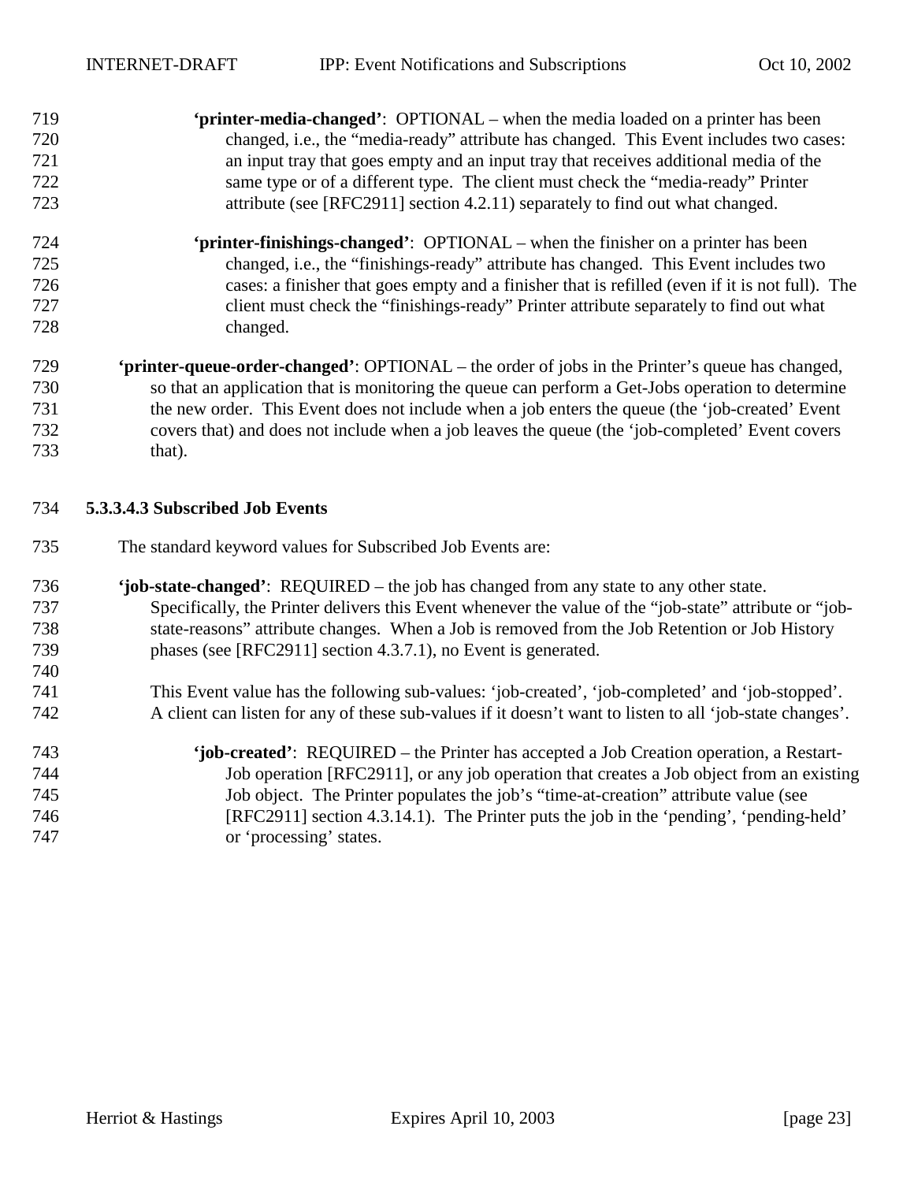**'printer-media-changed'**: OPTIONAL – when the media loaded on a printer has been changed, i.e., the "media-ready" attribute has changed. This Event includes two cases: an input tray that goes empty and an input tray that receives additional media of the same type or of a different type. The client must check the "media-ready" Printer attribute (see [RFC2911] section 4.2.11) separately to find out what changed.

**'printer-finishings-changed'**: OPTIONAL – when the finisher on a printer has been changed, i.e., the "finishings-ready" attribute has changed. This Event includes two cases: a finisher that goes empty and a finisher that is refilled (even if it is not full). The client must check the "finishings-ready" Printer attribute separately to find out what changed.

**'printer-queue-order-changed'**: OPTIONAL – the order of jobs in the Printer's queue has changed, so that an application that is monitoring the queue can perform a Get-Jobs operation to determine the new order. This Event does not include when a job enters the queue (the 'job-created' Event covers that) and does not include when a job leaves the queue (the 'job-completed' Event covers that).

#### 5.3.3.4.3 Subscribed Job Events

The standard keyword values for Subscribed Job Events are:

**'job-state-changed'**: REQUIRED – the job has changed from any state to any other state. Specifically, the Printer delivers this Event whenever the value of the "job-state" attribute or "job-state-reasons" attribute changes. When a Job is removed from the Job Retention or Job History phases (see [RFC2911] section 4.3.7.1), no Event is generated.

This Event value has the following sub-values: 'job-created', 'job-completed' and 'job-stopped'. A client can listen for any of these sub-values if it doesn't want to listen to all 'job-state changes'.

**'job-created'**: REQUIRED – the Printer has accepted a Job Creation operation, a Restart-Job operation [RFC2911], or any job operation that creates a Job object from an existing Job object. The Printer populates the job's "time-at-creation" attribute value (see [RFC2911] section 4.3.14.1). The Printer puts the job in the 'pending', 'pending-held' or 'processing' states.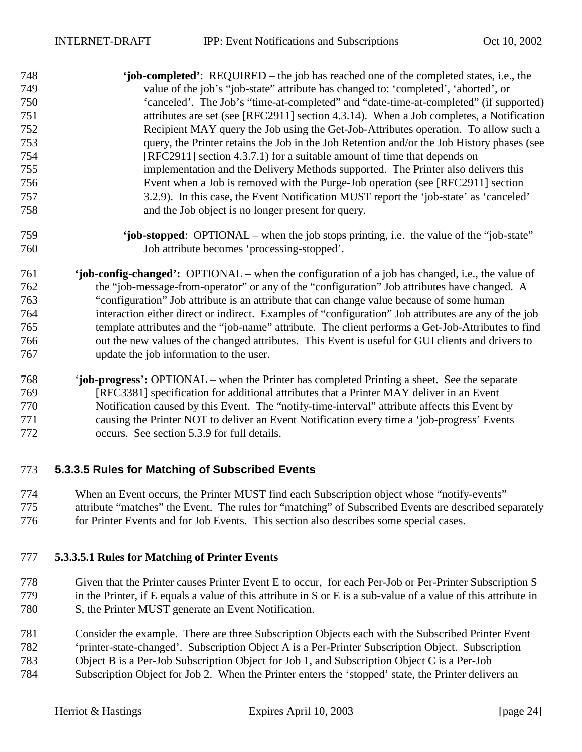**'job-completed'**: REQUIRED – the job has reached one of the completed states, i.e., the value of the job's "job-state" attribute has changed to: 'completed', 'aborted', or 'canceled'. The Job's "time-at-completed" and "date-time-at-completed" (if supported) attributes are set (see [RFC2911] section 4.3.14). When a Job completes, a Notification Recipient MAY query the Job using the Get-Job-Attributes operation. To allow such a query, the Printer retains the Job in the Job Retention and/or the Job History phases (see [RFC2911] section 4.3.7.1) for a suitable amount of time that depends on implementation and the Delivery Methods supported. The Printer also delivers this Event when a Job is removed with the Purge-Job operation (see [RFC2911] section 3.2.9). In this case, the Event Notification MUST report the 'job-state' as 'canceled' and the Job object is no longer present for query.

**'job-stopped**: OPTIONAL – when the job stops printing, i.e. the value of the "job-state" Job attribute becomes 'processing-stopped'.

**'job-config-changed':** OPTIONAL – when the configuration of a job has changed, i.e., the value of the "job-message-from-operator" or any of the "configuration" Job attributes have changed. A "configuration" Job attribute is an attribute that can change value because of some human interaction either direct or indirect. Examples of "configuration" Job attributes are any of the job template attributes and the "job-name" attribute. The client performs a Get-Job-Attributes to find out the new values of the changed attributes. This Event is useful for GUI clients and drivers to update the job information to the user.

'**job-progress**'**:** OPTIONAL – when the Printer has completed Printing a sheet. See the separate [RFC3381] specification for additional attributes that a Printer MAY deliver in an Event Notification caused by this Event. The "notify-time-interval" attribute affects this Event by causing the Printer NOT to deliver an Event Notification every time a 'job-progress' Events occurs. See section 5.3.9 for full details.

### 5.3.3.5 Rules for Matching of Subscribed Events

When an Event occurs, the Printer MUST find each Subscription object whose "notify-events" attribute "matches" the Event. The rules for "matching" of Subscribed Events are described separately for Printer Events and for Job Events. This section also describes some special cases.

#### 5.3.3.5.1 Rules for Matching of Printer Events

Given that the Printer causes Printer Event E to occur, for each Per-Job or Per-Printer Subscription S in the Printer, if E equals a value of this attribute in S or E is a sub-value of a value of this attribute in S, the Printer MUST generate an Event Notification.

Consider the example. There are three Subscription Objects each with the Subscribed Printer Event 'printer-state-changed'. Subscription Object A is a Per-Printer Subscription Object. Subscription Object B is a Per-Job Subscription Object for Job 1, and Subscription Object C is a Per-Job Subscription Object for Job 2. When the Printer enters the 'stopped' state, the Printer delivers an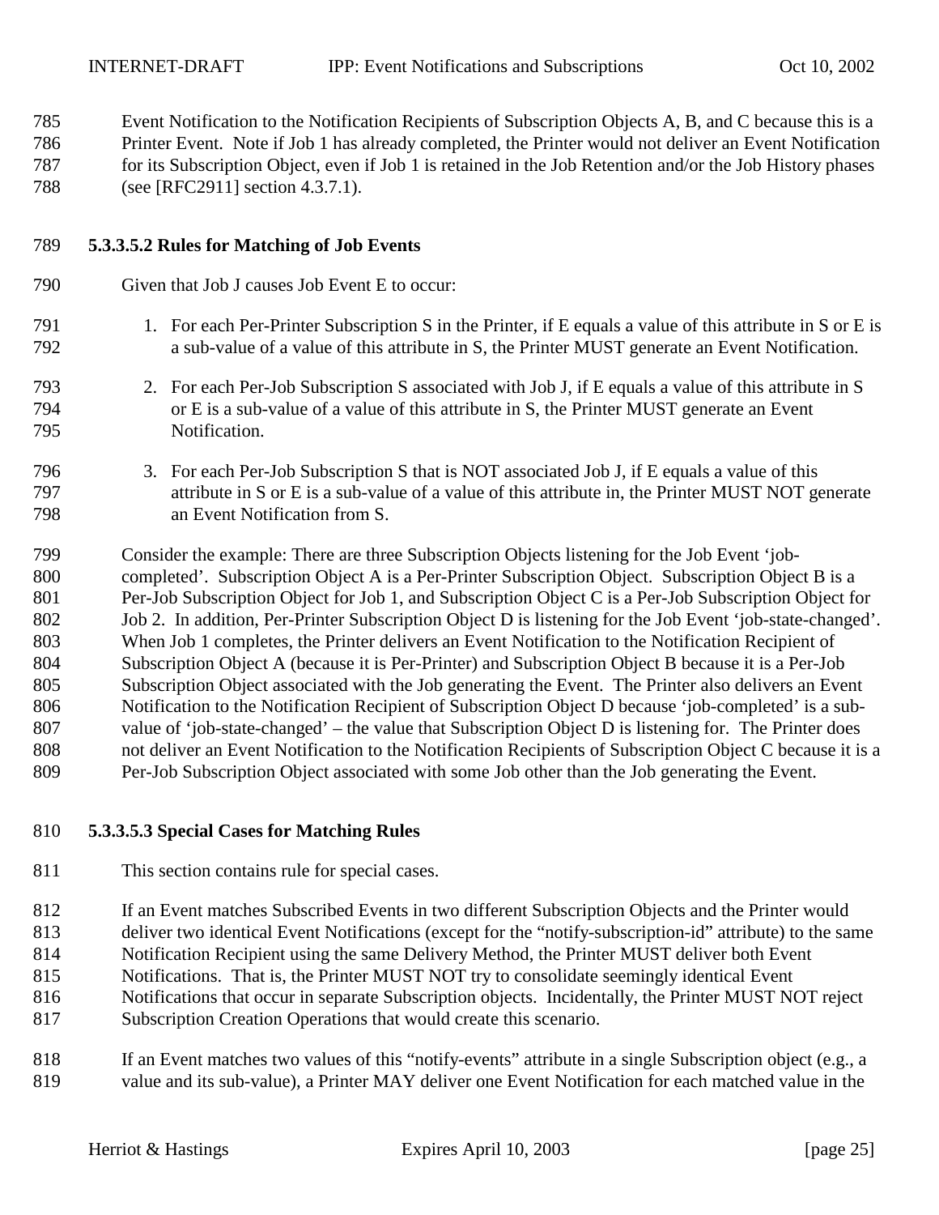Event Notification to the Notification Recipients of Subscription Objects A, B, and C because this is a Printer Event. Note if Job 1 has already completed, the Printer would not deliver an Event Notification for its Subscription Object, even if Job 1 is retained in the Job Retention and/or the Job History phases (see [RFC2911] section 4.3.7.1).

#### 5.3.3.5.2 Rules for Matching of Job Events

Given that Job J causes Job Event E to occur:

1. For each Per-Printer Subscription S in the Printer, if E equals a value of this attribute in S or E is a sub-value of a value of this attribute in S, the Printer MUST generate an Event Notification.

2. For each Per-Job Subscription S associated with Job J, if E equals a value of this attribute in S or E is a sub-value of a value of this attribute in S, the Printer MUST generate an Event Notification.

3. For each Per-Job Subscription S that is NOT associated Job J, if E equals a value of this attribute in S or E is a sub-value of a value of this attribute in, the Printer MUST NOT generate an Event Notification from S.

Consider the example: There are three Subscription Objects listening for the Job Event 'job-completed'. Subscription Object A is a Per-Printer Subscription Object. Subscription Object B is a Per-Job Subscription Object for Job 1, and Subscription Object C is a Per-Job Subscription Object for Job 2. In addition, Per-Printer Subscription Object D is listening for the Job Event 'job-state-changed'. When Job 1 completes, the Printer delivers an Event Notification to the Notification Recipient of Subscription Object A (because it is Per-Printer) and Subscription Object B because it is a Per-Job Subscription Object associated with the Job generating the Event. The Printer also delivers an Event Notification to the Notification Recipient of Subscription Object D because 'job-completed' is a sub-value of 'job-state-changed' – the value that Subscription Object D is listening for. The Printer does not deliver an Event Notification to the Notification Recipients of Subscription Object C because it is a Per-Job Subscription Object associated with some Job other than the Job generating the Event.

#### 5.3.3.5.3 Special Cases for Matching Rules

This section contains rule for special cases.

If an Event matches Subscribed Events in two different Subscription Objects and the Printer would deliver two identical Event Notifications (except for the "notify-subscription-id" attribute) to the same Notification Recipient using the same Delivery Method, the Printer MUST deliver both Event Notifications. That is, the Printer MUST NOT try to consolidate seemingly identical Event Notifications that occur in separate Subscription objects. Incidentally, the Printer MUST NOT reject Subscription Creation Operations that would create this scenario.

If an Event matches two values of this "notify-events" attribute in a single Subscription object (e.g., a value and its sub-value), a Printer MAY deliver one Event Notification for each matched value in the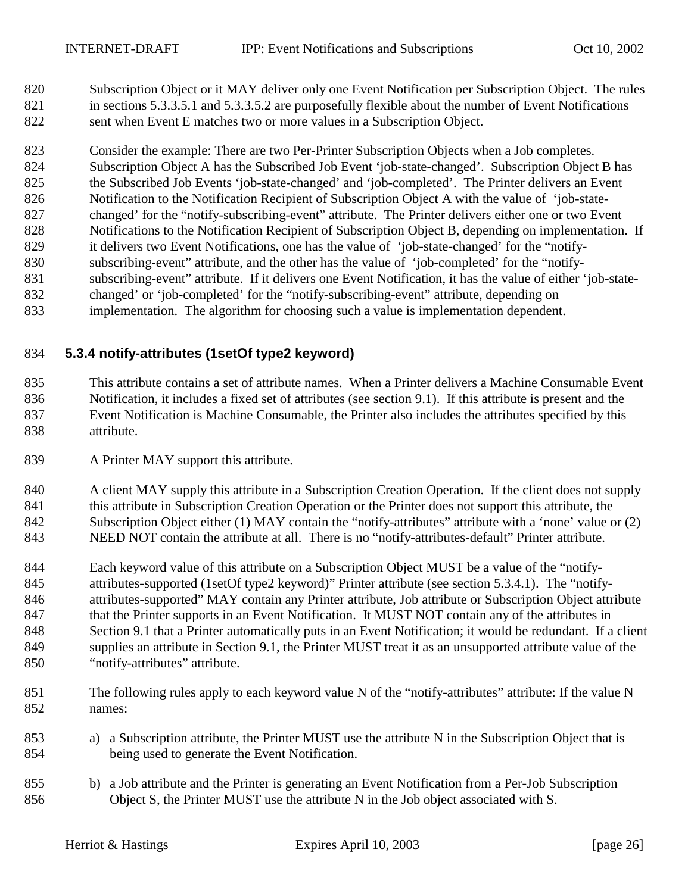Subscription Object or it MAY deliver only one Event Notification per Subscription Object. The rules in sections 5.3.3.5.1 and 5.3.3.5.2 are purposefully flexible about the number of Event Notifications sent when Event E matches two or more values in a Subscription Object.

Consider the example: There are two Per-Printer Subscription Objects when a Job completes. Subscription Object A has the Subscribed Job Event 'job-state-changed'. Subscription Object B has the Subscribed Job Events 'job-state-changed' and 'job-completed'. The Printer delivers an Event Notification to the Notification Recipient of Subscription Object A with the value of 'job-state-changed' for the "notify-subscribing-event" attribute. The Printer delivers either one or two Event Notifications to the Notification Recipient of Subscription Object B, depending on implementation. If it delivers two Event Notifications, one has the value of 'job-state-changed' for the "notify-subscribing-event" attribute, and the other has the value of 'job-completed' for the "notify-subscribing-event" attribute. If it delivers one Event Notification, it has the value of either 'job-state-changed' or 'job-completed' for the "notify-subscribing-event" attribute, depending on implementation. The algorithm for choosing such a value is implementation dependent.

### 5.3.4 notify-attributes (1setOf type2 keyword)

This attribute contains a set of attribute names. When a Printer delivers a Machine Consumable Event Notification, it includes a fixed set of attributes (see section 9.1). If this attribute is present and the Event Notification is Machine Consumable, the Printer also includes the attributes specified by this attribute.

A Printer MAY support this attribute.

A client MAY supply this attribute in a Subscription Creation Operation. If the client does not supply this attribute in Subscription Creation Operation or the Printer does not support this attribute, the Subscription Object either (1) MAY contain the "notify-attributes" attribute with a 'none' value or (2) NEED NOT contain the attribute at all. There is no "notify-attributes-default" Printer attribute.

Each keyword value of this attribute on a Subscription Object MUST be a value of the "notify-attributes-supported (1setOf type2 keyword)" Printer attribute (see section 5.3.4.1). The "notify-attributes-supported" MAY contain any Printer attribute, Job attribute or Subscription Object attribute that the Printer supports in an Event Notification. It MUST NOT contain any of the attributes in Section 9.1 that a Printer automatically puts in an Event Notification; it would be redundant. If a client supplies an attribute in Section 9.1, the Printer MUST treat it as an unsupported attribute value of the "notify-attributes" attribute.

The following rules apply to each keyword value N of the "notify-attributes" attribute: If the value N names:

a) a Subscription attribute, the Printer MUST use the attribute N in the Subscription Object that is being used to generate the Event Notification.

b) a Job attribute and the Printer is generating an Event Notification from a Per-Job Subscription Object S, the Printer MUST use the attribute N in the Job object associated with S.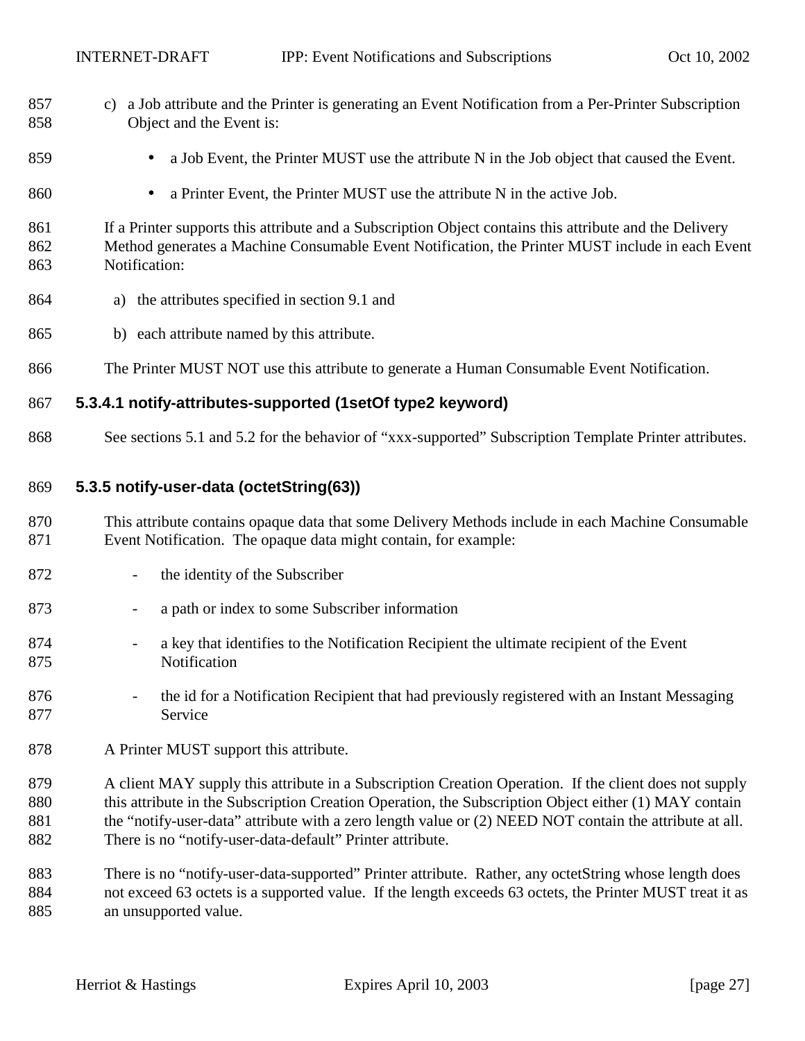c) a Job attribute and the Printer is generating an Event Notification from a Per-Printer Subscription Object and the Event is:

- a Job Event, the Printer MUST use the attribute N in the Job object that caused the Event.
- a Printer Event, the Printer MUST use the attribute N in the active Job.

If a Printer supports this attribute and a Subscription Object contains this attribute and the Delivery Method generates a Machine Consumable Event Notification, the Printer MUST include in each Event Notification:

a) the attributes specified in section 9.1 and

b) each attribute named by this attribute.

The Printer MUST NOT use this attribute to generate a Human Consumable Event Notification.

#### 5.3.4.1 notify-attributes-supported (1setOf type2 keyword)

See sections 5.1 and 5.2 for the behavior of “xxx-supported” Subscription Template Printer attributes.

### 5.3.5 notify-user-data (octetString(63))

This attribute contains opaque data that some Delivery Methods include in each Machine Consumable Event Notification. The opaque data might contain, for example:

- the identity of the Subscriber
- a path or index to some Subscriber information
- a key that identifies to the Notification Recipient the ultimate recipient of the Event Notification
- the id for a Notification Recipient that had previously registered with an Instant Messaging Service

A Printer MUST support this attribute.

A client MAY supply this attribute in a Subscription Creation Operation. If the client does not supply this attribute in the Subscription Creation Operation, the Subscription Object either (1) MAY contain the “notify-user-data” attribute with a zero length value or (2) NEED NOT contain the attribute at all. There is no “notify-user-data-default” Printer attribute.

There is no “notify-user-data-supported” Printer attribute. Rather, any octetString whose length does not exceed 63 octets is a supported value. If the length exceeds 63 octets, the Printer MUST treat it as an unsupported value.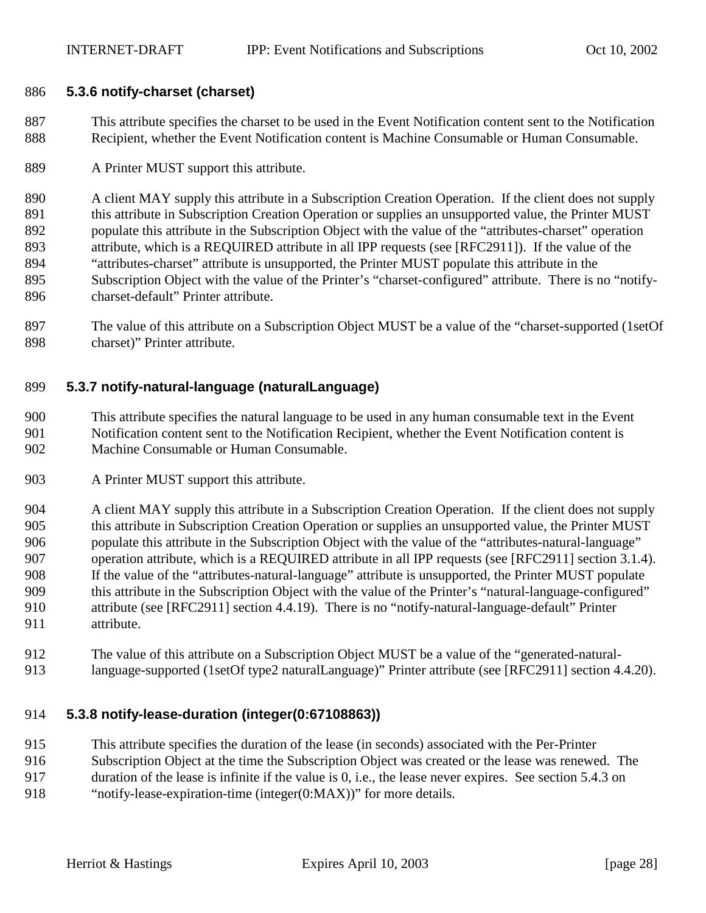### 5.3.6 notify-charset (charset)

This attribute specifies the charset to be used in the Event Notification content sent to the Notification Recipient, whether the Event Notification content is Machine Consumable or Human Consumable.

A Printer MUST support this attribute.

A client MAY supply this attribute in a Subscription Creation Operation. If the client does not supply this attribute in Subscription Creation Operation or supplies an unsupported value, the Printer MUST populate this attribute in the Subscription Object with the value of the "attributes-charset" operation attribute, which is a REQUIRED attribute in all IPP requests (see [RFC2911]). If the value of the "attributes-charset" attribute is unsupported, the Printer MUST populate this attribute in the Subscription Object with the value of the Printer's "charset-configured" attribute. There is no "notify-charset-default" Printer attribute.

The value of this attribute on a Subscription Object MUST be a value of the "charset-supported (1setOf charset)" Printer attribute.

### 5.3.7 notify-natural-language (naturalLanguage)

This attribute specifies the natural language to be used in any human consumable text in the Event Notification content sent to the Notification Recipient, whether the Event Notification content is Machine Consumable or Human Consumable.

A Printer MUST support this attribute.

A client MAY supply this attribute in a Subscription Creation Operation. If the client does not supply this attribute in Subscription Creation Operation or supplies an unsupported value, the Printer MUST populate this attribute in the Subscription Object with the value of the "attributes-natural-language" operation attribute, which is a REQUIRED attribute in all IPP requests (see [RFC2911] section 3.1.4). If the value of the "attributes-natural-language" attribute is unsupported, the Printer MUST populate this attribute in the Subscription Object with the value of the Printer's "natural-language-configured" attribute (see [RFC2911] section 4.4.19). There is no "notify-natural-language-default" Printer attribute.

The value of this attribute on a Subscription Object MUST be a value of the "generated-natural-language-supported (1setOf type2 naturalLanguage)" Printer attribute (see [RFC2911] section 4.4.20).

### 5.3.8 notify-lease-duration (integer(0:67108863))

This attribute specifies the duration of the lease (in seconds) associated with the Per-Printer Subscription Object at the time the Subscription Object was created or the lease was renewed. The duration of the lease is infinite if the value is 0, i.e., the lease never expires. See section 5.4.3 on "notify-lease-expiration-time (integer(0:MAX))" for more details.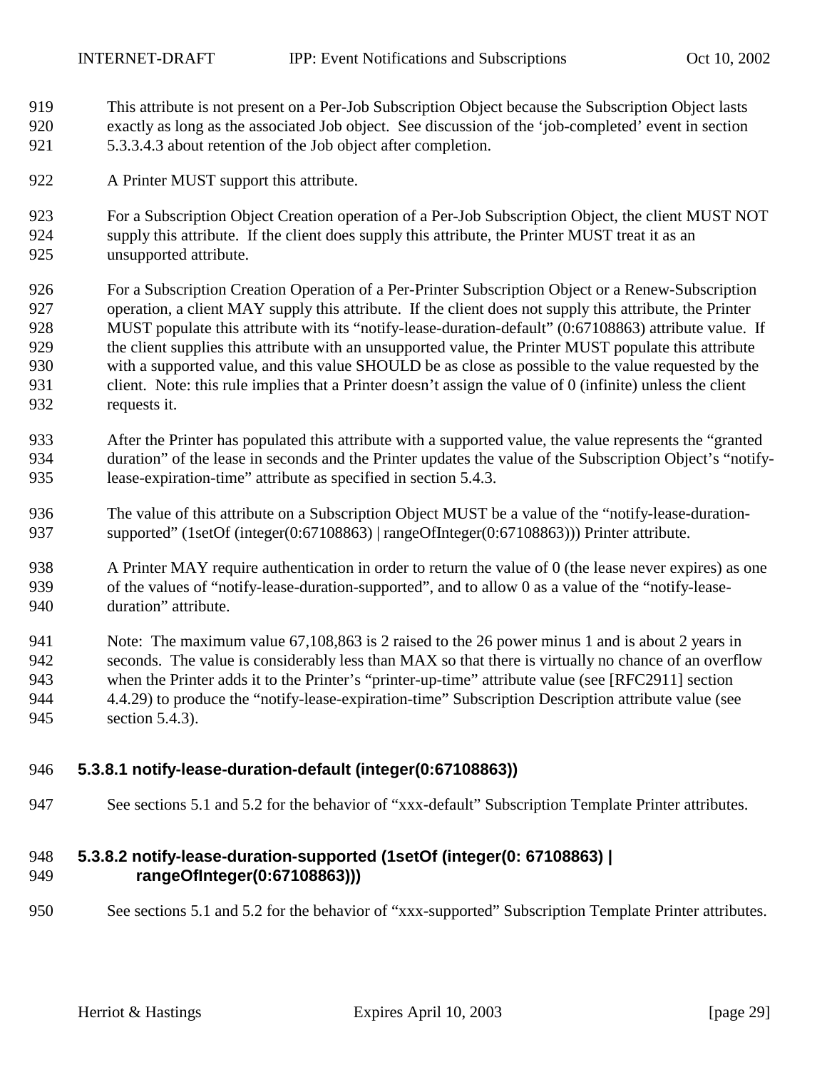This attribute is not present on a Per-Job Subscription Object because the Subscription Object lasts exactly as long as the associated Job object. See discussion of the 'job-completed' event in section 5.3.3.4.3 about retention of the Job object after completion.

A Printer MUST support this attribute.

For a Subscription Object Creation operation of a Per-Job Subscription Object, the client MUST NOT supply this attribute. If the client does supply this attribute, the Printer MUST treat it as an unsupported attribute.

For a Subscription Creation Operation of a Per-Printer Subscription Object or a Renew-Subscription operation, a client MAY supply this attribute. If the client does not supply this attribute, the Printer MUST populate this attribute with its "notify-lease-duration-default" (0:67108863) attribute value. If the client supplies this attribute with an unsupported value, the Printer MUST populate this attribute with a supported value, and this value SHOULD be as close as possible to the value requested by the client. Note: this rule implies that a Printer doesn't assign the value of 0 (infinite) unless the client requests it.

After the Printer has populated this attribute with a supported value, the value represents the "granted duration" of the lease in seconds and the Printer updates the value of the Subscription Object's "notify-lease-expiration-time" attribute as specified in section 5.4.3.

The value of this attribute on a Subscription Object MUST be a value of the "notify-lease-duration-supported" (1setOf (integer(0:67108863) | rangeOfInteger(0:67108863))) Printer attribute.

A Printer MAY require authentication in order to return the value of 0 (the lease never expires) as one of the values of "notify-lease-duration-supported", and to allow 0 as a value of the "notify-lease-duration" attribute.

Note: The maximum value 67,108,863 is 2 raised to the 26 power minus 1 and is about 2 years in seconds. The value is considerably less than MAX so that there is virtually no chance of an overflow when the Printer adds it to the Printer's "printer-up-time" attribute value (see [RFC2911] section 4.4.29) to produce the "notify-lease-expiration-time" Subscription Description attribute value (see section 5.4.3).

#### 5.3.8.1 notify-lease-duration-default (integer(0:67108863))

See sections 5.1 and 5.2 for the behavior of "xxx-default" Subscription Template Printer attributes.

#### 5.3.8.2 notify-lease-duration-supported (1setOf (integer(0: 67108863) | rangeOfInteger(0:67108863)))

See sections 5.1 and 5.2 for the behavior of "xxx-supported" Subscription Template Printer attributes.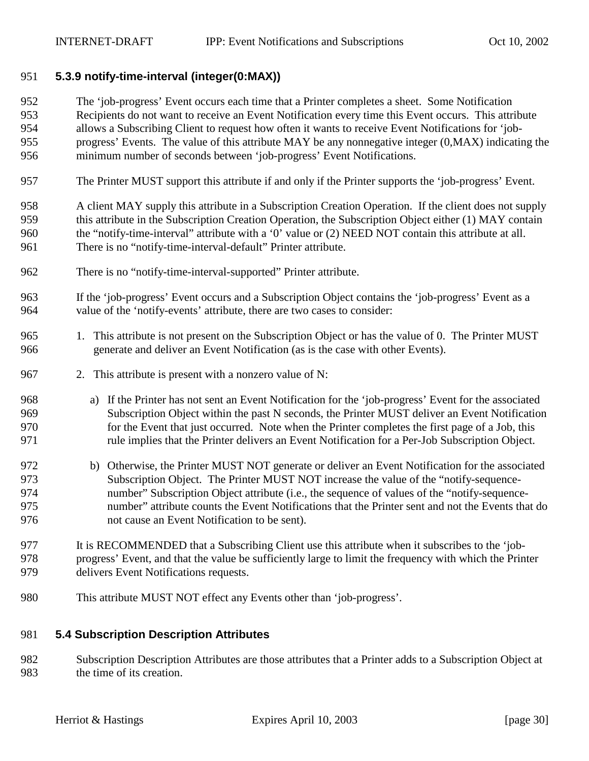### 5.3.9 notify-time-interval (integer(0:MAX))

The ‘job-progress’ Event occurs each time that a Printer completes a sheet. Some Notification Recipients do not want to receive an Event Notification every time this Event occurs. This attribute allows a Subscribing Client to request how often it wants to receive Event Notifications for ‘job-progress’ Events. The value of this attribute MAY be any nonnegative integer (0,MAX) indicating the minimum number of seconds between ‘job-progress’ Event Notifications.

The Printer MUST support this attribute if and only if the Printer supports the ‘job-progress’ Event.

A client MAY supply this attribute in a Subscription Creation Operation. If the client does not supply this attribute in the Subscription Creation Operation, the Subscription Object either (1) MAY contain the “notify-time-interval” attribute with a ‘0’ value or (2) NEED NOT contain this attribute at all. There is no “notify-time-interval-default” Printer attribute.

There is no “notify-time-interval-supported” Printer attribute.

If the ‘job-progress’ Event occurs and a Subscription Object contains the ‘job-progress’ Event as a value of the ‘notify-events’ attribute, there are two cases to consider:

1. This attribute is not present on the Subscription Object or has the value of 0. The Printer MUST generate and deliver an Event Notification (as is the case with other Events).

2. This attribute is present with a nonzero value of N:

   a) If the Printer has not sent an Event Notification for the ‘job-progress’ Event for the associated Subscription Object within the past N seconds, the Printer MUST deliver an Event Notification for the Event that just occurred. Note when the Printer completes the first page of a Job, this rule implies that the Printer delivers an Event Notification for a Per-Job Subscription Object.

   b) Otherwise, the Printer MUST NOT generate or deliver an Event Notification for the associated Subscription Object. The Printer MUST NOT increase the value of the “notify-sequence-number” Subscription Object attribute (i.e., the sequence of values of the “notify-sequence-number” attribute counts the Event Notifications that the Printer sent and not the Events that do not cause an Event Notification to be sent).

It is RECOMMENDED that a Subscribing Client use this attribute when it subscribes to the ‘job-progress’ Event, and that the value be sufficiently large to limit the frequency with which the Printer delivers Event Notifications requests.

This attribute MUST NOT effect any Events other than ‘job-progress’.

## 5.4 Subscription Description Attributes

Subscription Description Attributes are those attributes that a Printer adds to a Subscription Object at the time of its creation.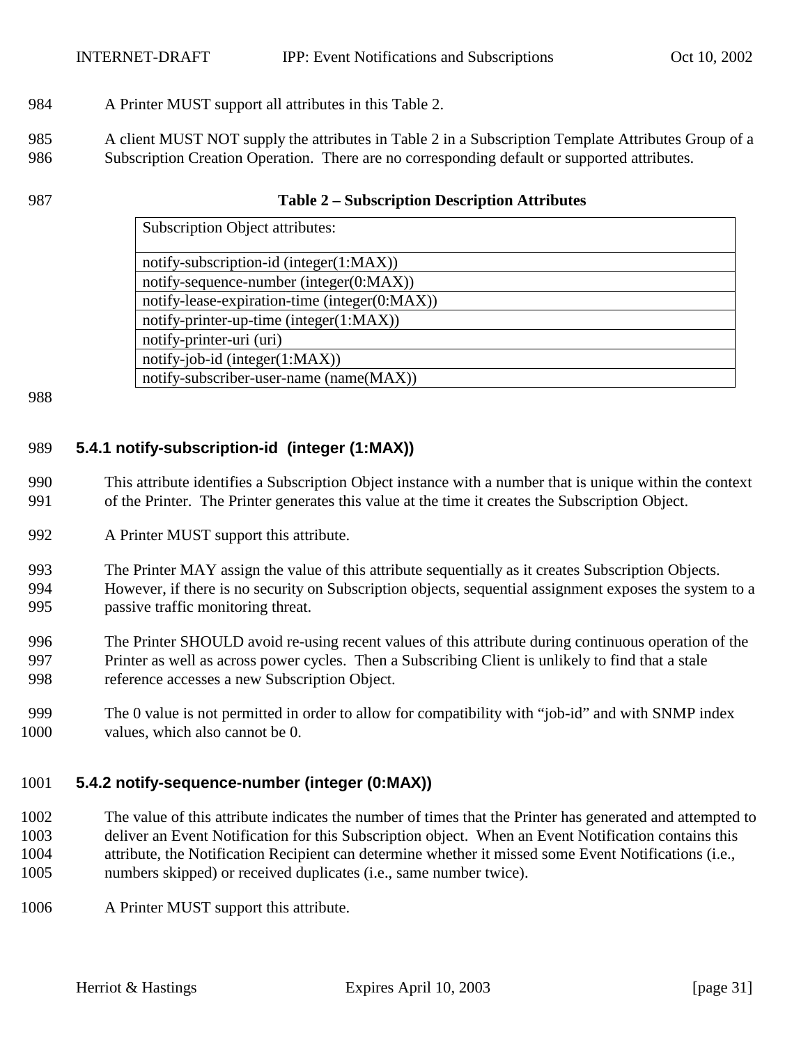A Printer MUST support all attributes in this Table 2.

A client MUST NOT supply the attributes in Table 2 in a Subscription Template Attributes Group of a Subscription Creation Operation. There are no corresponding default or supported attributes.

**Table 2 – Subscription Description Attributes**

| Subscription Object attributes: |
| --- |
| notify-subscription-id (integer(1:MAX)) |
| notify-sequence-number (integer(0:MAX)) |
| notify-lease-expiration-time (integer(0:MAX)) |
| notify-printer-up-time (integer(1:MAX)) |
| notify-printer-uri (uri) |
| notify-job-id (integer(1:MAX)) |
| notify-subscriber-user-name (name(MAX)) |

### 5.4.1 notify-subscription-id (integer (1:MAX))

This attribute identifies a Subscription Object instance with a number that is unique within the context of the Printer. The Printer generates this value at the time it creates the Subscription Object.

A Printer MUST support this attribute.

The Printer MAY assign the value of this attribute sequentially as it creates Subscription Objects. However, if there is no security on Subscription objects, sequential assignment exposes the system to a passive traffic monitoring threat.

The Printer SHOULD avoid re-using recent values of this attribute during continuous operation of the Printer as well as across power cycles. Then a Subscribing Client is unlikely to find that a stale reference accesses a new Subscription Object.

The 0 value is not permitted in order to allow for compatibility with "job-id" and with SNMP index values, which also cannot be 0.

### 5.4.2 notify-sequence-number (integer (0:MAX))

The value of this attribute indicates the number of times that the Printer has generated and attempted to deliver an Event Notification for this Subscription object. When an Event Notification contains this attribute, the Notification Recipient can determine whether it missed some Event Notifications (i.e., numbers skipped) or received duplicates (i.e., same number twice).

A Printer MUST support this attribute.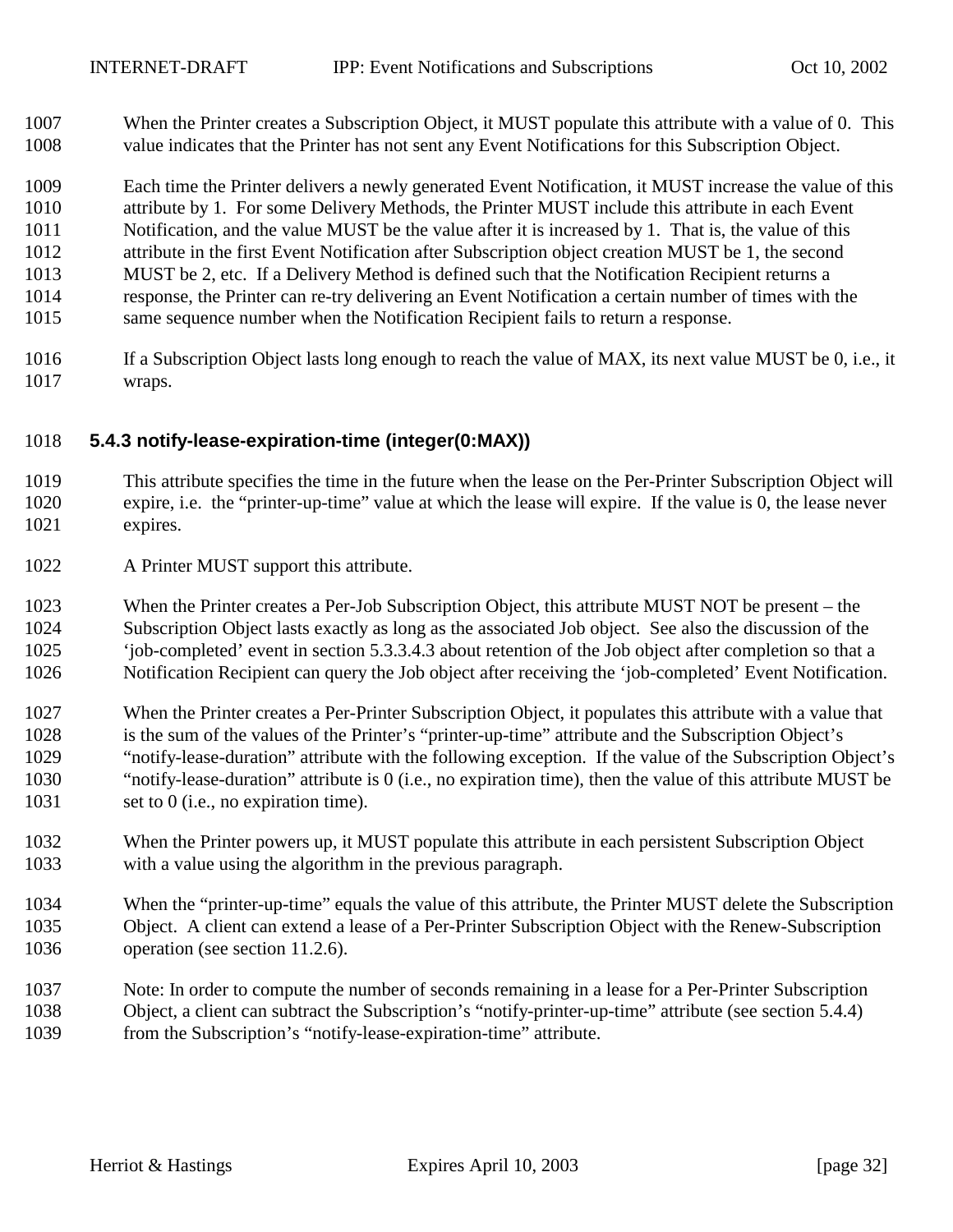When the Printer creates a Subscription Object, it MUST populate this attribute with a value of 0. This value indicates that the Printer has not sent any Event Notifications for this Subscription Object.

Each time the Printer delivers a newly generated Event Notification, it MUST increase the value of this attribute by 1. For some Delivery Methods, the Printer MUST include this attribute in each Event Notification, and the value MUST be the value after it is increased by 1. That is, the value of this attribute in the first Event Notification after Subscription object creation MUST be 1, the second MUST be 2, etc. If a Delivery Method is defined such that the Notification Recipient returns a response, the Printer can re-try delivering an Event Notification a certain number of times with the same sequence number when the Notification Recipient fails to return a response.

If a Subscription Object lasts long enough to reach the value of MAX, its next value MUST be 0, i.e., it wraps.

### 5.4.3 notify-lease-expiration-time (integer(0:MAX))

This attribute specifies the time in the future when the lease on the Per-Printer Subscription Object will expire, i.e. the “printer-up-time” value at which the lease will expire. If the value is 0, the lease never expires.

A Printer MUST support this attribute.

When the Printer creates a Per-Job Subscription Object, this attribute MUST NOT be present – the Subscription Object lasts exactly as long as the associated Job object. See also the discussion of the ‘job-completed’ event in section 5.3.3.4.3 about retention of the Job object after completion so that a Notification Recipient can query the Job object after receiving the ‘job-completed’ Event Notification.

When the Printer creates a Per-Printer Subscription Object, it populates this attribute with a value that is the sum of the values of the Printer’s “printer-up-time” attribute and the Subscription Object’s “notify-lease-duration” attribute with the following exception. If the value of the Subscription Object’s “notify-lease-duration” attribute is 0 (i.e., no expiration time), then the value of this attribute MUST be set to 0 (i.e., no expiration time).

When the Printer powers up, it MUST populate this attribute in each persistent Subscription Object with a value using the algorithm in the previous paragraph.

When the “printer-up-time” equals the value of this attribute, the Printer MUST delete the Subscription Object. A client can extend a lease of a Per-Printer Subscription Object with the Renew-Subscription operation (see section 11.2.6).

Note: In order to compute the number of seconds remaining in a lease for a Per-Printer Subscription Object, a client can subtract the Subscription’s “notify-printer-up-time” attribute (see section 5.4.4) from the Subscription’s “notify-lease-expiration-time” attribute.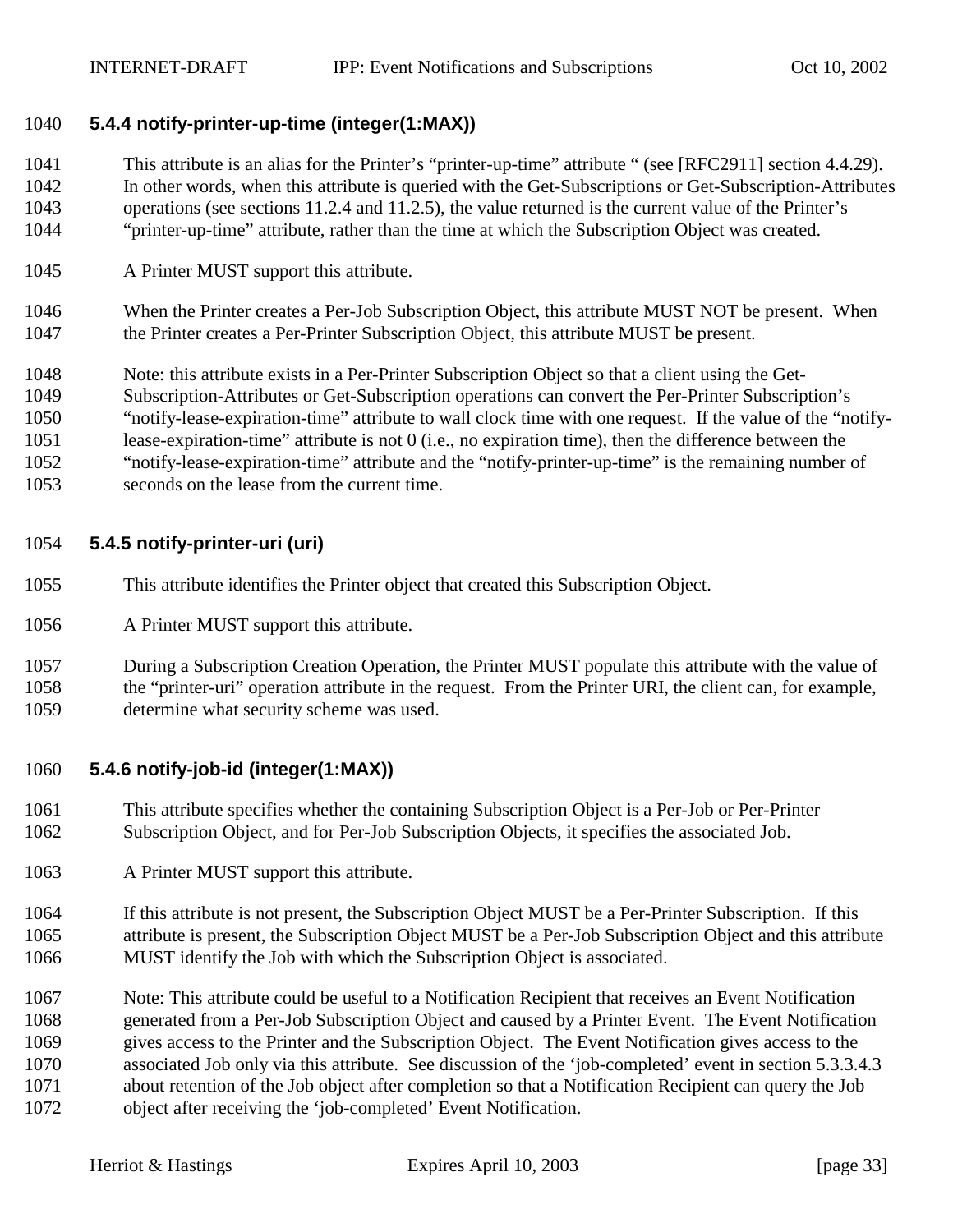#### 5.4.4 notify-printer-up-time (integer(1:MAX))

This attribute is an alias for the Printer's "printer-up-time" attribute " (see [RFC2911] section 4.4.29). In other words, when this attribute is queried with the Get-Subscriptions or Get-Subscription-Attributes operations (see sections 11.2.4 and 11.2.5), the value returned is the current value of the Printer's "printer-up-time" attribute, rather than the time at which the Subscription Object was created.

A Printer MUST support this attribute.

When the Printer creates a Per-Job Subscription Object, this attribute MUST NOT be present. When the Printer creates a Per-Printer Subscription Object, this attribute MUST be present.

Note: this attribute exists in a Per-Printer Subscription Object so that a client using the Get-Subscription-Attributes or Get-Subscription operations can convert the Per-Printer Subscription's "notify-lease-expiration-time" attribute to wall clock time with one request. If the value of the "notify-lease-expiration-time" attribute is not 0 (i.e., no expiration time), then the difference between the "notify-lease-expiration-time" attribute and the "notify-printer-up-time" is the remaining number of seconds on the lease from the current time.

#### 5.4.5 notify-printer-uri (uri)

This attribute identifies the Printer object that created this Subscription Object.

A Printer MUST support this attribute.

During a Subscription Creation Operation, the Printer MUST populate this attribute with the value of the "printer-uri" operation attribute in the request. From the Printer URI, the client can, for example, determine what security scheme was used.

#### 5.4.6 notify-job-id (integer(1:MAX))

This attribute specifies whether the containing Subscription Object is a Per-Job or Per-Printer Subscription Object, and for Per-Job Subscription Objects, it specifies the associated Job.

A Printer MUST support this attribute.

If this attribute is not present, the Subscription Object MUST be a Per-Printer Subscription. If this attribute is present, the Subscription Object MUST be a Per-Job Subscription Object and this attribute MUST identify the Job with which the Subscription Object is associated.

Note: This attribute could be useful to a Notification Recipient that receives an Event Notification generated from a Per-Job Subscription Object and caused by a Printer Event. The Event Notification gives access to the Printer and the Subscription Object. The Event Notification gives access to the associated Job only via this attribute. See discussion of the 'job-completed' event in section 5.3.3.4.3 about retention of the Job object after completion so that a Notification Recipient can query the Job object after receiving the 'job-completed' Event Notification.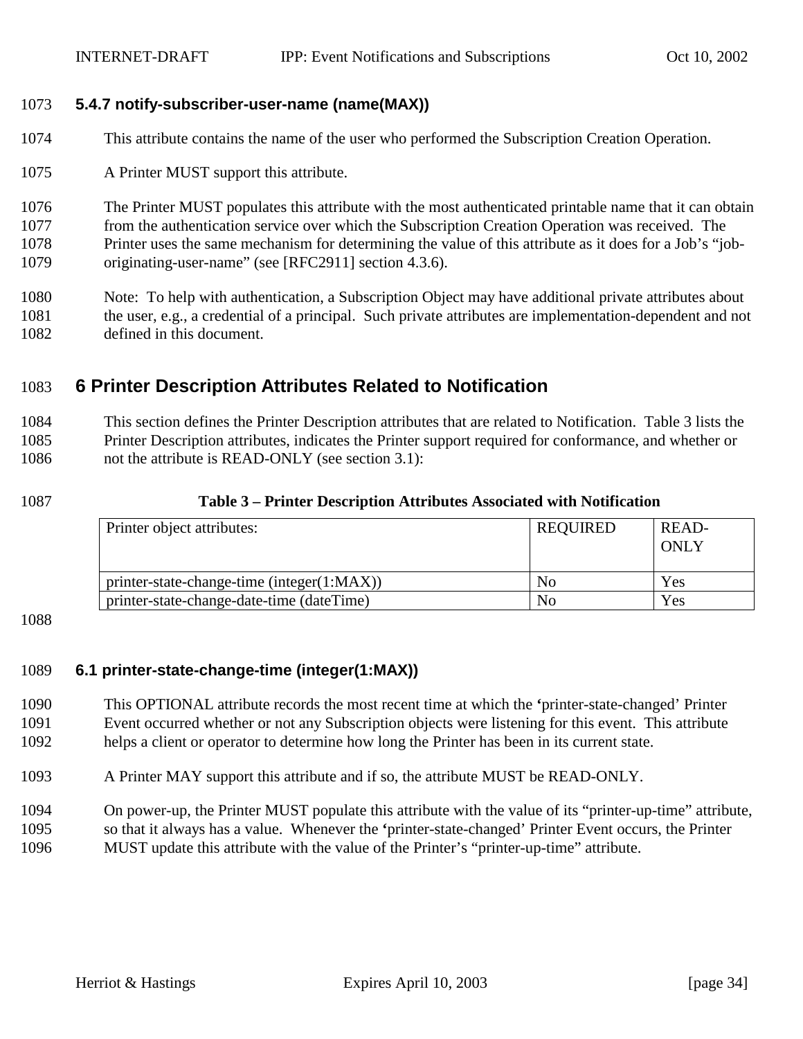#### 5.4.7 notify-subscriber-user-name (name(MAX))

This attribute contains the name of the user who performed the Subscription Creation Operation.

A Printer MUST support this attribute.

The Printer MUST populates this attribute with the most authenticated printable name that it can obtain from the authentication service over which the Subscription Creation Operation was received. The Printer uses the same mechanism for determining the value of this attribute as it does for a Job's "job-originating-user-name" (see [RFC2911] section 4.3.6).

Note: To help with authentication, a Subscription Object may have additional private attributes about the user, e.g., a credential of a principal. Such private attributes are implementation-dependent and not defined in this document.

## 6 Printer Description Attributes Related to Notification

This section defines the Printer Description attributes that are related to Notification. Table 3 lists the Printer Description attributes, indicates the Printer support required for conformance, and whether or not the attribute is READ-ONLY (see section 3.1):

**Table 3 – Printer Description Attributes Associated with Notification**

| Printer object attributes: | REQUIRED | READ-ONLY |
|---|---|---|
| printer-state-change-time (integer(1:MAX)) | No | Yes |
| printer-state-change-date-time (dateTime) | No | Yes |

### 6.1 printer-state-change-time (integer(1:MAX))

This OPTIONAL attribute records the most recent time at which the 'printer-state-changed' Printer Event occurred whether or not any Subscription objects were listening for this event. This attribute helps a client or operator to determine how long the Printer has been in its current state.

A Printer MAY support this attribute and if so, the attribute MUST be READ-ONLY.

On power-up, the Printer MUST populate this attribute with the value of its "printer-up-time" attribute, so that it always has a value. Whenever the 'printer-state-changed' Printer Event occurs, the Printer MUST update this attribute with the value of the Printer's "printer-up-time" attribute.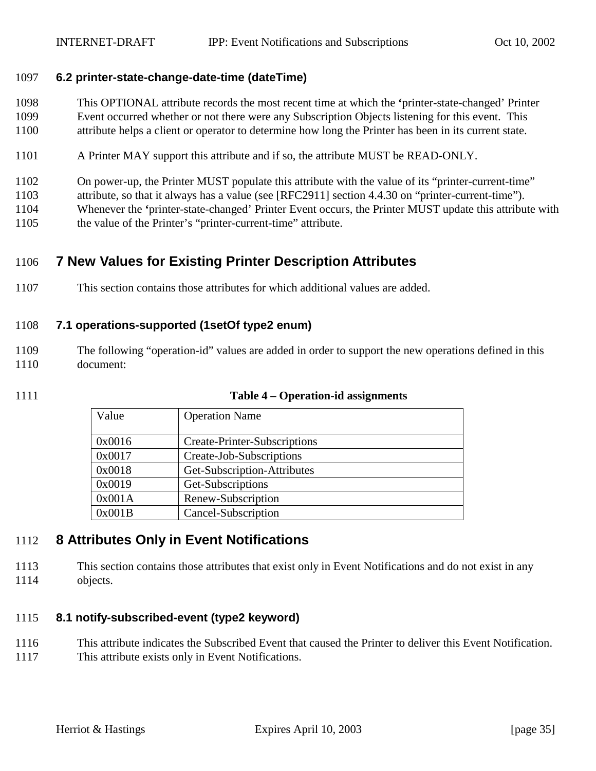### 6.2 printer-state-change-date-time (dateTime)

This OPTIONAL attribute records the most recent time at which the 'printer-state-changed' Printer Event occurred whether or not there were any Subscription Objects listening for this event. This attribute helps a client or operator to determine how long the Printer has been in its current state.

A Printer MAY support this attribute and if so, the attribute MUST be READ-ONLY.

On power-up, the Printer MUST populate this attribute with the value of its "printer-current-time" attribute, so that it always has a value (see [RFC2911] section 4.4.30 on "printer-current-time"). Whenever the 'printer-state-changed' Printer Event occurs, the Printer MUST update this attribute with the value of the Printer's "printer-current-time" attribute.

## 7 New Values for Existing Printer Description Attributes

This section contains those attributes for which additional values are added.

### 7.1 operations-supported (1setOf type2 enum)

The following "operation-id" values are added in order to support the new operations defined in this document:

**Table 4 – Operation-id assignments**

| Value | Operation Name |
|---|---|
| 0x0016 | Create-Printer-Subscriptions |
| 0x0017 | Create-Job-Subscriptions |
| 0x0018 | Get-Subscription-Attributes |
| 0x0019 | Get-Subscriptions |
| 0x001A | Renew-Subscription |
| 0x001B | Cancel-Subscription |

## 8 Attributes Only in Event Notifications

This section contains those attributes that exist only in Event Notifications and do not exist in any objects.

### 8.1 notify-subscribed-event (type2 keyword)

This attribute indicates the Subscribed Event that caused the Printer to deliver this Event Notification. This attribute exists only in Event Notifications.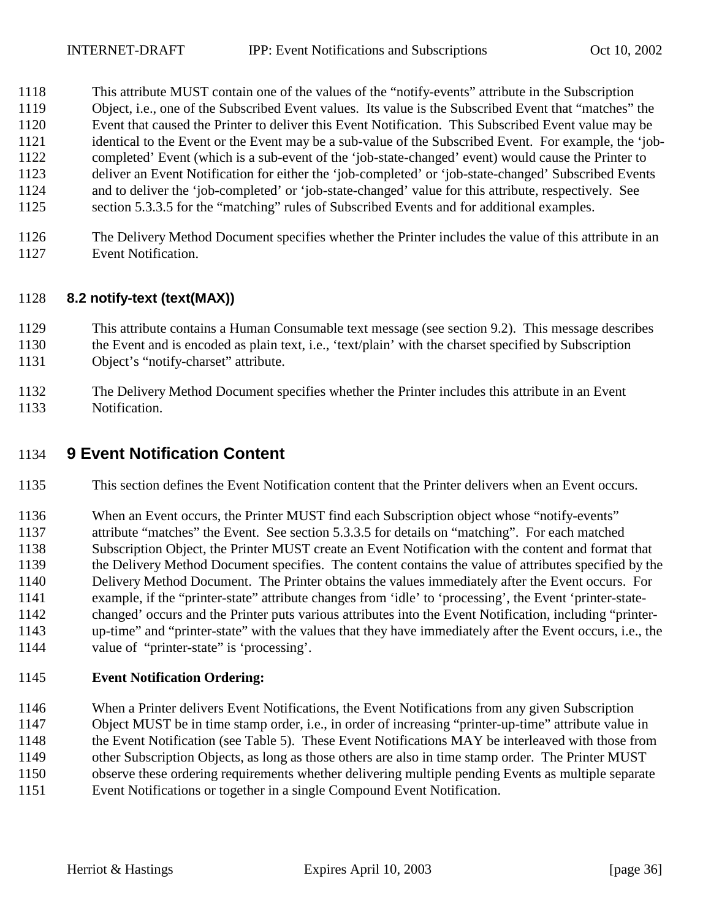This attribute MUST contain one of the values of the “notify-events” attribute in the Subscription Object, i.e., one of the Subscribed Event values. Its value is the Subscribed Event that “matches” the Event that caused the Printer to deliver this Event Notification. This Subscribed Event value may be identical to the Event or the Event may be a sub-value of the Subscribed Event. For example, the ‘job-completed’ Event (which is a sub-event of the ‘job-state-changed’ event) would cause the Printer to deliver an Event Notification for either the ‘job-completed’ or ‘job-state-changed’ Subscribed Events and to deliver the ‘job-completed’ or ‘job-state-changed’ value for this attribute, respectively. See section 5.3.3.5 for the “matching” rules of Subscribed Events and for additional examples.

The Delivery Method Document specifies whether the Printer includes the value of this attribute in an Event Notification.

### 8.2 notify-text (text(MAX))

This attribute contains a Human Consumable text message (see section 9.2). This message describes the Event and is encoded as plain text, i.e., ‘text/plain’ with the charset specified by Subscription Object’s “notify-charset” attribute.

The Delivery Method Document specifies whether the Printer includes this attribute in an Event Notification.

## 9 Event Notification Content

This section defines the Event Notification content that the Printer delivers when an Event occurs.

When an Event occurs, the Printer MUST find each Subscription object whose “notify-events” attribute “matches” the Event. See section 5.3.3.5 for details on “matching”. For each matched Subscription Object, the Printer MUST create an Event Notification with the content and format that the Delivery Method Document specifies. The content contains the value of attributes specified by the Delivery Method Document. The Printer obtains the values immediately after the Event occurs. For example, if the “printer-state” attribute changes from ‘idle’ to ‘processing’, the Event ‘printer-state-changed’ occurs and the Printer puts various attributes into the Event Notification, including “printer-up-time” and “printer-state” with the values that they have immediately after the Event occurs, i.e., the value of “printer-state” is ‘processing’.

**Event Notification Ordering:**

When a Printer delivers Event Notifications, the Event Notifications from any given Subscription Object MUST be in time stamp order, i.e., in order of increasing “printer-up-time” attribute value in the Event Notification (see Table 5). These Event Notifications MAY be interleaved with those from other Subscription Objects, as long as those others are also in time stamp order. The Printer MUST observe these ordering requirements whether delivering multiple pending Events as multiple separate Event Notifications or together in a single Compound Event Notification.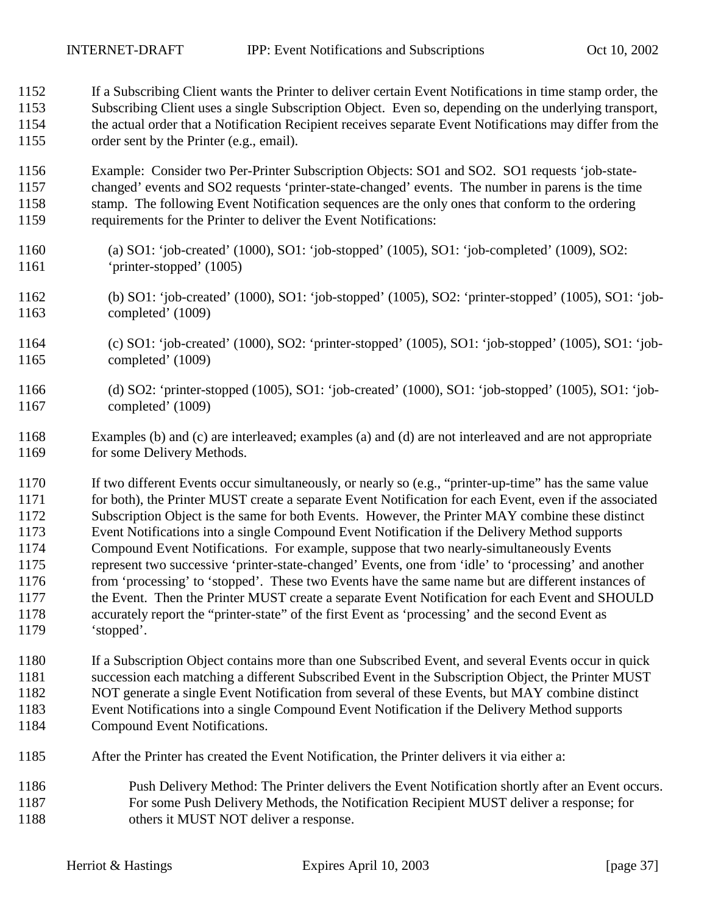If a Subscribing Client wants the Printer to deliver certain Event Notifications in time stamp order, the Subscribing Client uses a single Subscription Object. Even so, depending on the underlying transport, the actual order that a Notification Recipient receives separate Event Notifications may differ from the order sent by the Printer (e.g., email).

Example: Consider two Per-Printer Subscription Objects: SO1 and SO2. SO1 requests 'job-state-changed' events and SO2 requests 'printer-state-changed' events. The number in parens is the time stamp. The following Event Notification sequences are the only ones that conform to the ordering requirements for the Printer to deliver the Event Notifications:

(a) SO1: 'job-created' (1000), SO1: 'job-stopped' (1005), SO1: 'job-completed' (1009), SO2: 'printer-stopped' (1005)

(b) SO1: 'job-created' (1000), SO1: 'job-stopped' (1005), SO2: 'printer-stopped' (1005), SO1: 'job-completed' (1009)

(c) SO1: 'job-created' (1000), SO2: 'printer-stopped' (1005), SO1: 'job-stopped' (1005), SO1: 'job-completed' (1009)

(d) SO2: 'printer-stopped (1005), SO1: 'job-created' (1000), SO1: 'job-stopped' (1005), SO1: 'job-completed' (1009)

Examples (b) and (c) are interleaved; examples (a) and (d) are not interleaved and are not appropriate for some Delivery Methods.

If two different Events occur simultaneously, or nearly so (e.g., "printer-up-time" has the same value for both), the Printer MUST create a separate Event Notification for each Event, even if the associated Subscription Object is the same for both Events. However, the Printer MAY combine these distinct Event Notifications into a single Compound Event Notification if the Delivery Method supports Compound Event Notifications. For example, suppose that two nearly-simultaneously Events represent two successive 'printer-state-changed' Events, one from 'idle' to 'processing' and another from 'processing' to 'stopped'. These two Events have the same name but are different instances of the Event. Then the Printer MUST create a separate Event Notification for each Event and SHOULD accurately report the "printer-state" of the first Event as 'processing' and the second Event as 'stopped'.

If a Subscription Object contains more than one Subscribed Event, and several Events occur in quick succession each matching a different Subscribed Event in the Subscription Object, the Printer MUST NOT generate a single Event Notification from several of these Events, but MAY combine distinct Event Notifications into a single Compound Event Notification if the Delivery Method supports Compound Event Notifications.

After the Printer has created the Event Notification, the Printer delivers it via either a:

> Push Delivery Method: The Printer delivers the Event Notification shortly after an Event occurs. For some Push Delivery Methods, the Notification Recipient MUST deliver a response; for others it MUST NOT deliver a response.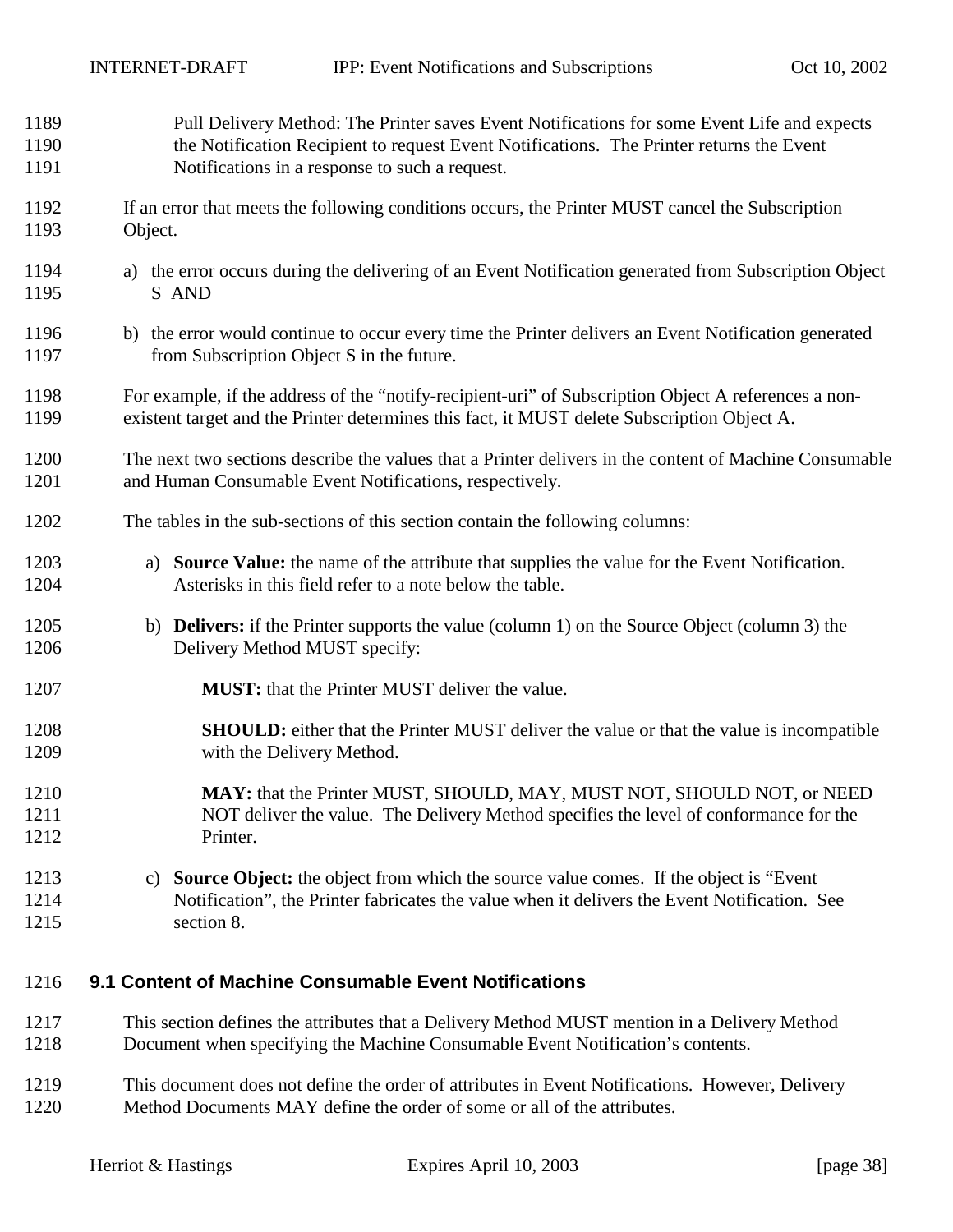Pull Delivery Method: The Printer saves Event Notifications for some Event Life and expects the Notification Recipient to request Event Notifications. The Printer returns the Event Notifications in a response to such a request.

If an error that meets the following conditions occurs, the Printer MUST cancel the Subscription Object.

a) the error occurs during the delivering of an Event Notification generated from Subscription Object S AND

b) the error would continue to occur every time the Printer delivers an Event Notification generated from Subscription Object S in the future.

For example, if the address of the "notify-recipient-uri" of Subscription Object A references a non-existent target and the Printer determines this fact, it MUST delete Subscription Object A.

The next two sections describe the values that a Printer delivers in the content of Machine Consumable and Human Consumable Event Notifications, respectively.

The tables in the sub-sections of this section contain the following columns:

a) **Source Value:** the name of the attribute that supplies the value for the Event Notification. Asterisks in this field refer to a note below the table.

b) **Delivers:** if the Printer supports the value (column 1) on the Source Object (column 3) the Delivery Method MUST specify:

   **MUST:** that the Printer MUST deliver the value.

   **SHOULD:** either that the Printer MUST deliver the value or that the value is incompatible with the Delivery Method.

   **MAY:** that the Printer MUST, SHOULD, MAY, MUST NOT, SHOULD NOT, or NEED NOT deliver the value. The Delivery Method specifies the level of conformance for the Printer.

c) **Source Object:** the object from which the source value comes. If the object is "Event Notification", the Printer fabricates the value when it delivers the Event Notification. See section 8.

## 9.1 Content of Machine Consumable Event Notifications

This section defines the attributes that a Delivery Method MUST mention in a Delivery Method Document when specifying the Machine Consumable Event Notification's contents.

This document does not define the order of attributes in Event Notifications. However, Delivery Method Documents MAY define the order of some or all of the attributes.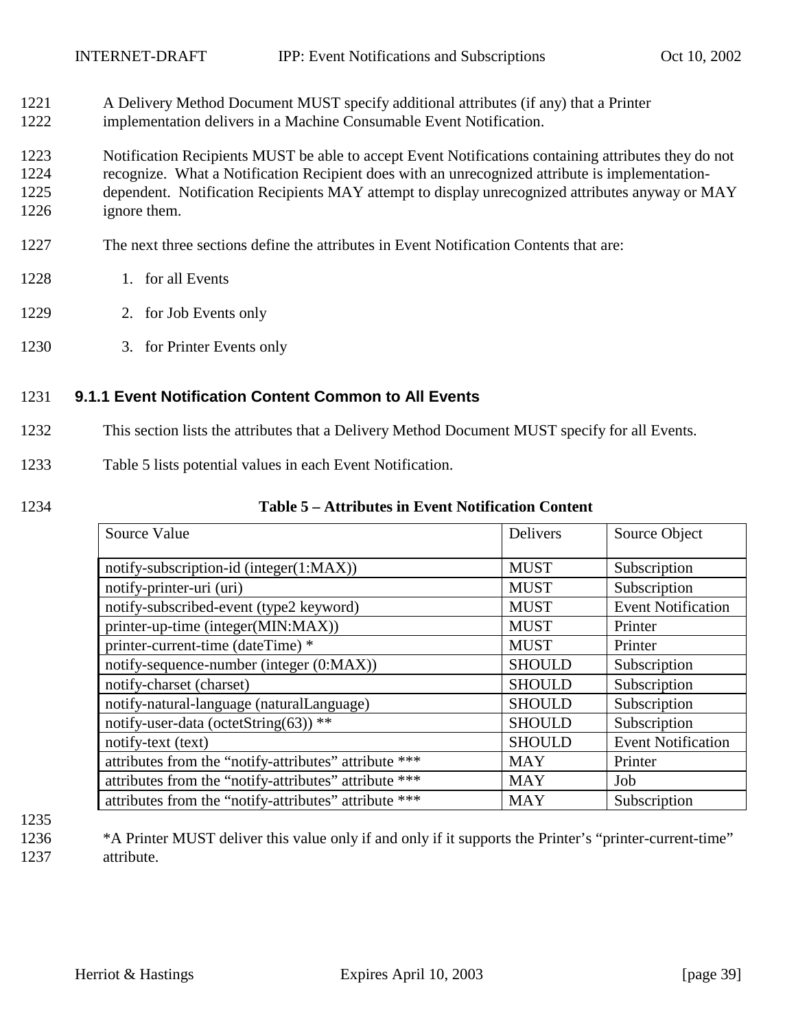A Delivery Method Document MUST specify additional attributes (if any) that a Printer implementation delivers in a Machine Consumable Event Notification.

Notification Recipients MUST be able to accept Event Notifications containing attributes they do not recognize. What a Notification Recipient does with an unrecognized attribute is implementation-dependent. Notification Recipients MAY attempt to display unrecognized attributes anyway or MAY ignore them.

The next three sections define the attributes in Event Notification Contents that are:

1. for all Events
2. for Job Events only
3. for Printer Events only

### 9.1.1 Event Notification Content Common to All Events

This section lists the attributes that a Delivery Method Document MUST specify for all Events.

Table 5 lists potential values in each Event Notification.

**Table 5 – Attributes in Event Notification Content**

| Source Value | Delivers | Source Object |
|---|---|---|
| notify-subscription-id (integer(1:MAX)) | MUST | Subscription |
| notify-printer-uri (uri) | MUST | Subscription |
| notify-subscribed-event (type2 keyword) | MUST | Event Notification |
| printer-up-time (integer(MIN:MAX)) | MUST | Printer |
| printer-current-time (dateTime) * | MUST | Printer |
| notify-sequence-number (integer (0:MAX)) | SHOULD | Subscription |
| notify-charset (charset) | SHOULD | Subscription |
| notify-natural-language (naturalLanguage) | SHOULD | Subscription |
| notify-user-data (octetString(63)) ** | SHOULD | Subscription |
| notify-text (text) | SHOULD | Event Notification |
| attributes from the “notify-attributes” attribute *** | MAY | Printer |
| attributes from the “notify-attributes” attribute *** | MAY | Job |
| attributes from the “notify-attributes” attribute *** | MAY | Subscription |

*A Printer MUST deliver this value only if and only if it supports the Printer’s “printer-current-time” attribute.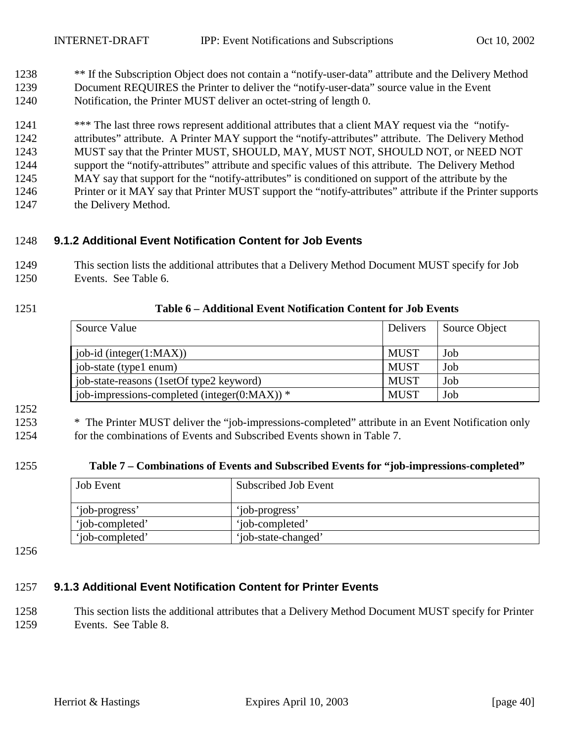** If the Subscription Object does not contain a "notify-user-data" attribute and the Delivery Method Document REQUIRES the Printer to deliver the "notify-user-data" source value in the Event Notification, the Printer MUST deliver an octet-string of length 0.

*** The last three rows represent additional attributes that a client MAY request via the "notify-attributes" attribute. A Printer MAY support the "notify-attributes" attribute. The Delivery Method MUST say that the Printer MUST, SHOULD, MAY, MUST NOT, SHOULD NOT, or NEED NOT support the "notify-attributes" attribute and specific values of this attribute. The Delivery Method MAY say that support for the "notify-attributes" is conditioned on support of the attribute by the Printer or it MAY say that Printer MUST support the "notify-attributes" attribute if the Printer supports the Delivery Method.

### 9.1.2 Additional Event Notification Content for Job Events

This section lists the additional attributes that a Delivery Method Document MUST specify for Job Events. See Table 6.

**Table 6 – Additional Event Notification Content for Job Events**

| Source Value | Delivers | Source Object |
|---|---|---|
| job-id (integer(1:MAX)) | MUST | Job |
| job-state (type1 enum) | MUST | Job |
| job-state-reasons (1setOf type2 keyword) | MUST | Job |
| job-impressions-completed (integer(0:MAX)) * | MUST | Job |

* The Printer MUST deliver the "job-impressions-completed" attribute in an Event Notification only for the combinations of Events and Subscribed Events shown in Table 7.

**Table 7 – Combinations of Events and Subscribed Events for "job-impressions-completed"**

| Job Event | Subscribed Job Event |
|---|---|
| 'job-progress' | 'job-progress' |
| 'job-completed' | 'job-completed' |
| 'job-completed' | 'job-state-changed' |

### 9.1.3 Additional Event Notification Content for Printer Events

This section lists the additional attributes that a Delivery Method Document MUST specify for Printer Events. See Table 8.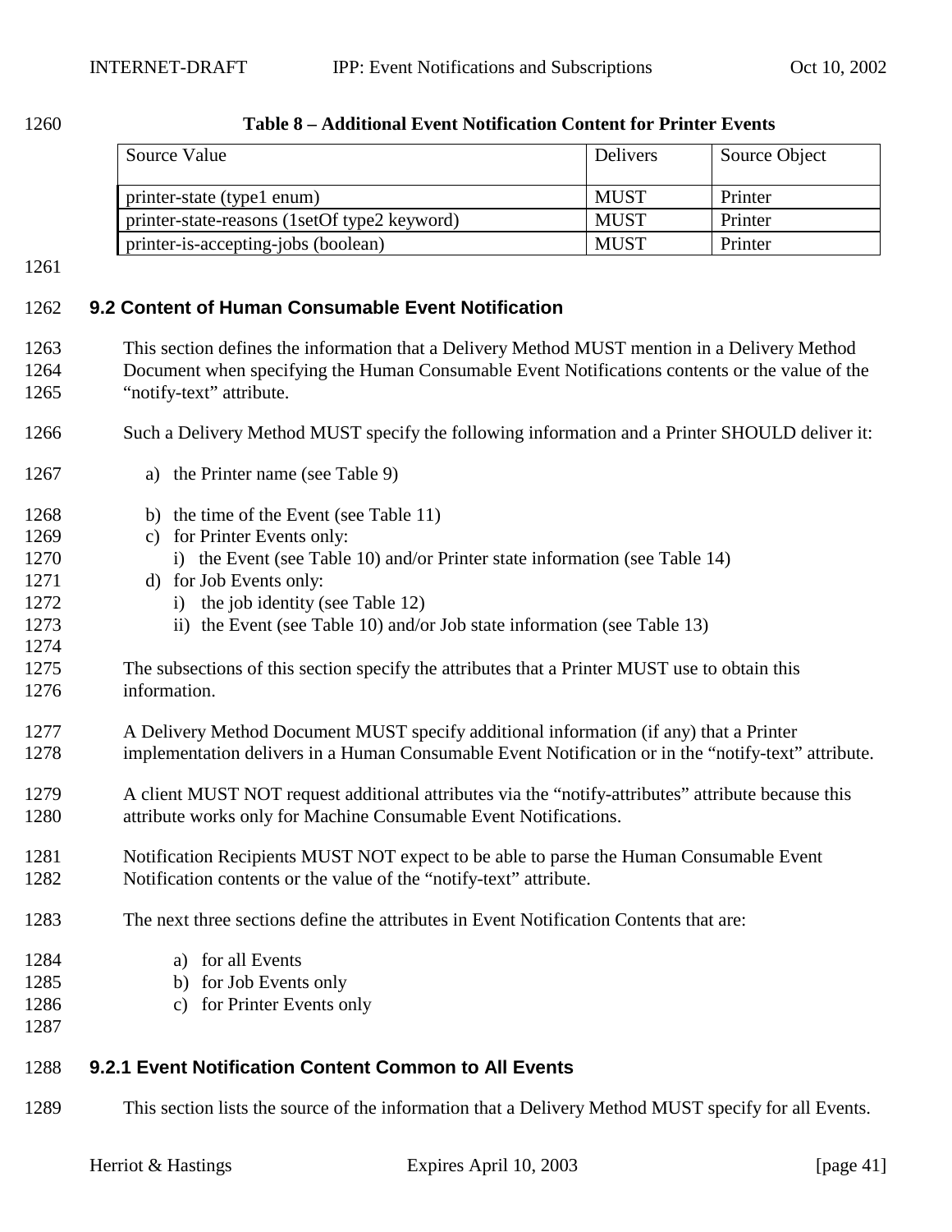**Table 8 – Additional Event Notification Content for Printer Events**

| Source Value | Delivers | Source Object |
| --- | --- | --- |
| printer-state (type1 enum) | MUST | Printer |
| printer-state-reasons (1setOf type2 keyword) | MUST | Printer |
| printer-is-accepting-jobs (boolean) | MUST | Printer |

### 9.2 Content of Human Consumable Event Notification

This section defines the information that a Delivery Method MUST mention in a Delivery Method Document when specifying the Human Consumable Event Notifications contents or the value of the "notify-text" attribute.

Such a Delivery Method MUST specify the following information and a Printer SHOULD deliver it:

a) the Printer name (see Table 9)

b) the time of the Event (see Table 11)
c) for Printer Events only:
   i) the Event (see Table 10) and/or Printer state information (see Table 14)
d) for Job Events only:
   i) the job identity (see Table 12)
   ii) the Event (see Table 10) and/or Job state information (see Table 13)

The subsections of this section specify the attributes that a Printer MUST use to obtain this information.

A Delivery Method Document MUST specify additional information (if any) that a Printer implementation delivers in a Human Consumable Event Notification or in the "notify-text" attribute.

A client MUST NOT request additional attributes via the "notify-attributes" attribute because this attribute works only for Machine Consumable Event Notifications.

Notification Recipients MUST NOT expect to be able to parse the Human Consumable Event Notification contents or the value of the "notify-text" attribute.

The next three sections define the attributes in Event Notification Contents that are:

a) for all Events
b) for Job Events only
c) for Printer Events only

#### 9.2.1 Event Notification Content Common to All Events

This section lists the source of the information that a Delivery Method MUST specify for all Events.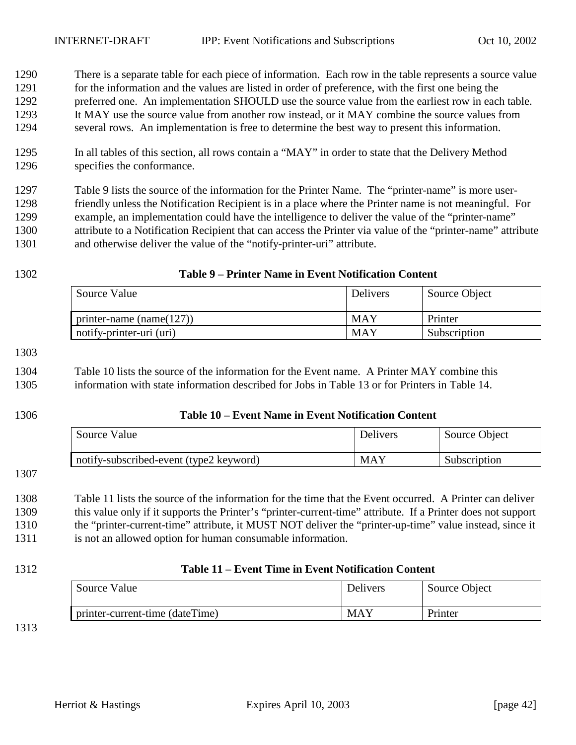There is a separate table for each piece of information. Each row in the table represents a source value for the information and the values are listed in order of preference, with the first one being the preferred one. An implementation SHOULD use the source value from the earliest row in each table. It MAY use the source value from another row instead, or it MAY combine the source values from several rows. An implementation is free to determine the best way to present this information.

In all tables of this section, all rows contain a "MAY" in order to state that the Delivery Method specifies the conformance.

Table 9 lists the source of the information for the Printer Name. The "printer-name" is more user-friendly unless the Notification Recipient is in a place where the Printer name is not meaningful. For example, an implementation could have the intelligence to deliver the value of the "printer-name" attribute to a Notification Recipient that can access the Printer via value of the "printer-name" attribute and otherwise deliver the value of the "notify-printer-uri" attribute.

**Table 9 – Printer Name in Event Notification Content**

| Source Value | Delivers | Source Object |
|---|---|---|
| printer-name (name(127)) | MAY | Printer |
| notify-printer-uri (uri) | MAY | Subscription |

Table 10 lists the source of the information for the Event name. A Printer MAY combine this information with state information described for Jobs in Table 13 or for Printers in Table 14.

**Table 10 – Event Name in Event Notification Content**

| Source Value | Delivers | Source Object |
|---|---|---|
| notify-subscribed-event (type2 keyword) | MAY | Subscription |

Table 11 lists the source of the information for the time that the Event occurred. A Printer can deliver this value only if it supports the Printer's "printer-current-time" attribute. If a Printer does not support the "printer-current-time" attribute, it MUST NOT deliver the "printer-up-time" value instead, since it is not an allowed option for human consumable information.

**Table 11 – Event Time in Event Notification Content**

| Source Value | Delivers | Source Object |
|---|---|---|
| printer-current-time (dateTime) | MAY | Printer |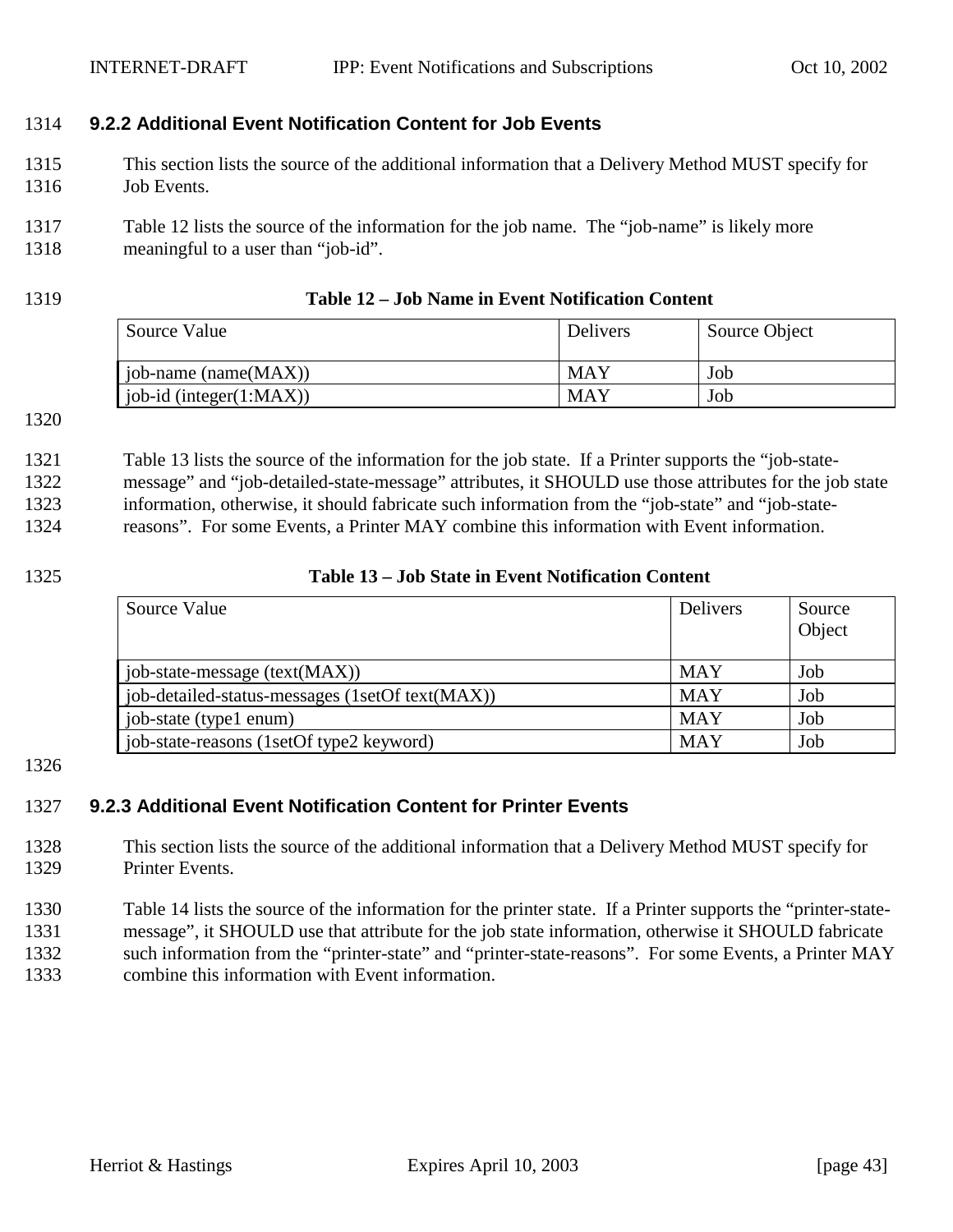### 9.2.2 Additional Event Notification Content for Job Events

This section lists the source of the additional information that a Delivery Method MUST specify for Job Events.

Table 12 lists the source of the information for the job name. The "job-name" is likely more meaningful to a user than "job-id".

**Table 12 – Job Name in Event Notification Content**

| Source Value | Delivers | Source Object |
|---|---|---|
| job-name (name(MAX)) | MAY | Job |
| job-id (integer(1:MAX)) | MAY | Job |

Table 13 lists the source of the information for the job state. If a Printer supports the "job-state-message" and "job-detailed-state-message" attributes, it SHOULD use those attributes for the job state information, otherwise, it should fabricate such information from the "job-state" and "job-state-reasons". For some Events, a Printer MAY combine this information with Event information.

**Table 13 – Job State in Event Notification Content**

| Source Value | Delivers | Source Object |
|---|---|---|
| job-state-message (text(MAX)) | MAY | Job |
| job-detailed-status-messages (1setOf text(MAX)) | MAY | Job |
| job-state (type1 enum) | MAY | Job |
| job-state-reasons (1setOf type2 keyword) | MAY | Job |

### 9.2.3 Additional Event Notification Content for Printer Events

This section lists the source of the additional information that a Delivery Method MUST specify for Printer Events.

Table 14 lists the source of the information for the printer state. If a Printer supports the "printer-state-message", it SHOULD use that attribute for the job state information, otherwise it SHOULD fabricate such information from the "printer-state" and "printer-state-reasons". For some Events, a Printer MAY combine this information with Event information.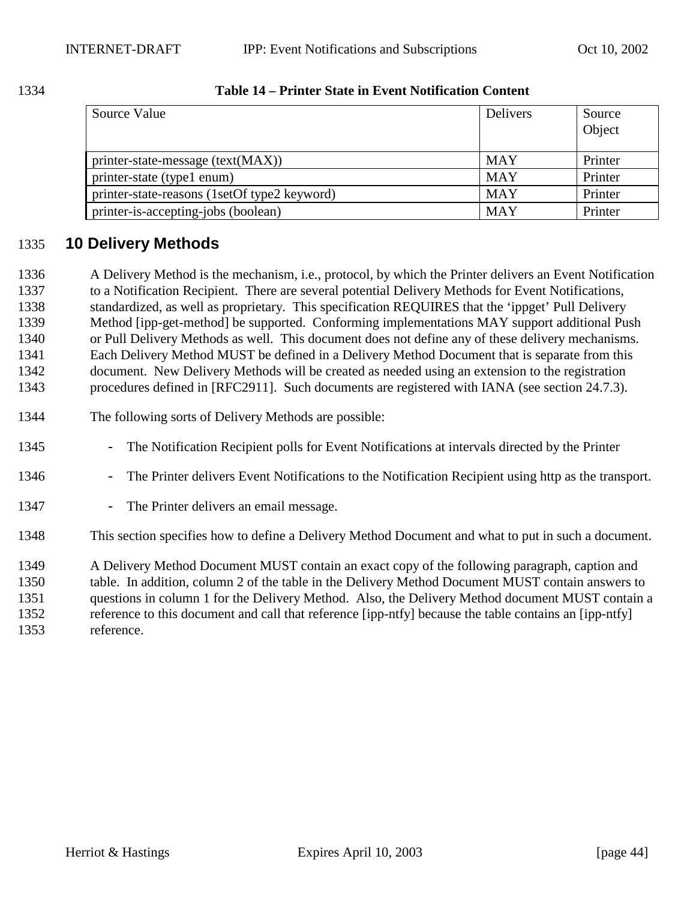**Table 14 – Printer State in Event Notification Content**

| Source Value | Delivers | Source Object |
|---|---|---|
| printer-state-message (text(MAX)) | MAY | Printer |
| printer-state (type1 enum) | MAY | Printer |
| printer-state-reasons (1setOf type2 keyword) | MAY | Printer |
| printer-is-accepting-jobs (boolean) | MAY | Printer |

# 10 Delivery Methods

A Delivery Method is the mechanism, i.e., protocol, by which the Printer delivers an Event Notification to a Notification Recipient. There are several potential Delivery Methods for Event Notifications, standardized, as well as proprietary. This specification REQUIRES that the 'ippget' Pull Delivery Method [ipp-get-method] be supported. Conforming implementations MAY support additional Push or Pull Delivery Methods as well. This document does not define any of these delivery mechanisms. Each Delivery Method MUST be defined in a Delivery Method Document that is separate from this document. New Delivery Methods will be created as needed using an extension to the registration procedures defined in [RFC2911]. Such documents are registered with IANA (see section 24.7.3).

The following sorts of Delivery Methods are possible:

- The Notification Recipient polls for Event Notifications at intervals directed by the Printer
- The Printer delivers Event Notifications to the Notification Recipient using http as the transport.
- The Printer delivers an email message.

This section specifies how to define a Delivery Method Document and what to put in such a document.

A Delivery Method Document MUST contain an exact copy of the following paragraph, caption and table. In addition, column 2 of the table in the Delivery Method Document MUST contain answers to questions in column 1 for the Delivery Method. Also, the Delivery Method document MUST contain a reference to this document and call that reference [ipp-ntfy] because the table contains an [ipp-ntfy] reference.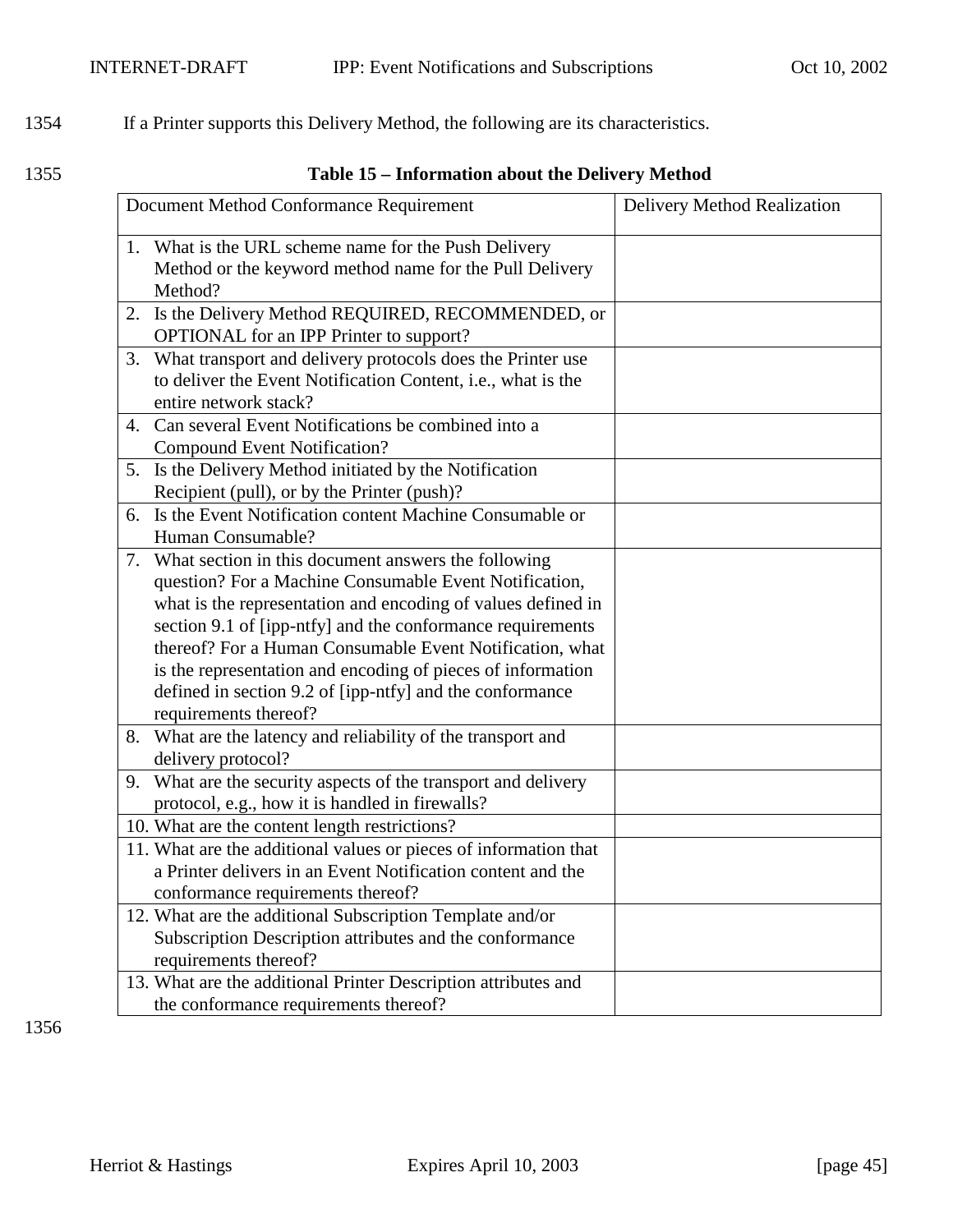1354 If a Printer supports this Delivery Method, the following are its characteristics.

1355 **Table 15 – Information about the Delivery Method**

| Document Method Conformance Requirement | Delivery Method Realization |
|---|---|
| 1. What is the URL scheme name for the Push Delivery Method or the keyword method name for the Pull Delivery Method? | |
| 2. Is the Delivery Method REQUIRED, RECOMMENDED, or OPTIONAL for an IPP Printer to support? | |
| 3. What transport and delivery protocols does the Printer use to deliver the Event Notification Content, i.e., what is the entire network stack? | |
| 4. Can several Event Notifications be combined into a Compound Event Notification? | |
| 5. Is the Delivery Method initiated by the Notification Recipient (pull), or by the Printer (push)? | |
| 6. Is the Event Notification content Machine Consumable or Human Consumable? | |
| 7. What section in this document answers the following question? For a Machine Consumable Event Notification, what is the representation and encoding of values defined in section 9.1 of [ipp-ntfy] and the conformance requirements thereof? For a Human Consumable Event Notification, what is the representation and encoding of pieces of information defined in section 9.2 of [ipp-ntfy] and the conformance requirements thereof? | |
| 8. What are the latency and reliability of the transport and delivery protocol? | |
| 9. What are the security aspects of the transport and delivery protocol, e.g., how it is handled in firewalls? | |
| 10. What are the content length restrictions? | |
| 11. What are the additional values or pieces of information that a Printer delivers in an Event Notification content and the conformance requirements thereof? | |
| 12. What are the additional Subscription Template and/or Subscription Description attributes and the conformance requirements thereof? | |
| 13. What are the additional Printer Description attributes and the conformance requirements thereof? | |

1356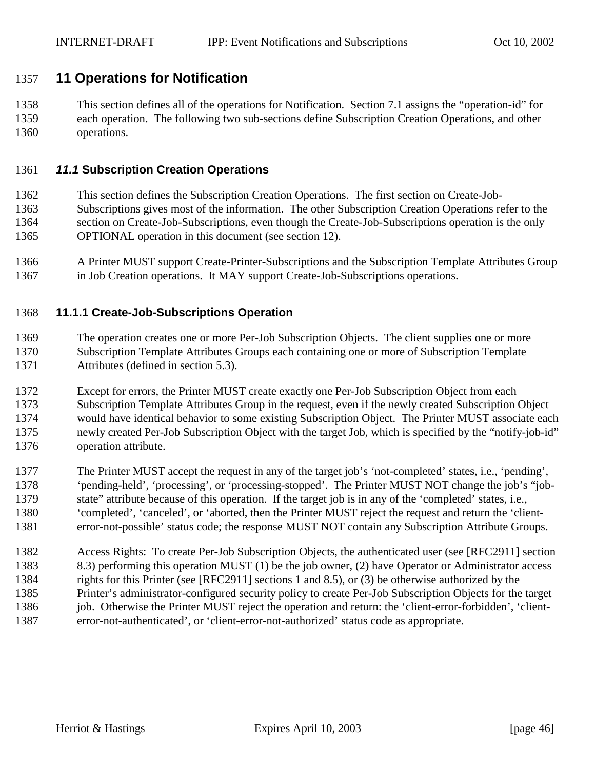# 11 Operations for Notification

This section defines all of the operations for Notification. Section 7.1 assigns the "operation-id" for each operation. The following two sub-sections define Subscription Creation Operations, and other operations.

## *11.1* Subscription Creation Operations

This section defines the Subscription Creation Operations. The first section on Create-Job-Subscriptions gives most of the information. The other Subscription Creation Operations refer to the section on Create-Job-Subscriptions, even though the Create-Job-Subscriptions operation is the only OPTIONAL operation in this document (see section 12).

A Printer MUST support Create-Printer-Subscriptions and the Subscription Template Attributes Group in Job Creation operations. It MAY support Create-Job-Subscriptions operations.

### 11.1.1 Create-Job-Subscriptions Operation

The operation creates one or more Per-Job Subscription Objects. The client supplies one or more Subscription Template Attributes Groups each containing one or more of Subscription Template Attributes (defined in section 5.3).

Except for errors, the Printer MUST create exactly one Per-Job Subscription Object from each Subscription Template Attributes Group in the request, even if the newly created Subscription Object would have identical behavior to some existing Subscription Object. The Printer MUST associate each newly created Per-Job Subscription Object with the target Job, which is specified by the "notify-job-id" operation attribute.

The Printer MUST accept the request in any of the target job's 'not-completed' states, i.e., 'pending', 'pending-held', 'processing', or 'processing-stopped'. The Printer MUST NOT change the job's "job-state" attribute because of this operation. If the target job is in any of the 'completed' states, i.e., 'completed', 'canceled', or 'aborted, then the Printer MUST reject the request and return the 'client-error-not-possible' status code; the response MUST NOT contain any Subscription Attribute Groups.

Access Rights: To create Per-Job Subscription Objects, the authenticated user (see [RFC2911] section 8.3) performing this operation MUST (1) be the job owner, (2) have Operator or Administrator access rights for this Printer (see [RFC2911] sections 1 and 8.5), or (3) be otherwise authorized by the Printer's administrator-configured security policy to create Per-Job Subscription Objects for the target job. Otherwise the Printer MUST reject the operation and return: the 'client-error-forbidden', 'client-error-not-authenticated', or 'client-error-not-authorized' status code as appropriate.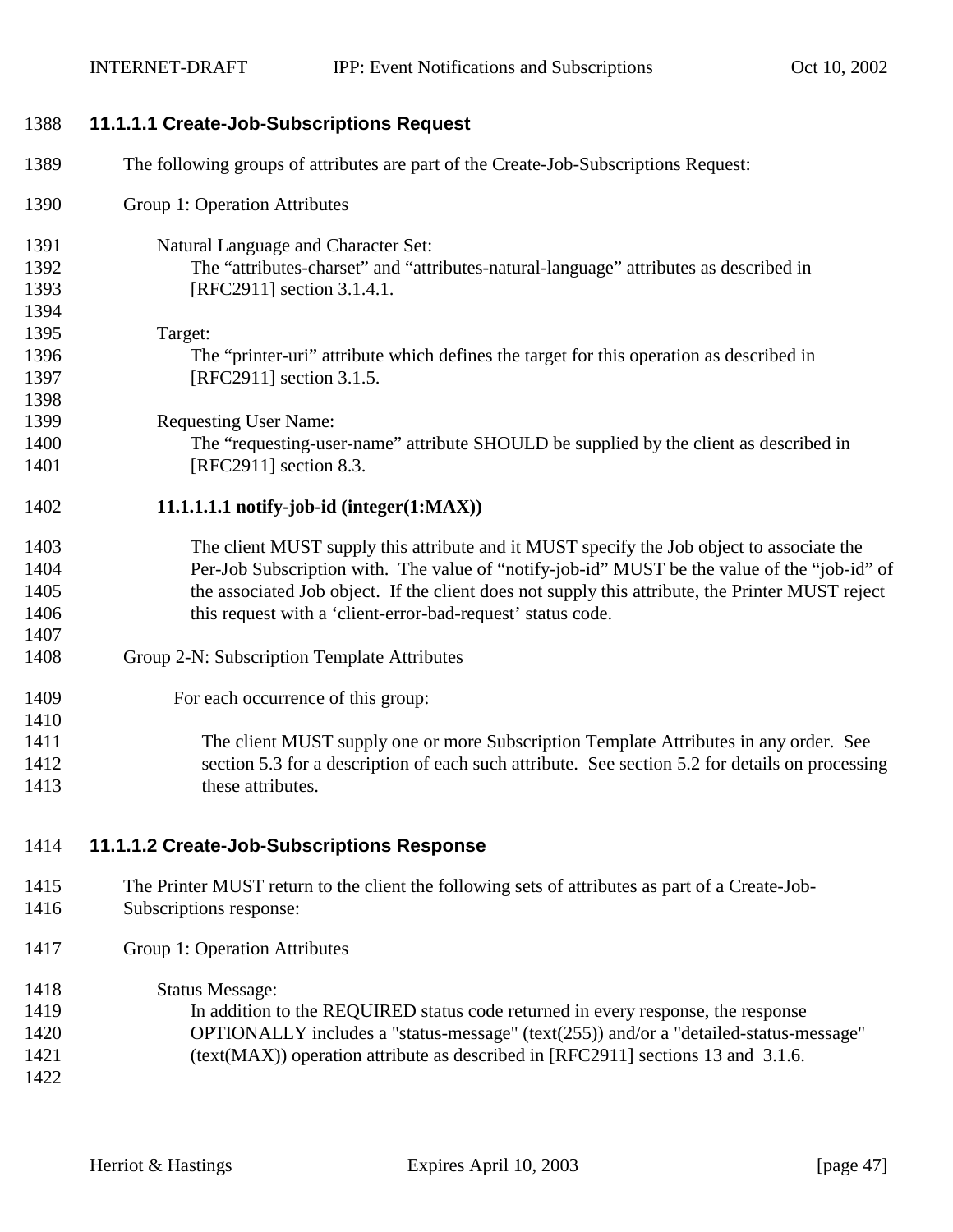#### 11.1.1.1 Create-Job-Subscriptions Request

The following groups of attributes are part of the Create-Job-Subscriptions Request:

Group 1: Operation Attributes

Natural Language and Character Set:
The “attributes-charset” and “attributes-natural-language” attributes as described in [RFC2911] section 3.1.4.1.

Target:
The “printer-uri” attribute which defines the target for this operation as described in [RFC2911] section 3.1.5.

Requesting User Name:
The “requesting-user-name” attribute SHOULD be supplied by the client as described in [RFC2911] section 8.3.

##### 11.1.1.1.1 notify-job-id (integer(1:MAX))

The client MUST supply this attribute and it MUST specify the Job object to associate the Per-Job Subscription with. The value of “notify-job-id” MUST be the value of the “job-id” of the associated Job object. If the client does not supply this attribute, the Printer MUST reject this request with a ‘client-error-bad-request’ status code.

Group 2-N: Subscription Template Attributes

For each occurrence of this group:

The client MUST supply one or more Subscription Template Attributes in any order. See section 5.3 for a description of each such attribute. See section 5.2 for details on processing these attributes.

#### 11.1.1.2 Create-Job-Subscriptions Response

The Printer MUST return to the client the following sets of attributes as part of a Create-Job-Subscriptions response:

Group 1: Operation Attributes

Status Message:
In addition to the REQUIRED status code returned in every response, the response OPTIONALLY includes a "status-message" (text(255)) and/or a "detailed-status-message" (text(MAX)) operation attribute as described in [RFC2911] sections 13 and 3.1.6.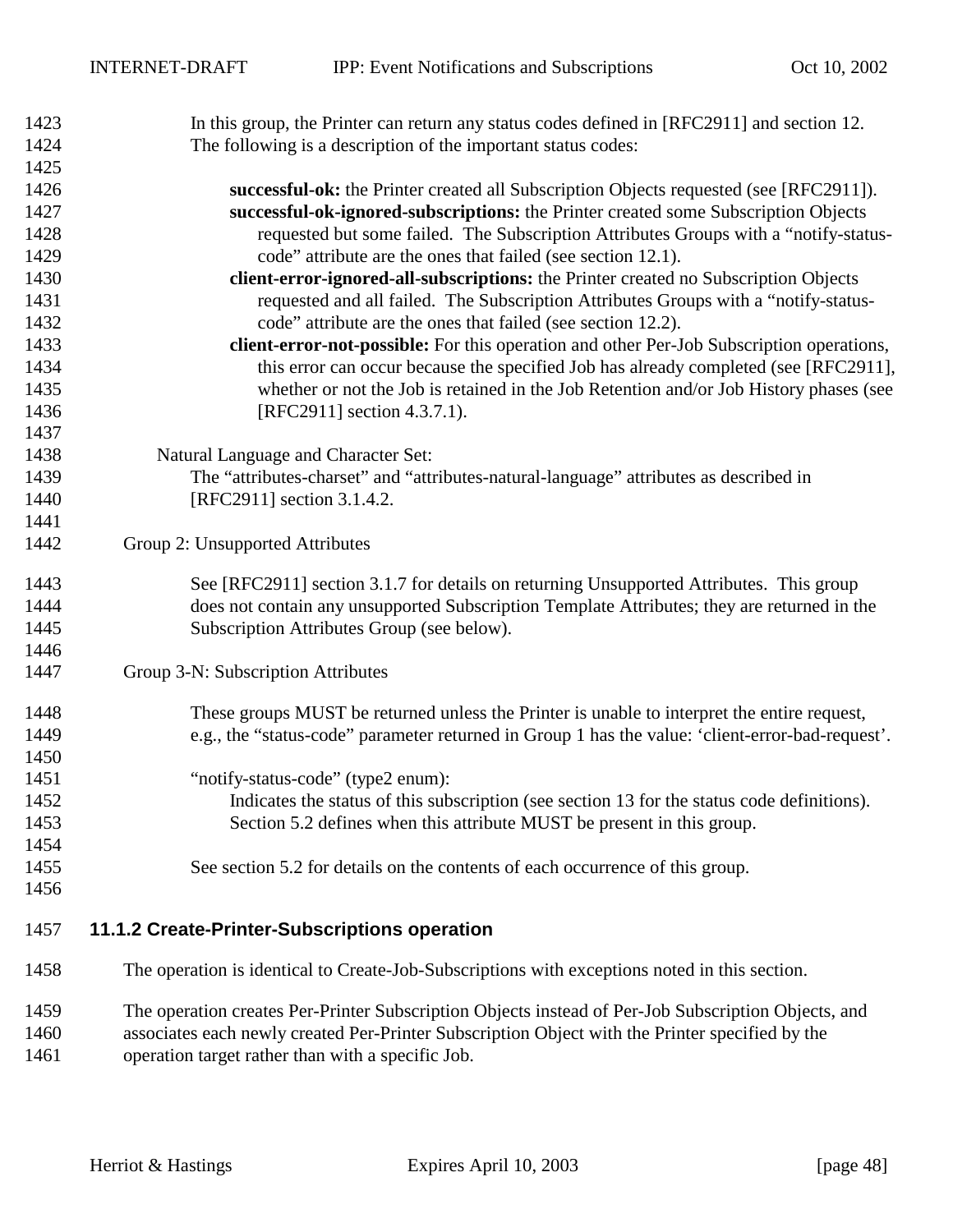In this group, the Printer can return any status codes defined in [RFC2911] and section 12. The following is a description of the important status codes:

**successful-ok:** the Printer created all Subscription Objects requested (see [RFC2911]).

**successful-ok-ignored-subscriptions:** the Printer created some Subscription Objects requested but some failed. The Subscription Attributes Groups with a “notify-status-code” attribute are the ones that failed (see section 12.1).

**client-error-ignored-all-subscriptions:** the Printer created no Subscription Objects requested and all failed. The Subscription Attributes Groups with a “notify-status-code” attribute are the ones that failed (see section 12.2).

**client-error-not-possible:** For this operation and other Per-Job Subscription operations, this error can occur because the specified Job has already completed (see [RFC2911], whether or not the Job is retained in the Job Retention and/or Job History phases (see [RFC2911] section 4.3.7.1).

Natural Language and Character Set:

The “attributes-charset” and “attributes-natural-language” attributes as described in [RFC2911] section 3.1.4.2.

Group 2: Unsupported Attributes

See [RFC2911] section 3.1.7 for details on returning Unsupported Attributes. This group does not contain any unsupported Subscription Template Attributes; they are returned in the Subscription Attributes Group (see below).

Group 3-N: Subscription Attributes

These groups MUST be returned unless the Printer is unable to interpret the entire request, e.g., the “status-code” parameter returned in Group 1 has the value: ‘client-error-bad-request’.

“notify-status-code” (type2 enum):

Indicates the status of this subscription (see section 13 for the status code definitions). Section 5.2 defines when this attribute MUST be present in this group.

See section 5.2 for details on the contents of each occurrence of this group.

### 11.1.2 Create-Printer-Subscriptions operation

The operation is identical to Create-Job-Subscriptions with exceptions noted in this section.

The operation creates Per-Printer Subscription Objects instead of Per-Job Subscription Objects, and associates each newly created Per-Printer Subscription Object with the Printer specified by the operation target rather than with a specific Job.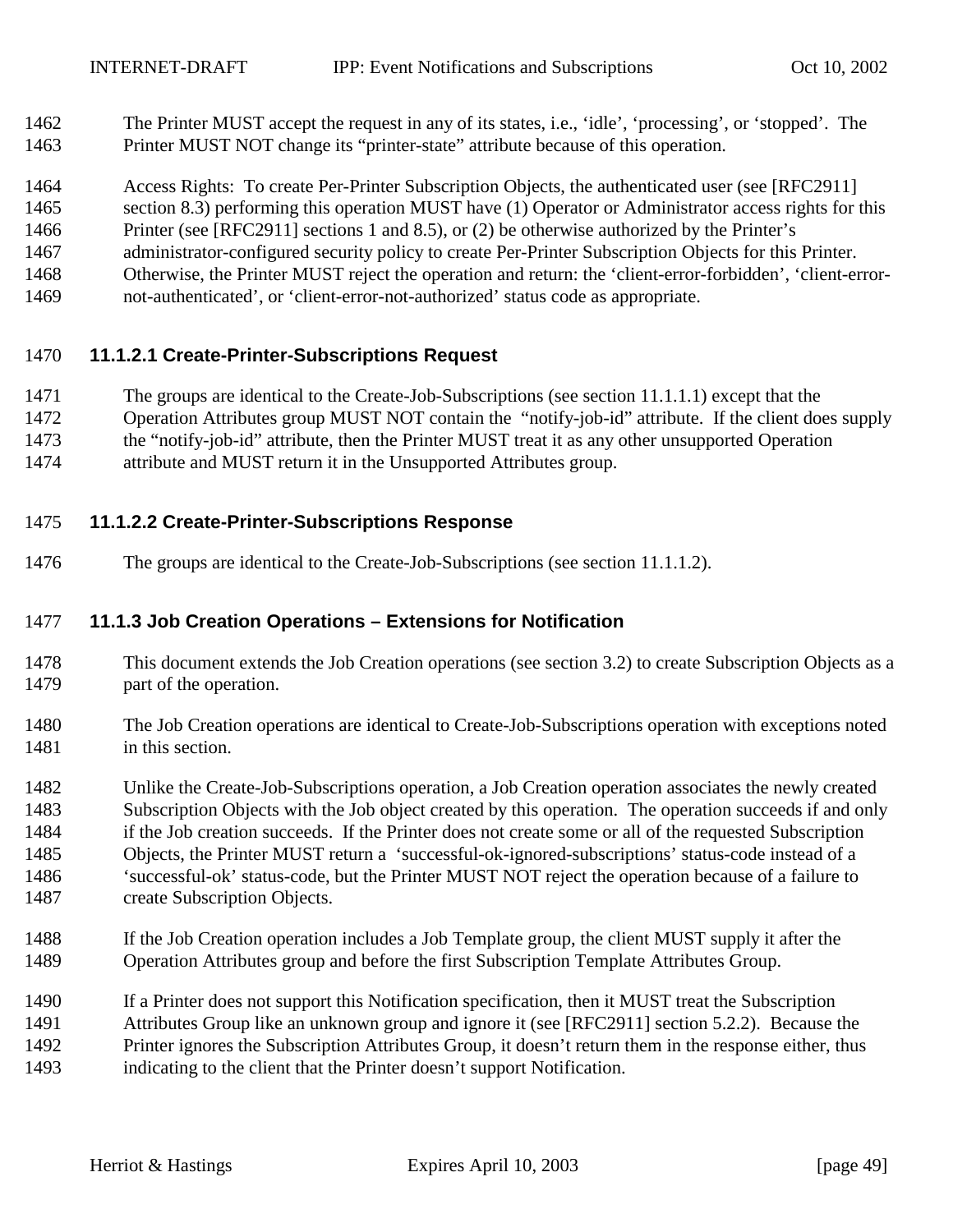The Printer MUST accept the request in any of its states, i.e., 'idle', 'processing', or 'stopped'. The Printer MUST NOT change its "printer-state" attribute because of this operation.

Access Rights: To create Per-Printer Subscription Objects, the authenticated user (see [RFC2911] section 8.3) performing this operation MUST have (1) Operator or Administrator access rights for this Printer (see [RFC2911] sections 1 and 8.5), or (2) be otherwise authorized by the Printer's administrator-configured security policy to create Per-Printer Subscription Objects for this Printer. Otherwise, the Printer MUST reject the operation and return: the 'client-error-forbidden', 'client-error-not-authenticated', or 'client-error-not-authorized' status code as appropriate.

#### 11.1.2.1 Create-Printer-Subscriptions Request

The groups are identical to the Create-Job-Subscriptions (see section 11.1.1.1) except that the Operation Attributes group MUST NOT contain the "notify-job-id" attribute. If the client does supply the "notify-job-id" attribute, then the Printer MUST treat it as any other unsupported Operation attribute and MUST return it in the Unsupported Attributes group.

#### 11.1.2.2 Create-Printer-Subscriptions Response

The groups are identical to the Create-Job-Subscriptions (see section 11.1.1.2).

### 11.1.3 Job Creation Operations – Extensions for Notification

This document extends the Job Creation operations (see section 3.2) to create Subscription Objects as a part of the operation.

The Job Creation operations are identical to Create-Job-Subscriptions operation with exceptions noted in this section.

Unlike the Create-Job-Subscriptions operation, a Job Creation operation associates the newly created Subscription Objects with the Job object created by this operation. The operation succeeds if and only if the Job creation succeeds. If the Printer does not create some or all of the requested Subscription Objects, the Printer MUST return a 'successful-ok-ignored-subscriptions' status-code instead of a 'successful-ok' status-code, but the Printer MUST NOT reject the operation because of a failure to create Subscription Objects.

If the Job Creation operation includes a Job Template group, the client MUST supply it after the Operation Attributes group and before the first Subscription Template Attributes Group.

If a Printer does not support this Notification specification, then it MUST treat the Subscription Attributes Group like an unknown group and ignore it (see [RFC2911] section 5.2.2). Because the Printer ignores the Subscription Attributes Group, it doesn't return them in the response either, thus indicating to the client that the Printer doesn't support Notification.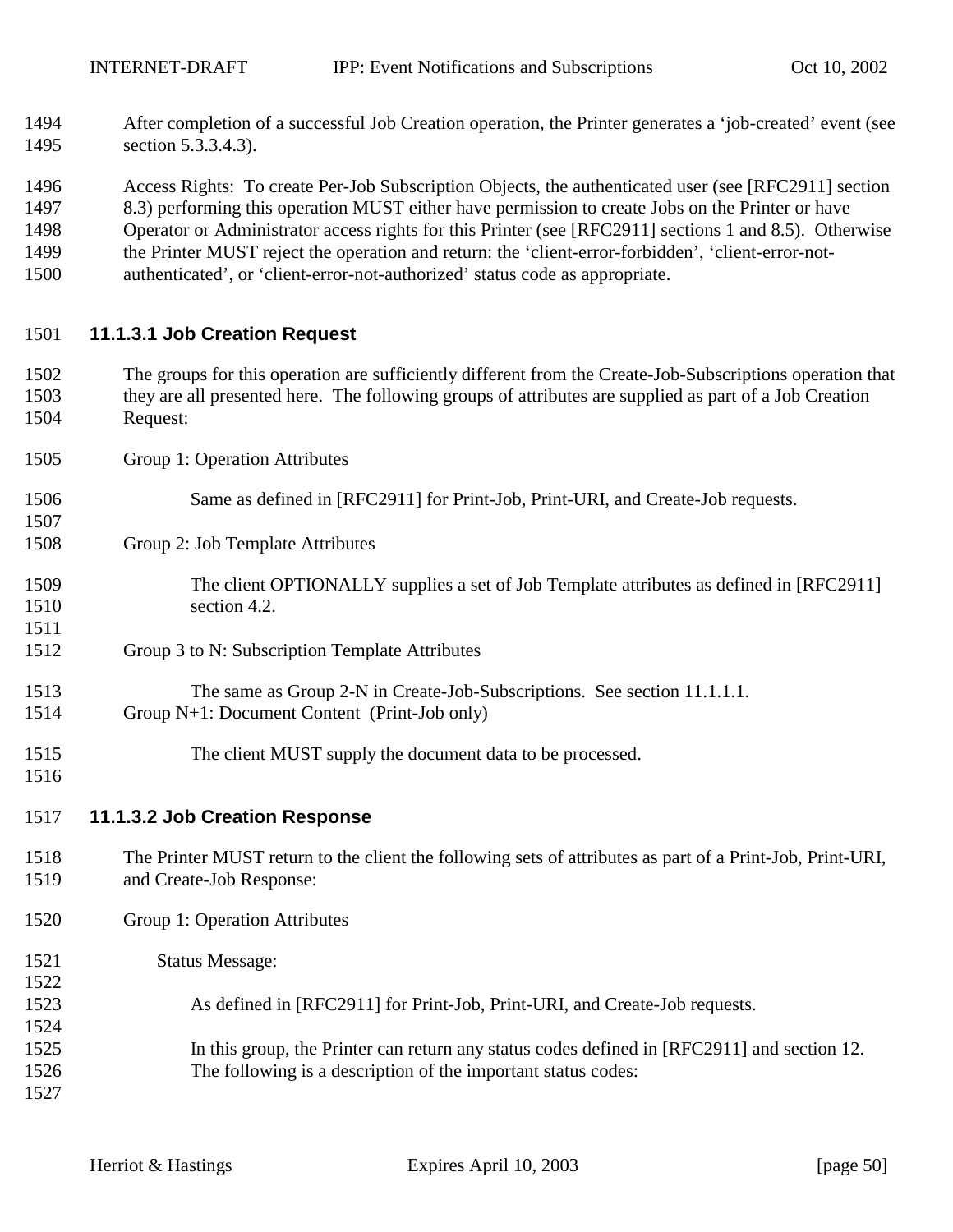After completion of a successful Job Creation operation, the Printer generates a 'job-created' event (see section 5.3.3.4.3).

Access Rights: To create Per-Job Subscription Objects, the authenticated user (see [RFC2911] section 8.3) performing this operation MUST either have permission to create Jobs on the Printer or have Operator or Administrator access rights for this Printer (see [RFC2911] sections 1 and 8.5). Otherwise the Printer MUST reject the operation and return: the 'client-error-forbidden', 'client-error-not-authenticated', or 'client-error-not-authorized' status code as appropriate.

#### 11.1.3.1 Job Creation Request

The groups for this operation are sufficiently different from the Create-Job-Subscriptions operation that they are all presented here. The following groups of attributes are supplied as part of a Job Creation Request:

Group 1: Operation Attributes

Same as defined in [RFC2911] for Print-Job, Print-URI, and Create-Job requests.

Group 2: Job Template Attributes

The client OPTIONALLY supplies a set of Job Template attributes as defined in [RFC2911] section 4.2.

Group 3 to N: Subscription Template Attributes

The same as Group 2-N in Create-Job-Subscriptions. See section 11.1.1.1.

Group N+1: Document Content (Print-Job only)

The client MUST supply the document data to be processed.

#### 11.1.3.2 Job Creation Response

The Printer MUST return to the client the following sets of attributes as part of a Print-Job, Print-URI, and Create-Job Response:

Group 1: Operation Attributes

Status Message:

As defined in [RFC2911] for Print-Job, Print-URI, and Create-Job requests.

In this group, the Printer can return any status codes defined in [RFC2911] and section 12. The following is a description of the important status codes: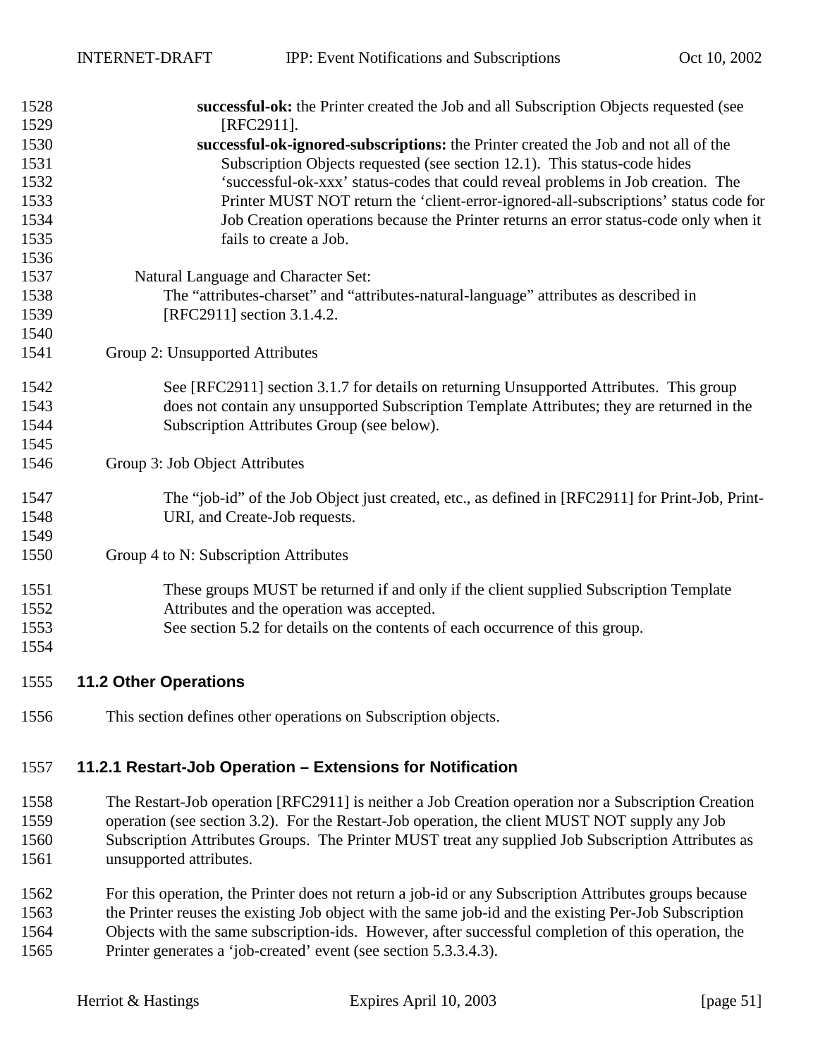**successful-ok:** the Printer created the Job and all Subscription Objects requested (see [RFC2911].

**successful-ok-ignored-subscriptions:** the Printer created the Job and not all of the Subscription Objects requested (see section 12.1). This status-code hides 'successful-ok-xxx' status-codes that could reveal problems in Job creation. The Printer MUST NOT return the 'client-error-ignored-all-subscriptions' status code for Job Creation operations because the Printer returns an error status-code only when it fails to create a Job.

Natural Language and Character Set:

The "attributes-charset" and "attributes-natural-language" attributes as described in [RFC2911] section 3.1.4.2.

Group 2: Unsupported Attributes

See [RFC2911] section 3.1.7 for details on returning Unsupported Attributes. This group does not contain any unsupported Subscription Template Attributes; they are returned in the Subscription Attributes Group (see below).

Group 3: Job Object Attributes

The "job-id" of the Job Object just created, etc., as defined in [RFC2911] for Print-Job, Print-URI, and Create-Job requests.

Group 4 to N: Subscription Attributes

These groups MUST be returned if and only if the client supplied Subscription Template Attributes and the operation was accepted.
See section 5.2 for details on the contents of each occurrence of this group.

## 11.2 Other Operations

This section defines other operations on Subscription objects.

### 11.2.1 Restart-Job Operation – Extensions for Notification

The Restart-Job operation [RFC2911] is neither a Job Creation operation nor a Subscription Creation operation (see section 3.2). For the Restart-Job operation, the client MUST NOT supply any Job Subscription Attributes Groups. The Printer MUST treat any supplied Job Subscription Attributes as unsupported attributes.

For this operation, the Printer does not return a job-id or any Subscription Attributes groups because the Printer reuses the existing Job object with the same job-id and the existing Per-Job Subscription Objects with the same subscription-ids. However, after successful completion of this operation, the Printer generates a 'job-created' event (see section 5.3.3.4.3).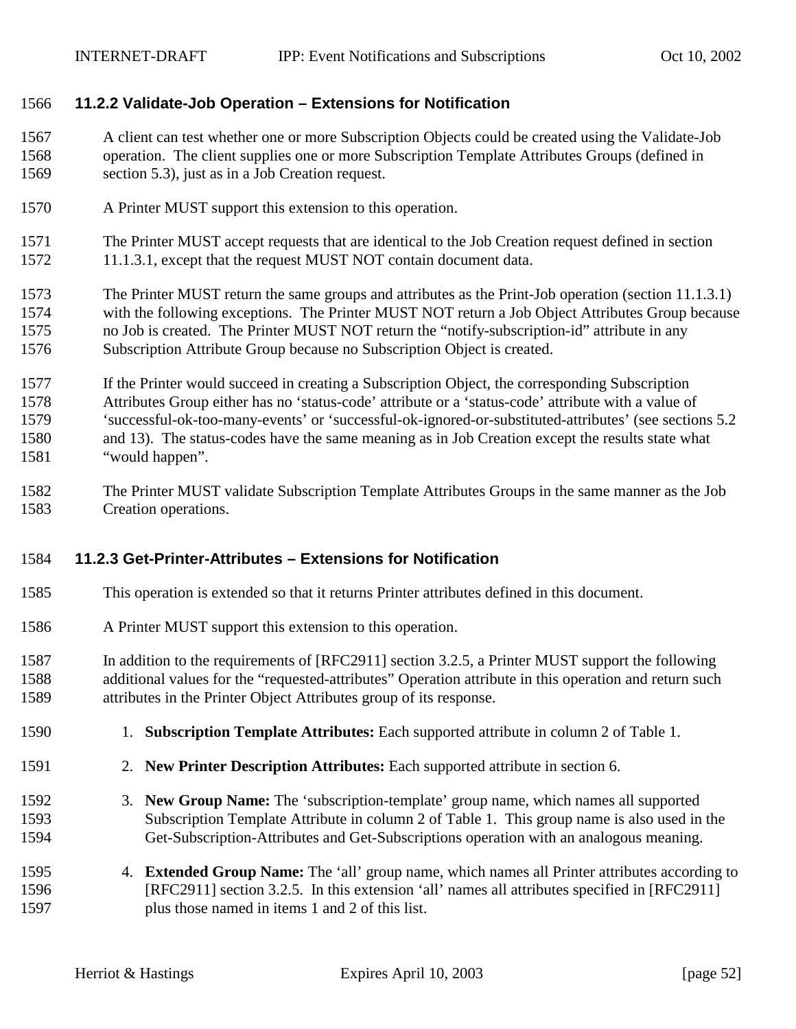### 11.2.2 Validate-Job Operation – Extensions for Notification

A client can test whether one or more Subscription Objects could be created using the Validate-Job operation. The client supplies one or more Subscription Template Attributes Groups (defined in section 5.3), just as in a Job Creation request.

A Printer MUST support this extension to this operation.

The Printer MUST accept requests that are identical to the Job Creation request defined in section 11.1.3.1, except that the request MUST NOT contain document data.

The Printer MUST return the same groups and attributes as the Print-Job operation (section 11.1.3.1) with the following exceptions. The Printer MUST NOT return a Job Object Attributes Group because no Job is created. The Printer MUST NOT return the "notify-subscription-id" attribute in any Subscription Attribute Group because no Subscription Object is created.

If the Printer would succeed in creating a Subscription Object, the corresponding Subscription Attributes Group either has no 'status-code' attribute or a 'status-code' attribute with a value of 'successful-ok-too-many-events' or 'successful-ok-ignored-or-substituted-attributes' (see sections 5.2 and 13). The status-codes have the same meaning as in Job Creation except the results state what "would happen".

The Printer MUST validate Subscription Template Attributes Groups in the same manner as the Job Creation operations.

### 11.2.3 Get-Printer-Attributes – Extensions for Notification

This operation is extended so that it returns Printer attributes defined in this document.

A Printer MUST support this extension to this operation.

In addition to the requirements of [RFC2911] section 3.2.5, a Printer MUST support the following additional values for the "requested-attributes" Operation attribute in this operation and return such attributes in the Printer Object Attributes group of its response.

1. **Subscription Template Attributes:** Each supported attribute in column 2 of Table 1.
2. **New Printer Description Attributes:** Each supported attribute in section 6.
3. **New Group Name:** The 'subscription-template' group name, which names all supported Subscription Template Attribute in column 2 of Table 1. This group name is also used in the Get-Subscription-Attributes and Get-Subscriptions operation with an analogous meaning.
4. **Extended Group Name:** The 'all' group name, which names all Printer attributes according to [RFC2911] section 3.2.5. In this extension 'all' names all attributes specified in [RFC2911] plus those named in items 1 and 2 of this list.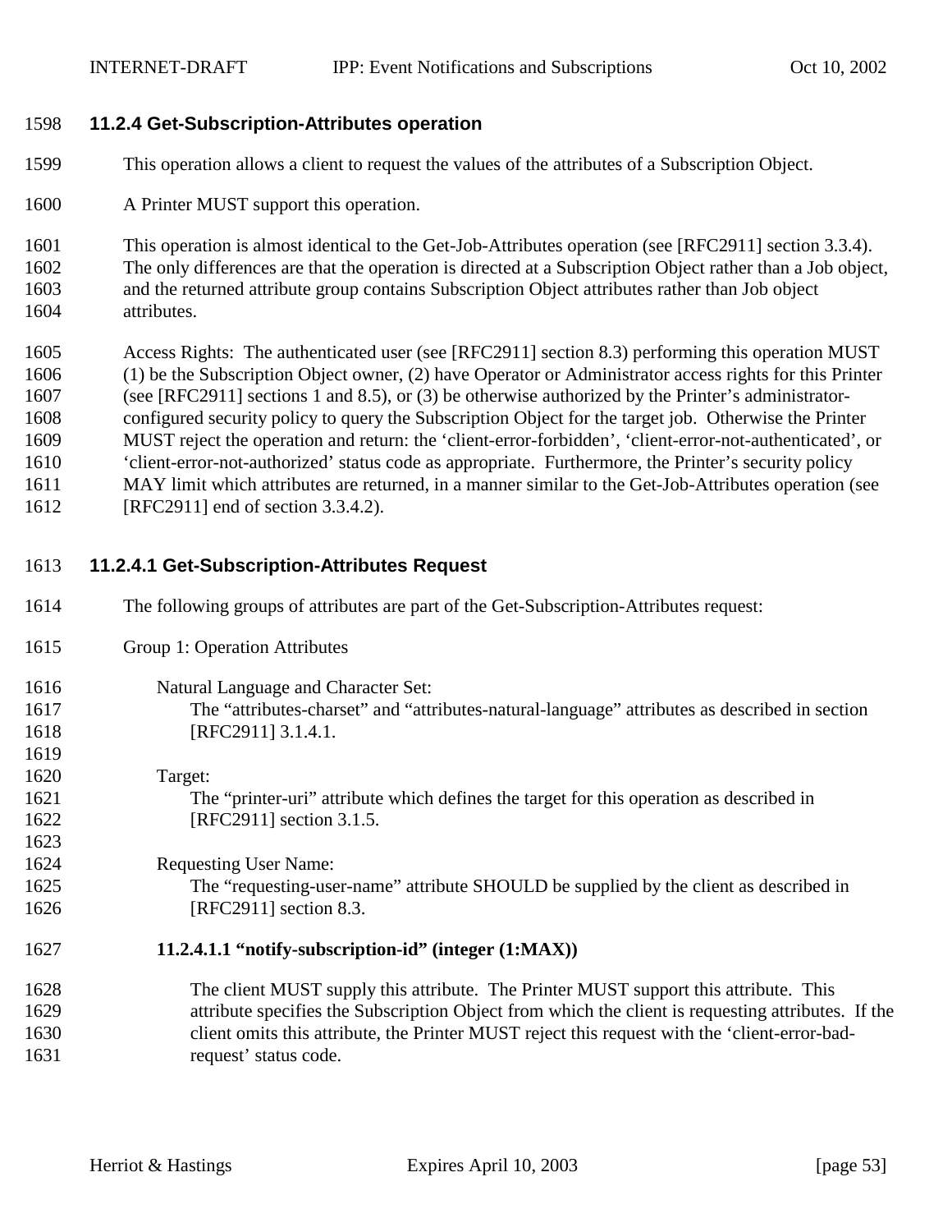### 11.2.4 Get-Subscription-Attributes operation

This operation allows a client to request the values of the attributes of a Subscription Object.

A Printer MUST support this operation.

This operation is almost identical to the Get-Job-Attributes operation (see [RFC2911] section 3.3.4). The only differences are that the operation is directed at a Subscription Object rather than a Job object, and the returned attribute group contains Subscription Object attributes rather than Job object attributes.

Access Rights: The authenticated user (see [RFC2911] section 8.3) performing this operation MUST (1) be the Subscription Object owner, (2) have Operator or Administrator access rights for this Printer (see [RFC2911] sections 1 and 8.5), or (3) be otherwise authorized by the Printer's administrator-configured security policy to query the Subscription Object for the target job. Otherwise the Printer MUST reject the operation and return: the 'client-error-forbidden', 'client-error-not-authenticated', or 'client-error-not-authorized' status code as appropriate. Furthermore, the Printer's security policy MAY limit which attributes are returned, in a manner similar to the Get-Job-Attributes operation (see [RFC2911] end of section 3.3.4.2).

#### 11.2.4.1 Get-Subscription-Attributes Request

The following groups of attributes are part of the Get-Subscription-Attributes request:

Group 1: Operation Attributes

Natural Language and Character Set:
The "attributes-charset" and "attributes-natural-language" attributes as described in section [RFC2911] 3.1.4.1.

Target:
The "printer-uri" attribute which defines the target for this operation as described in [RFC2911] section 3.1.5.

Requesting User Name:
The "requesting-user-name" attribute SHOULD be supplied by the client as described in [RFC2911] section 8.3.

**11.2.4.1.1 "notify-subscription-id" (integer (1:MAX))**

The client MUST supply this attribute. The Printer MUST support this attribute. This attribute specifies the Subscription Object from which the client is requesting attributes. If the client omits this attribute, the Printer MUST reject this request with the 'client-error-bad-request' status code.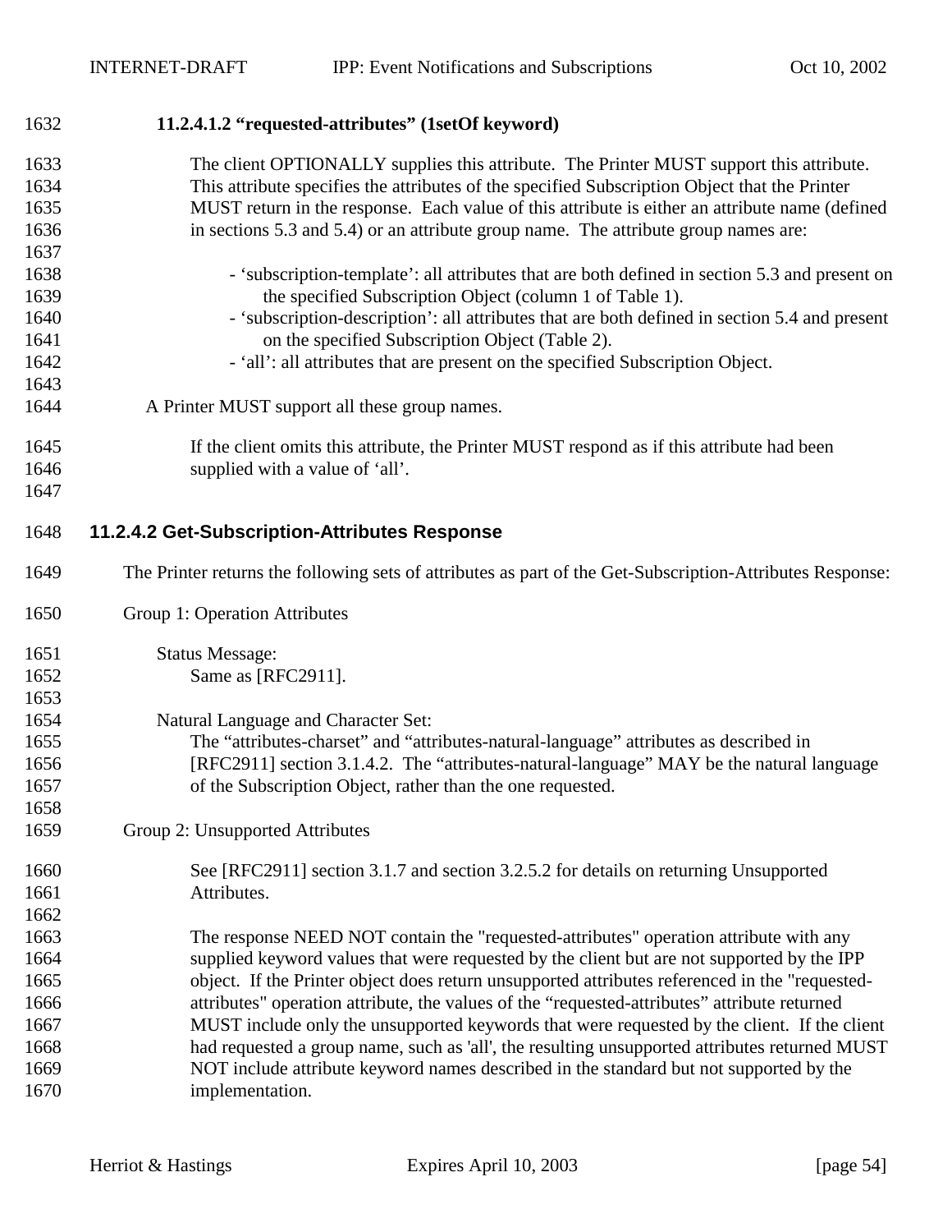#### 11.2.4.1.2 "requested-attributes" (1setOf keyword)

The client OPTIONALLY supplies this attribute. The Printer MUST support this attribute. This attribute specifies the attributes of the specified Subscription Object that the Printer MUST return in the response. Each value of this attribute is either an attribute name (defined in sections 5.3 and 5.4) or an attribute group name. The attribute group names are:

- 'subscription-template': all attributes that are both defined in section 5.3 and present on the specified Subscription Object (column 1 of Table 1).
- 'subscription-description': all attributes that are both defined in section 5.4 and present on the specified Subscription Object (Table 2).
- 'all': all attributes that are present on the specified Subscription Object.

A Printer MUST support all these group names.

If the client omits this attribute, the Printer MUST respond as if this attribute had been supplied with a value of 'all'.

### 11.2.4.2 Get-Subscription-Attributes Response

The Printer returns the following sets of attributes as part of the Get-Subscription-Attributes Response:

Group 1: Operation Attributes

Status Message:
Same as [RFC2911].

Natural Language and Character Set:
The "attributes-charset" and "attributes-natural-language" attributes as described in [RFC2911] section 3.1.4.2. The "attributes-natural-language" MAY be the natural language of the Subscription Object, rather than the one requested.

Group 2: Unsupported Attributes

See [RFC2911] section 3.1.7 and section 3.2.5.2 for details on returning Unsupported Attributes.

The response NEED NOT contain the "requested-attributes" operation attribute with any supplied keyword values that were requested by the client but are not supported by the IPP object. If the Printer object does return unsupported attributes referenced in the "requested-attributes" operation attribute, the values of the "requested-attributes" attribute returned MUST include only the unsupported keywords that were requested by the client. If the client had requested a group name, such as 'all', the resulting unsupported attributes returned MUST NOT include attribute keyword names described in the standard but not supported by the implementation.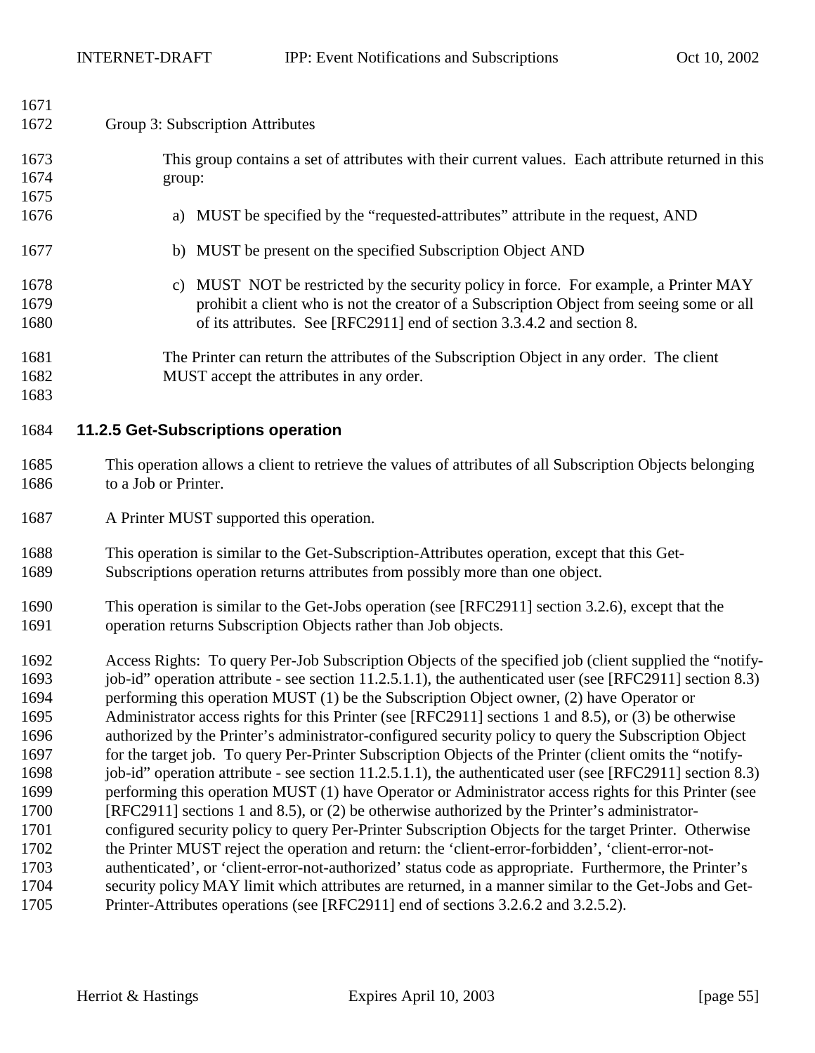Group 3: Subscription Attributes

This group contains a set of attributes with their current values. Each attribute returned in this group:

a) MUST be specified by the "requested-attributes" attribute in the request, AND

b) MUST be present on the specified Subscription Object AND

c) MUST NOT be restricted by the security policy in force. For example, a Printer MAY prohibit a client who is not the creator of a Subscription Object from seeing some or all of its attributes. See [RFC2911] end of section 3.3.4.2 and section 8.

The Printer can return the attributes of the Subscription Object in any order. The client MUST accept the attributes in any order.

### 11.2.5 Get-Subscriptions operation

This operation allows a client to retrieve the values of attributes of all Subscription Objects belonging to a Job or Printer.

A Printer MUST supported this operation.

This operation is similar to the Get-Subscription-Attributes operation, except that this Get-Subscriptions operation returns attributes from possibly more than one object.

This operation is similar to the Get-Jobs operation (see [RFC2911] section 3.2.6), except that the operation returns Subscription Objects rather than Job objects.

Access Rights: To query Per-Job Subscription Objects of the specified job (client supplied the "notify-job-id" operation attribute - see section 11.2.5.1.1), the authenticated user (see [RFC2911] section 8.3) performing this operation MUST (1) be the Subscription Object owner, (2) have Operator or Administrator access rights for this Printer (see [RFC2911] sections 1 and 8.5), or (3) be otherwise authorized by the Printer's administrator-configured security policy to query the Subscription Object for the target job. To query Per-Printer Subscription Objects of the Printer (client omits the "notify-job-id" operation attribute - see section 11.2.5.1.1), the authenticated user (see [RFC2911] section 8.3) performing this operation MUST (1) have Operator or Administrator access rights for this Printer (see [RFC2911] sections 1 and 8.5), or (2) be otherwise authorized by the Printer's administrator-configured security policy to query Per-Printer Subscription Objects for the target Printer. Otherwise the Printer MUST reject the operation and return: the 'client-error-forbidden', 'client-error-not-authenticated', or 'client-error-not-authorized' status code as appropriate. Furthermore, the Printer's security policy MAY limit which attributes are returned, in a manner similar to the Get-Jobs and Get-Printer-Attributes operations (see [RFC2911] end of sections 3.2.6.2 and 3.2.5.2).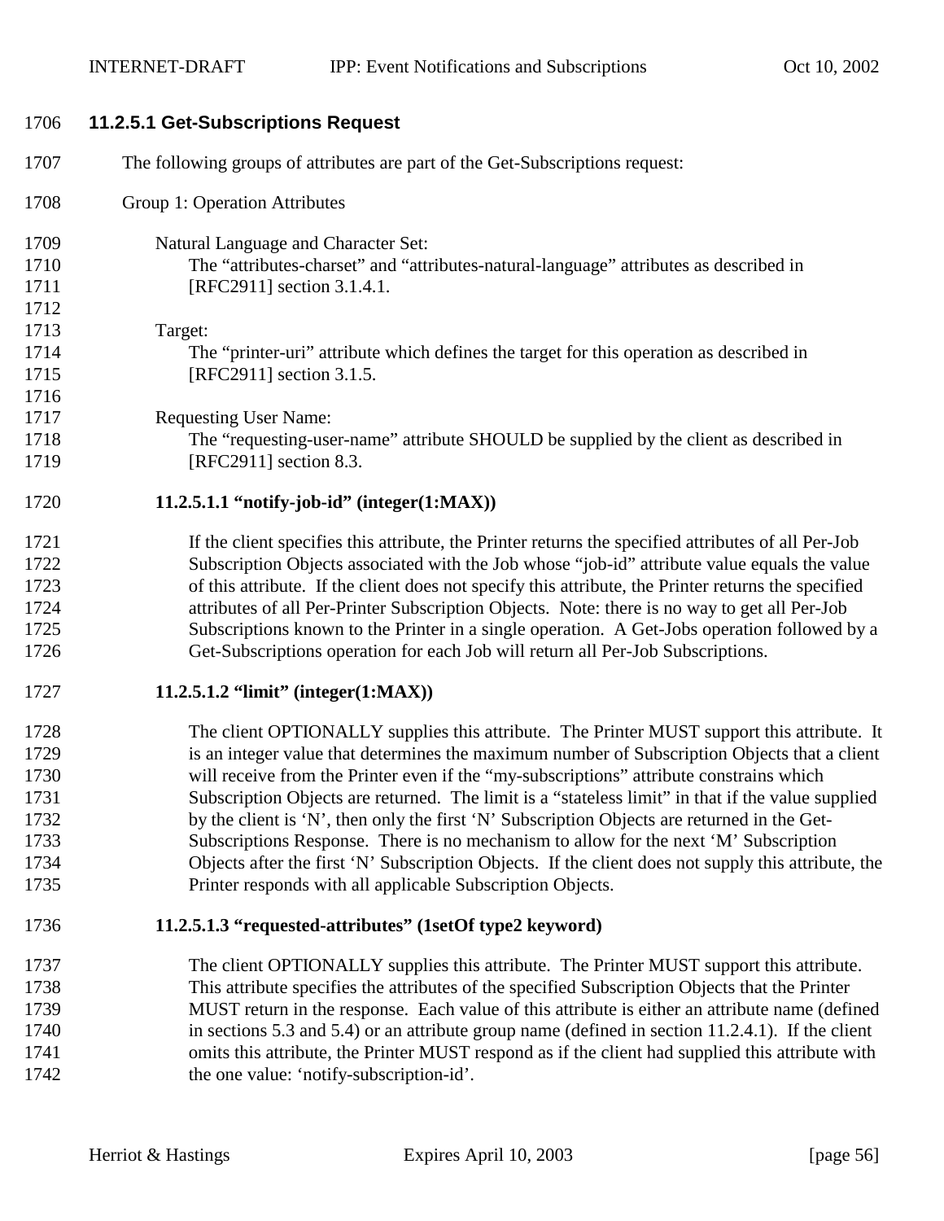#### 11.2.5.1 Get-Subscriptions Request

The following groups of attributes are part of the Get-Subscriptions request:

Group 1: Operation Attributes

Natural Language and Character Set:
The “attributes-charset” and “attributes-natural-language” attributes as described in [RFC2911] section 3.1.4.1.

Target:
The “printer-uri” attribute which defines the target for this operation as described in [RFC2911] section 3.1.5.

Requesting User Name:
The “requesting-user-name” attribute SHOULD be supplied by the client as described in [RFC2911] section 8.3.

##### 11.2.5.1.1 “notify-job-id” (integer(1:MAX))

If the client specifies this attribute, the Printer returns the specified attributes of all Per-Job Subscription Objects associated with the Job whose “job-id” attribute value equals the value of this attribute. If the client does not specify this attribute, the Printer returns the specified attributes of all Per-Printer Subscription Objects. Note: there is no way to get all Per-Job Subscriptions known to the Printer in a single operation. A Get-Jobs operation followed by a Get-Subscriptions operation for each Job will return all Per-Job Subscriptions.

##### 11.2.5.1.2 “limit” (integer(1:MAX))

The client OPTIONALLY supplies this attribute. The Printer MUST support this attribute. It is an integer value that determines the maximum number of Subscription Objects that a client will receive from the Printer even if the “my-subscriptions” attribute constrains which Subscription Objects are returned. The limit is a “stateless limit” in that if the value supplied by the client is ‘N’, then only the first ‘N’ Subscription Objects are returned in the Get-Subscriptions Response. There is no mechanism to allow for the next ‘M’ Subscription Objects after the first ‘N’ Subscription Objects. If the client does not supply this attribute, the Printer responds with all applicable Subscription Objects.

##### 11.2.5.1.3 “requested-attributes” (1setOf type2 keyword)

The client OPTIONALLY supplies this attribute. The Printer MUST support this attribute. This attribute specifies the attributes of the specified Subscription Objects that the Printer MUST return in the response. Each value of this attribute is either an attribute name (defined in sections 5.3 and 5.4) or an attribute group name (defined in section 11.2.4.1). If the client omits this attribute, the Printer MUST respond as if the client had supplied this attribute with the one value: ‘notify-subscription-id’.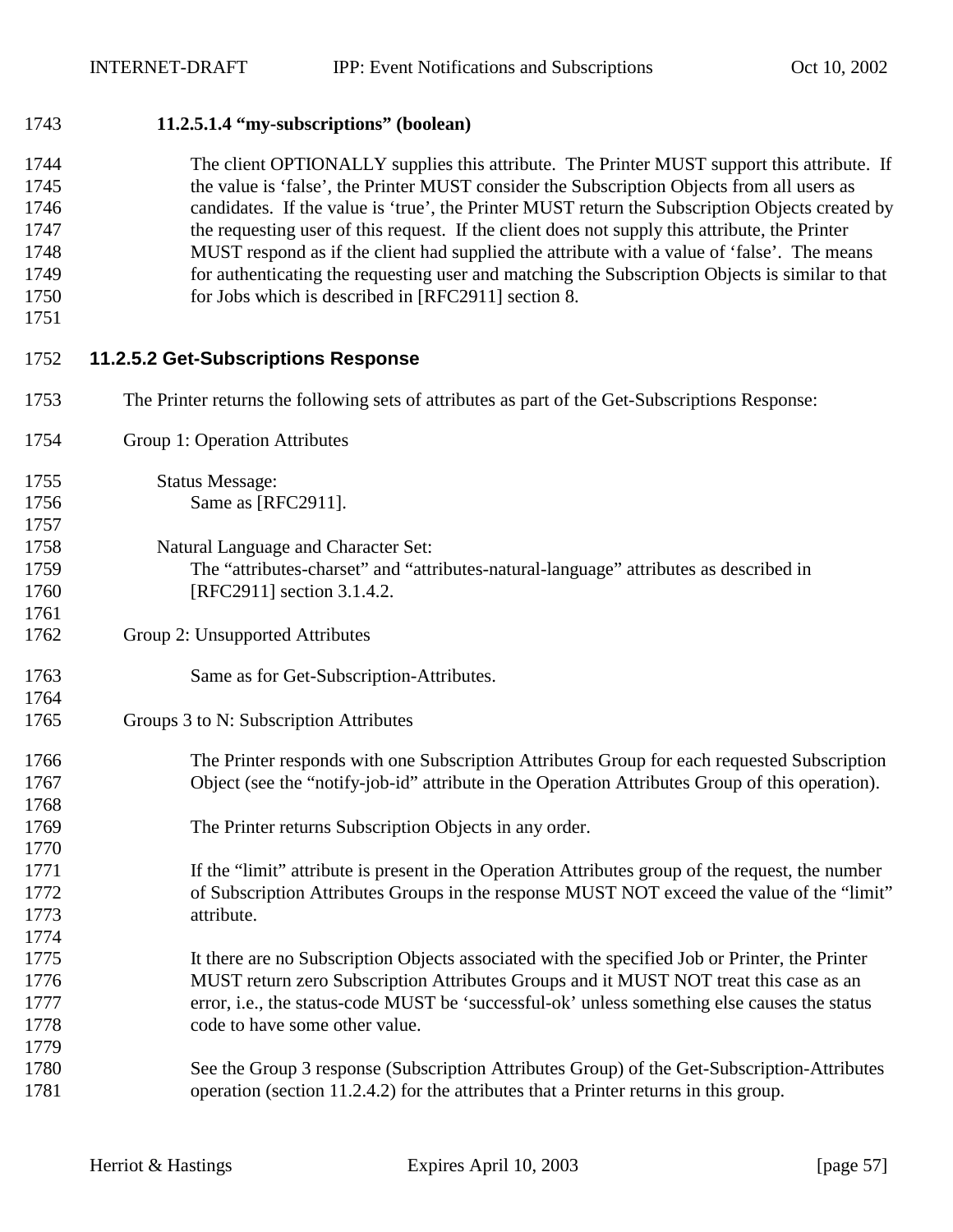#### 11.2.5.1.4 "my-subscriptions" (boolean)

The client OPTIONALLY supplies this attribute. The Printer MUST support this attribute. If the value is 'false', the Printer MUST consider the Subscription Objects from all users as candidates. If the value is 'true', the Printer MUST return the Subscription Objects created by the requesting user of this request. If the client does not supply this attribute, the Printer MUST respond as if the client had supplied the attribute with a value of 'false'. The means for authenticating the requesting user and matching the Subscription Objects is similar to that for Jobs which is described in [RFC2911] section 8.

### 11.2.5.2 Get-Subscriptions Response

The Printer returns the following sets of attributes as part of the Get-Subscriptions Response:

Group 1: Operation Attributes

Status Message:
Same as [RFC2911].

Natural Language and Character Set:
The "attributes-charset" and "attributes-natural-language" attributes as described in [RFC2911] section 3.1.4.2.

Group 2: Unsupported Attributes

Same as for Get-Subscription-Attributes.

Groups 3 to N: Subscription Attributes

The Printer responds with one Subscription Attributes Group for each requested Subscription Object (see the "notify-job-id" attribute in the Operation Attributes Group of this operation).

The Printer returns Subscription Objects in any order.

If the "limit" attribute is present in the Operation Attributes group of the request, the number of Subscription Attributes Groups in the response MUST NOT exceed the value of the "limit" attribute.

It there are no Subscription Objects associated with the specified Job or Printer, the Printer MUST return zero Subscription Attributes Groups and it MUST NOT treat this case as an error, i.e., the status-code MUST be 'successful-ok' unless something else causes the status code to have some other value.

See the Group 3 response (Subscription Attributes Group) of the Get-Subscription-Attributes operation (section 11.2.4.2) for the attributes that a Printer returns in this group.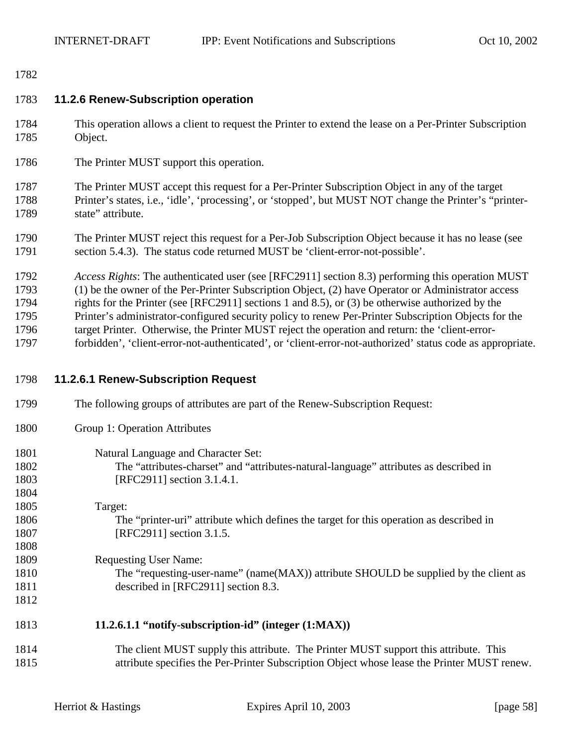### 11.2.6 Renew-Subscription operation

This operation allows a client to request the Printer to extend the lease on a Per-Printer Subscription Object.

The Printer MUST support this operation.

The Printer MUST accept this request for a Per-Printer Subscription Object in any of the target Printer's states, i.e., 'idle', 'processing', or 'stopped', but MUST NOT change the Printer's "printer-state" attribute.

The Printer MUST reject this request for a Per-Job Subscription Object because it has no lease (see section 5.4.3). The status code returned MUST be 'client-error-not-possible'.

*Access Rights*: The authenticated user (see [RFC2911] section 8.3) performing this operation MUST (1) be the owner of the Per-Printer Subscription Object, (2) have Operator or Administrator access rights for the Printer (see [RFC2911] sections 1 and 8.5), or (3) be otherwise authorized by the Printer's administrator-configured security policy to renew Per-Printer Subscription Objects for the target Printer. Otherwise, the Printer MUST reject the operation and return: the 'client-error-forbidden', 'client-error-not-authenticated', or 'client-error-not-authorized' status code as appropriate.

#### 11.2.6.1 Renew-Subscription Request

The following groups of attributes are part of the Renew-Subscription Request:

Group 1: Operation Attributes

Natural Language and Character Set:
The "attributes-charset" and "attributes-natural-language" attributes as described in [RFC2911] section 3.1.4.1.

Target:
The "printer-uri" attribute which defines the target for this operation as described in [RFC2911] section 3.1.5.

Requesting User Name:
The "requesting-user-name" (name(MAX)) attribute SHOULD be supplied by the client as described in [RFC2911] section 8.3.

**11.2.6.1.1 "notify-subscription-id" (integer (1:MAX))**

The client MUST supply this attribute. The Printer MUST support this attribute. This attribute specifies the Per-Printer Subscription Object whose lease the Printer MUST renew.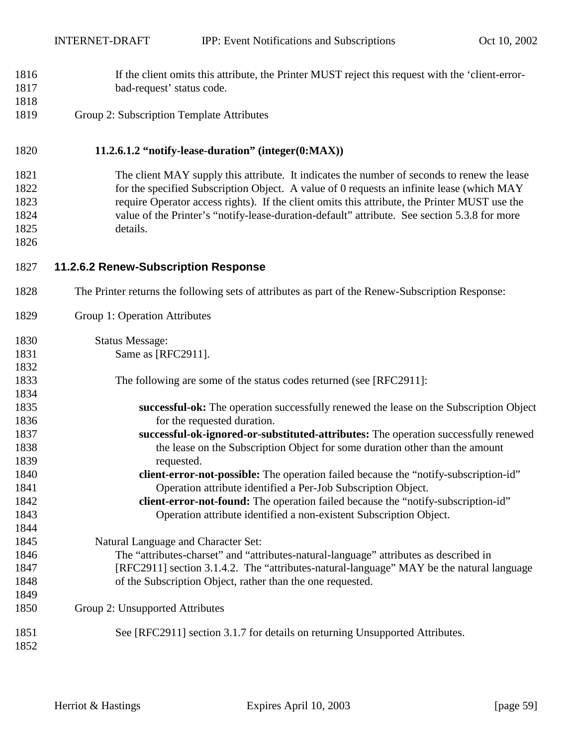If the client omits this attribute, the Printer MUST reject this request with the ‘client-error-bad-request’ status code.

Group 2: Subscription Template Attributes

**11.2.6.1.2 “notify-lease-duration” (integer(0:MAX))**

The client MAY supply this attribute. It indicates the number of seconds to renew the lease for the specified Subscription Object. A value of 0 requests an infinite lease (which MAY require Operator access rights). If the client omits this attribute, the Printer MUST use the value of the Printer’s “notify-lease-duration-default” attribute. See section 5.3.8 for more details.

### 11.2.6.2 Renew-Subscription Response

The Printer returns the following sets of attributes as part of the Renew-Subscription Response:

Group 1: Operation Attributes

Status Message:
Same as [RFC2911].

The following are some of the status codes returned (see [RFC2911]:

**successful-ok:** The operation successfully renewed the lease on the Subscription Object for the requested duration.
**successful-ok-ignored-or-substituted-attributes:** The operation successfully renewed the lease on the Subscription Object for some duration other than the amount requested.
**client-error-not-possible:** The operation failed because the “notify-subscription-id” Operation attribute identified a Per-Job Subscription Object.
**client-error-not-found:** The operation failed because the “notify-subscription-id” Operation attribute identified a non-existent Subscription Object.

Natural Language and Character Set:
The “attributes-charset” and “attributes-natural-language” attributes as described in [RFC2911] section 3.1.4.2. The “attributes-natural-language” MAY be the natural language of the Subscription Object, rather than the one requested.

Group 2: Unsupported Attributes

See [RFC2911] section 3.1.7 for details on returning Unsupported Attributes.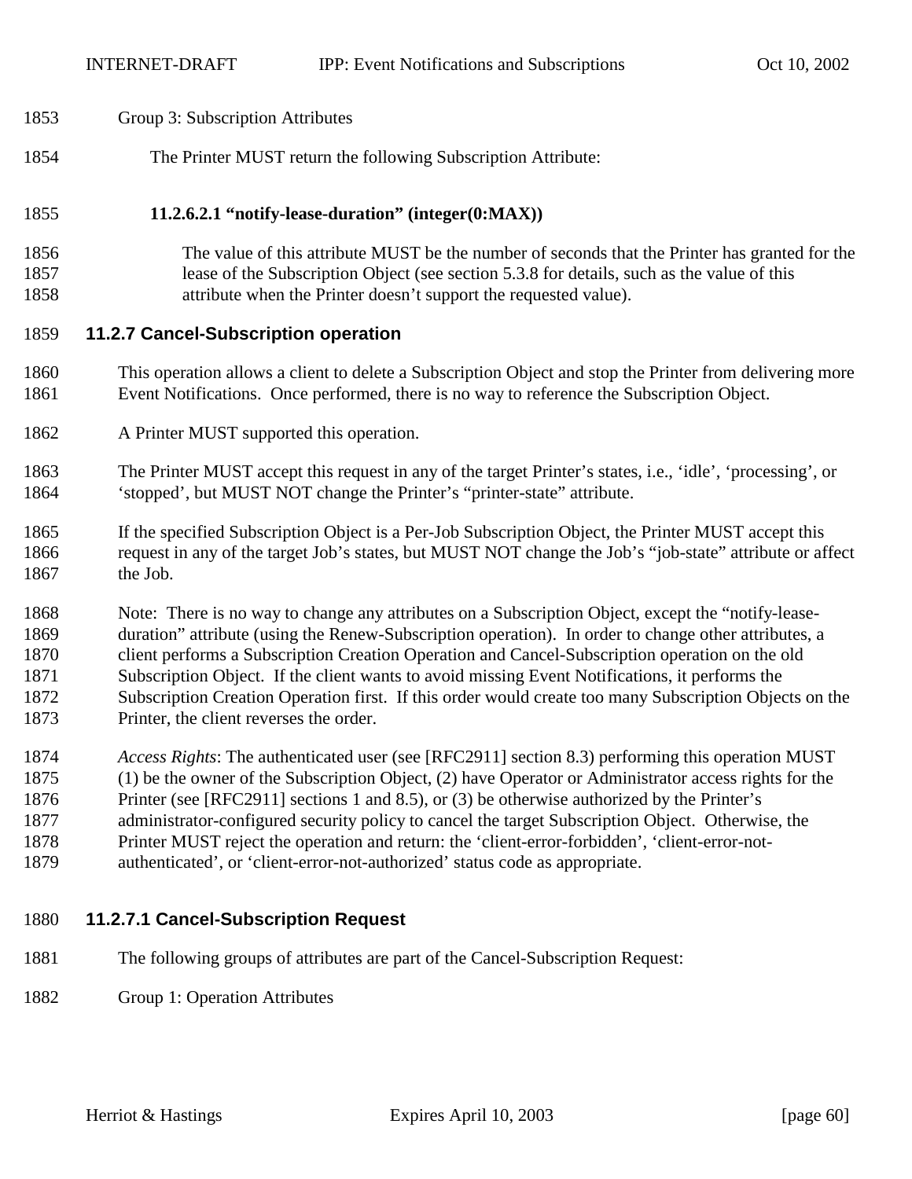Group 3: Subscription Attributes

The Printer MUST return the following Subscription Attribute:

#### 11.2.6.2.1 "notify-lease-duration" (integer(0:MAX))

The value of this attribute MUST be the number of seconds that the Printer has granted for the lease of the Subscription Object (see section 5.3.8 for details, such as the value of this attribute when the Printer doesn't support the requested value).

### 11.2.7 Cancel-Subscription operation

This operation allows a client to delete a Subscription Object and stop the Printer from delivering more Event Notifications. Once performed, there is no way to reference the Subscription Object.

A Printer MUST supported this operation.

The Printer MUST accept this request in any of the target Printer's states, i.e., 'idle', 'processing', or 'stopped', but MUST NOT change the Printer's "printer-state" attribute.

If the specified Subscription Object is a Per-Job Subscription Object, the Printer MUST accept this request in any of the target Job's states, but MUST NOT change the Job's "job-state" attribute or affect the Job.

Note: There is no way to change any attributes on a Subscription Object, except the "notify-lease-duration" attribute (using the Renew-Subscription operation). In order to change other attributes, a client performs a Subscription Creation Operation and Cancel-Subscription operation on the old Subscription Object. If the client wants to avoid missing Event Notifications, it performs the Subscription Creation Operation first. If this order would create too many Subscription Objects on the Printer, the client reverses the order.

*Access Rights*: The authenticated user (see [RFC2911] section 8.3) performing this operation MUST (1) be the owner of the Subscription Object, (2) have Operator or Administrator access rights for the Printer (see [RFC2911] sections 1 and 8.5), or (3) be otherwise authorized by the Printer's administrator-configured security policy to cancel the target Subscription Object. Otherwise, the Printer MUST reject the operation and return: the 'client-error-forbidden', 'client-error-not-authenticated', or 'client-error-not-authorized' status code as appropriate.

#### 11.2.7.1 Cancel-Subscription Request

The following groups of attributes are part of the Cancel-Subscription Request:

Group 1: Operation Attributes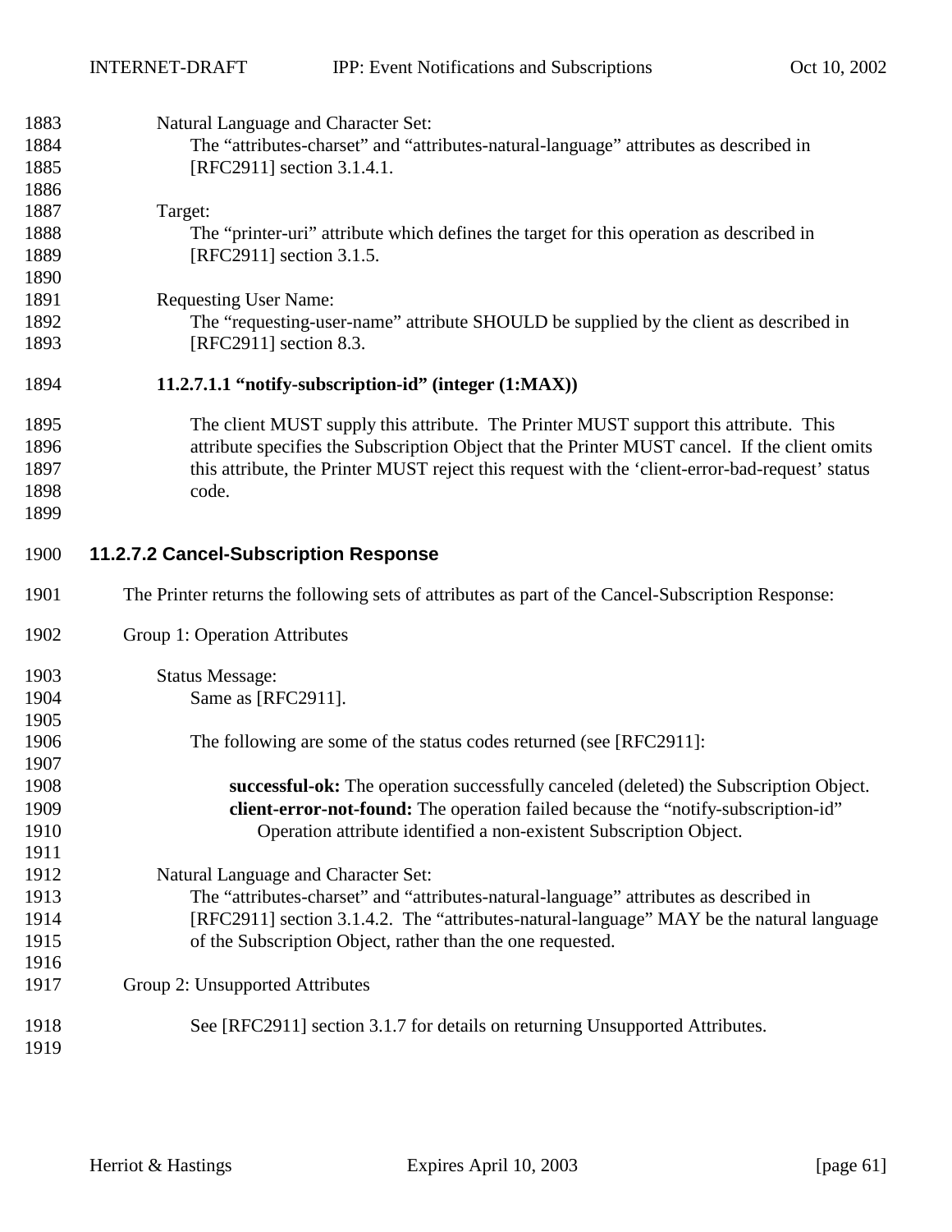Natural Language and Character Set:
The “attributes-charset” and “attributes-natural-language” attributes as described in [RFC2911] section 3.1.4.1.

Target:
The “printer-uri” attribute which defines the target for this operation as described in [RFC2911] section 3.1.5.

Requesting User Name:
The “requesting-user-name” attribute SHOULD be supplied by the client as described in [RFC2911] section 8.3.

#### 11.2.7.1.1 “notify-subscription-id” (integer (1:MAX))

The client MUST supply this attribute. The Printer MUST support this attribute. This attribute specifies the Subscription Object that the Printer MUST cancel. If the client omits this attribute, the Printer MUST reject this request with the ‘client-error-bad-request’ status code.

### 11.2.7.2 Cancel-Subscription Response

The Printer returns the following sets of attributes as part of the Cancel-Subscription Response:

Group 1: Operation Attributes

Status Message:
Same as [RFC2911].

The following are some of the status codes returned (see [RFC2911]:

**successful-ok:** The operation successfully canceled (deleted) the Subscription Object.
**client-error-not-found:** The operation failed because the “notify-subscription-id” Operation attribute identified a non-existent Subscription Object.

Natural Language and Character Set:
The “attributes-charset” and “attributes-natural-language” attributes as described in [RFC2911] section 3.1.4.2. The “attributes-natural-language” MAY be the natural language of the Subscription Object, rather than the one requested.

Group 2: Unsupported Attributes

See [RFC2911] section 3.1.7 for details on returning Unsupported Attributes.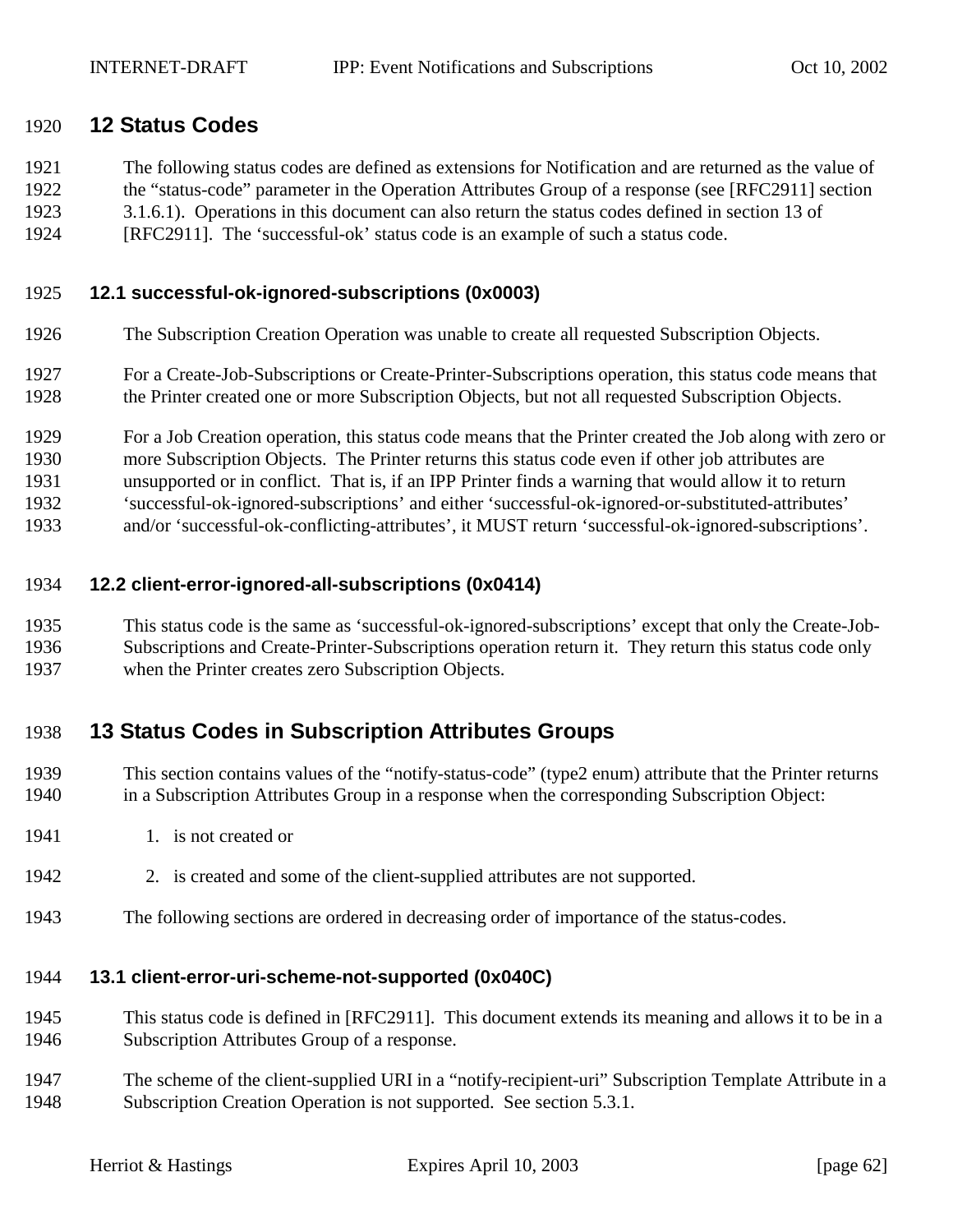# 12 Status Codes

The following status codes are defined as extensions for Notification and are returned as the value of the "status-code" parameter in the Operation Attributes Group of a response (see [RFC2911] section 3.1.6.1). Operations in this document can also return the status codes defined in section 13 of [RFC2911]. The 'successful-ok' status code is an example of such a status code.

## 12.1 successful-ok-ignored-subscriptions (0x0003)

The Subscription Creation Operation was unable to create all requested Subscription Objects.

For a Create-Job-Subscriptions or Create-Printer-Subscriptions operation, this status code means that the Printer created one or more Subscription Objects, but not all requested Subscription Objects.

For a Job Creation operation, this status code means that the Printer created the Job along with zero or more Subscription Objects. The Printer returns this status code even if other job attributes are unsupported or in conflict. That is, if an IPP Printer finds a warning that would allow it to return 'successful-ok-ignored-subscriptions' and either 'successful-ok-ignored-or-substituted-attributes' and/or 'successful-ok-conflicting-attributes', it MUST return 'successful-ok-ignored-subscriptions'.

## 12.2 client-error-ignored-all-subscriptions (0x0414)

This status code is the same as 'successful-ok-ignored-subscriptions' except that only the Create-Job-Subscriptions and Create-Printer-Subscriptions operation return it. They return this status code only when the Printer creates zero Subscription Objects.

# 13 Status Codes in Subscription Attributes Groups

This section contains values of the "notify-status-code" (type2 enum) attribute that the Printer returns in a Subscription Attributes Group in a response when the corresponding Subscription Object:

1. is not created or
2. is created and some of the client-supplied attributes are not supported.

The following sections are ordered in decreasing order of importance of the status-codes.

## 13.1 client-error-uri-scheme-not-supported (0x040C)

This status code is defined in [RFC2911]. This document extends its meaning and allows it to be in a Subscription Attributes Group of a response.

The scheme of the client-supplied URI in a "notify-recipient-uri" Subscription Template Attribute in a Subscription Creation Operation is not supported. See section 5.3.1.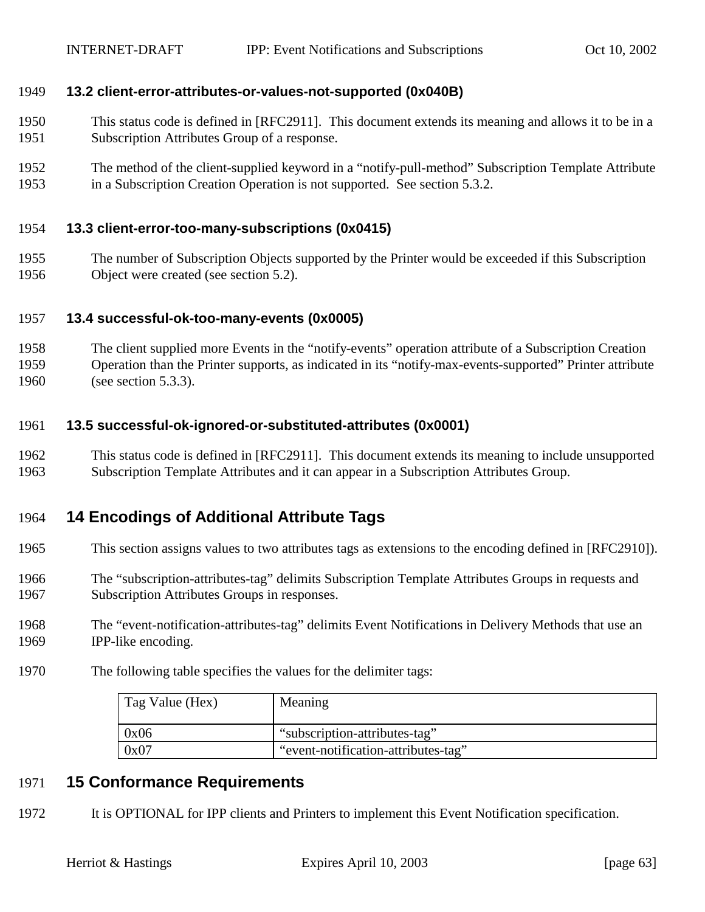### 13.2 client-error-attributes-or-values-not-supported (0x040B)

This status code is defined in [RFC2911]. This document extends its meaning and allows it to be in a Subscription Attributes Group of a response.

The method of the client-supplied keyword in a "notify-pull-method" Subscription Template Attribute in a Subscription Creation Operation is not supported. See section 5.3.2.

### 13.3 client-error-too-many-subscriptions (0x0415)

The number of Subscription Objects supported by the Printer would be exceeded if this Subscription Object were created (see section 5.2).

### 13.4 successful-ok-too-many-events (0x0005)

The client supplied more Events in the "notify-events" operation attribute of a Subscription Creation Operation than the Printer supports, as indicated in its "notify-max-events-supported" Printer attribute (see section 5.3.3).

### 13.5 successful-ok-ignored-or-substituted-attributes (0x0001)

This status code is defined in [RFC2911]. This document extends its meaning to include unsupported Subscription Template Attributes and it can appear in a Subscription Attributes Group.

## 14 Encodings of Additional Attribute Tags

This section assigns values to two attributes tags as extensions to the encoding defined in [RFC2910]).

The "subscription-attributes-tag" delimits Subscription Template Attributes Groups in requests and Subscription Attributes Groups in responses.

The "event-notification-attributes-tag" delimits Event Notifications in Delivery Methods that use an IPP-like encoding.

The following table specifies the values for the delimiter tags:

| Tag Value (Hex) | Meaning |
|---|---|
| 0x06 | "subscription-attributes-tag" |
| 0x07 | "event-notification-attributes-tag" |

## 15 Conformance Requirements

It is OPTIONAL for IPP clients and Printers to implement this Event Notification specification.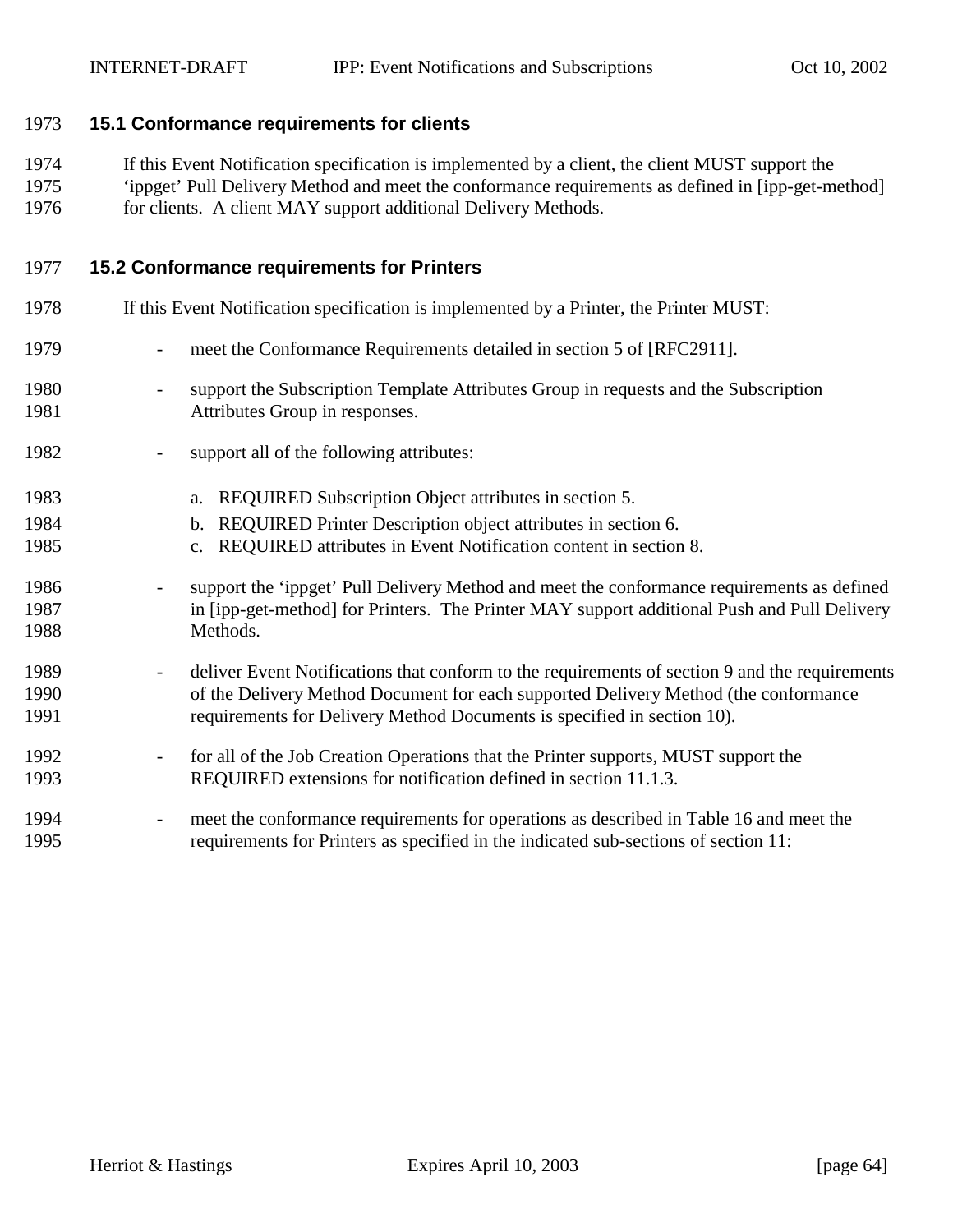### 15.1 Conformance requirements for clients

If this Event Notification specification is implemented by a client, the client MUST support the 'ippget' Pull Delivery Method and meet the conformance requirements as defined in [ipp-get-method] for clients. A client MAY support additional Delivery Methods.

### 15.2 Conformance requirements for Printers

If this Event Notification specification is implemented by a Printer, the Printer MUST:

- meet the Conformance Requirements detailed in section 5 of [RFC2911].
- support the Subscription Template Attributes Group in requests and the Subscription Attributes Group in responses.
- support all of the following attributes:
    a. REQUIRED Subscription Object attributes in section 5.
    b. REQUIRED Printer Description object attributes in section 6.
    c. REQUIRED attributes in Event Notification content in section 8.
- support the 'ippget' Pull Delivery Method and meet the conformance requirements as defined in [ipp-get-method] for Printers. The Printer MAY support additional Push and Pull Delivery Methods.
- deliver Event Notifications that conform to the requirements of section 9 and the requirements of the Delivery Method Document for each supported Delivery Method (the conformance requirements for Delivery Method Documents is specified in section 10).
- for all of the Job Creation Operations that the Printer supports, MUST support the REQUIRED extensions for notification defined in section 11.1.3.
- meet the conformance requirements for operations as described in Table 16 and meet the requirements for Printers as specified in the indicated sub-sections of section 11: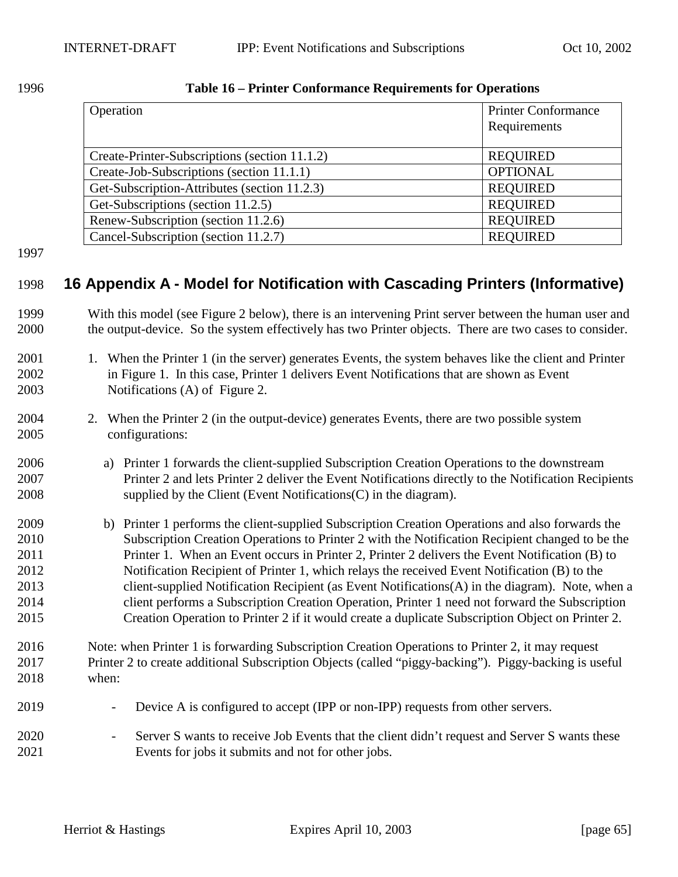**Table 16 – Printer Conformance Requirements for Operations**

| Operation | Printer Conformance Requirements |
|---|---|
| Create-Printer-Subscriptions (section 11.1.2) | REQUIRED |
| Create-Job-Subscriptions (section 11.1.1) | OPTIONAL |
| Get-Subscription-Attributes (section 11.2.3) | REQUIRED |
| Get-Subscriptions (section 11.2.5) | REQUIRED |
| Renew-Subscription (section 11.2.6) | REQUIRED |
| Cancel-Subscription (section 11.2.7) | REQUIRED |

# 16 Appendix A - Model for Notification with Cascading Printers (Informative)

With this model (see Figure 2 below), there is an intervening Print server between the human user and the output-device. So the system effectively has two Printer objects. There are two cases to consider.

1. When the Printer 1 (in the server) generates Events, the system behaves like the client and Printer in Figure 1. In this case, Printer 1 delivers Event Notifications that are shown as Event Notifications (A) of Figure 2.

2. When the Printer 2 (in the output-device) generates Events, there are two possible system configurations:

   a) Printer 1 forwards the client-supplied Subscription Creation Operations to the downstream Printer 2 and lets Printer 2 deliver the Event Notifications directly to the Notification Recipients supplied by the Client (Event Notifications(C) in the diagram).

   b) Printer 1 performs the client-supplied Subscription Creation Operations and also forwards the Subscription Creation Operations to Printer 2 with the Notification Recipient changed to be the Printer 1. When an Event occurs in Printer 2, Printer 2 delivers the Event Notification (B) to Notification Recipient of Printer 1, which relays the received Event Notification (B) to the client-supplied Notification Recipient (as Event Notifications(A) in the diagram). Note, when a client performs a Subscription Creation Operation, Printer 1 need not forward the Subscription Creation Operation to Printer 2 if it would create a duplicate Subscription Object on Printer 2.

Note: when Printer 1 is forwarding Subscription Creation Operations to Printer 2, it may request Printer 2 to create additional Subscription Objects (called "piggy-backing"). Piggy-backing is useful when:

- Device A is configured to accept (IPP or non-IPP) requests from other servers.
- Server S wants to receive Job Events that the client didn't request and Server S wants these Events for jobs it submits and not for other jobs.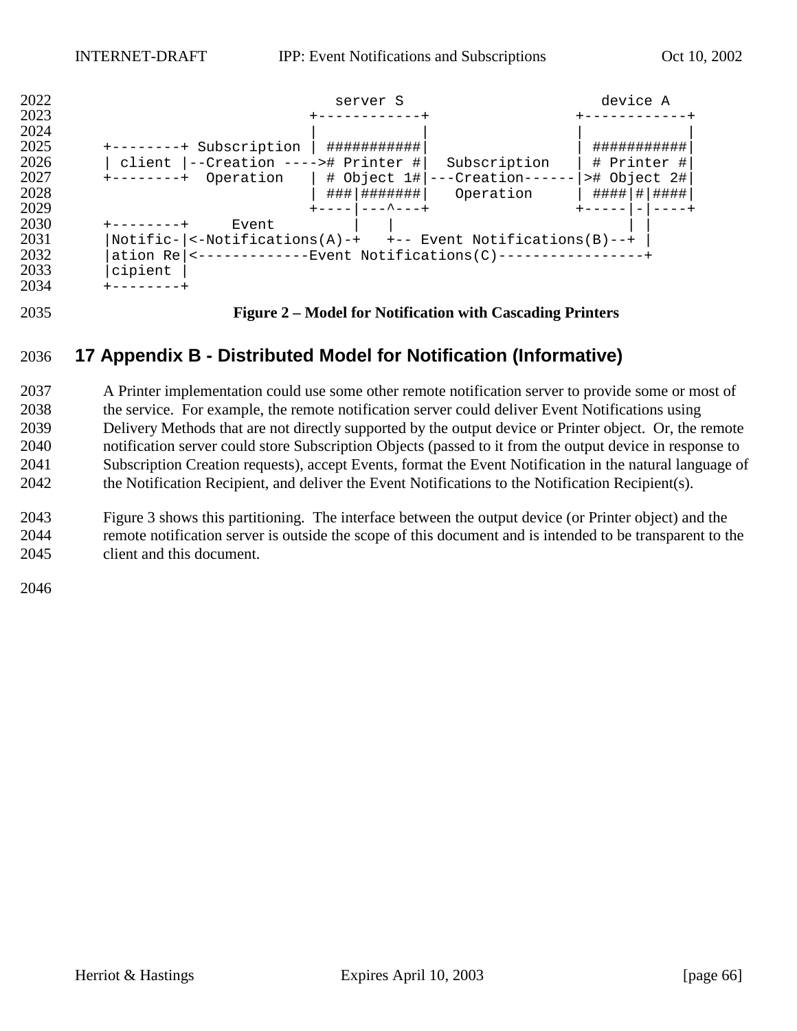```
                           server S                        device A
                        +------------+                +------------+
                        |            |                |            |
+--------+ Subscription | ###########|                | ###########|
| client |--Creation ---->#  Printer #|  Subscription  | # Printer #|
+--------+  Operation   | # Object 1#|---Creation------|># Object 2#|
                        | ###|#######|   Operation    | ####|#|####|
                        +----|---^---+                +-----|-|----+
+--------+     Event         |   |                          | |
|Notific-|<-Notifications(A)-+   +-- Event Notifications(B)--+ |
|ation Re|<-------------Event Notifications(C)-----------------+
|cipient |
+--------+
```

**Figure 2 – Model for Notification with Cascading Printers**

# 17 Appendix B - Distributed Model for Notification (Informative)

A Printer implementation could use some other remote notification server to provide some or most of the service. For example, the remote notification server could deliver Event Notifications using Delivery Methods that are not directly supported by the output device or Printer object. Or, the remote notification server could store Subscription Objects (passed to it from the output device in response to Subscription Creation requests), accept Events, format the Event Notification in the natural language of the Notification Recipient, and deliver the Event Notifications to the Notification Recipient(s).

Figure 3 shows this partitioning. The interface between the output device (or Printer object) and the remote notification server is outside the scope of this document and is intended to be transparent to the client and this document.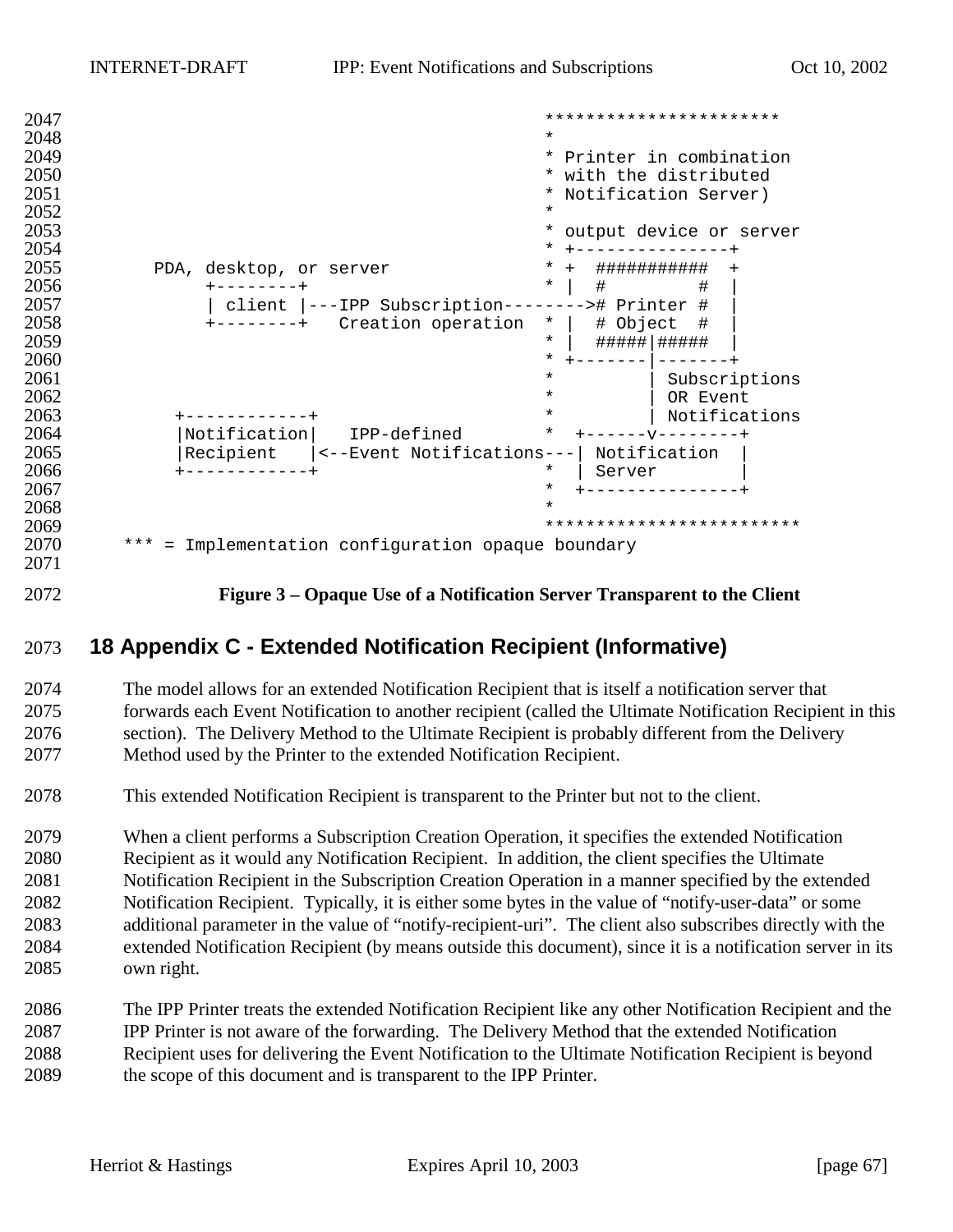```
                                          ***********************
                                          *
                                          * Printer in combination
                                          * with the distributed
                                          * Notification Server)
                                          *
                                          * output device or server
                                          * +---------------+
     PDA, desktop, or server              * +  ###########  +
          +--------+                      * |  #         #  |
          | client |---IPP Subscription--------># Printer #  |
          +--------+   Creation operation  * |  # Object  #  |
                                          * |  #####|#####  |
                                          * +-------|-------+
                                          *         | Subscriptions
                                          *         | OR Event
       +------------+                     *         | Notifications
       |Notification|   IPP-defined       *  +------v--------+
       |Recipient   |<--Event Notifications---| Notification  |
       +------------+                     *  | Server        |
                                          *  +---------------+
                                          *
                                          *************************
  *** = Implementation configuration opaque boundary
```

**Figure 3 – Opaque Use of a Notification Server Transparent to the Client**

# 18 Appendix C - Extended Notification Recipient (Informative)

The model allows for an extended Notification Recipient that is itself a notification server that forwards each Event Notification to another recipient (called the Ultimate Notification Recipient in this section). The Delivery Method to the Ultimate Recipient is probably different from the Delivery Method used by the Printer to the extended Notification Recipient.

This extended Notification Recipient is transparent to the Printer but not to the client.

When a client performs a Subscription Creation Operation, it specifies the extended Notification Recipient as it would any Notification Recipient. In addition, the client specifies the Ultimate Notification Recipient in the Subscription Creation Operation in a manner specified by the extended Notification Recipient. Typically, it is either some bytes in the value of "notify-user-data" or some additional parameter in the value of "notify-recipient-uri". The client also subscribes directly with the extended Notification Recipient (by means outside this document), since it is a notification server in its own right.

The IPP Printer treats the extended Notification Recipient like any other Notification Recipient and the IPP Printer is not aware of the forwarding. The Delivery Method that the extended Notification Recipient uses for delivering the Event Notification to the Ultimate Notification Recipient is beyond the scope of this document and is transparent to the IPP Printer.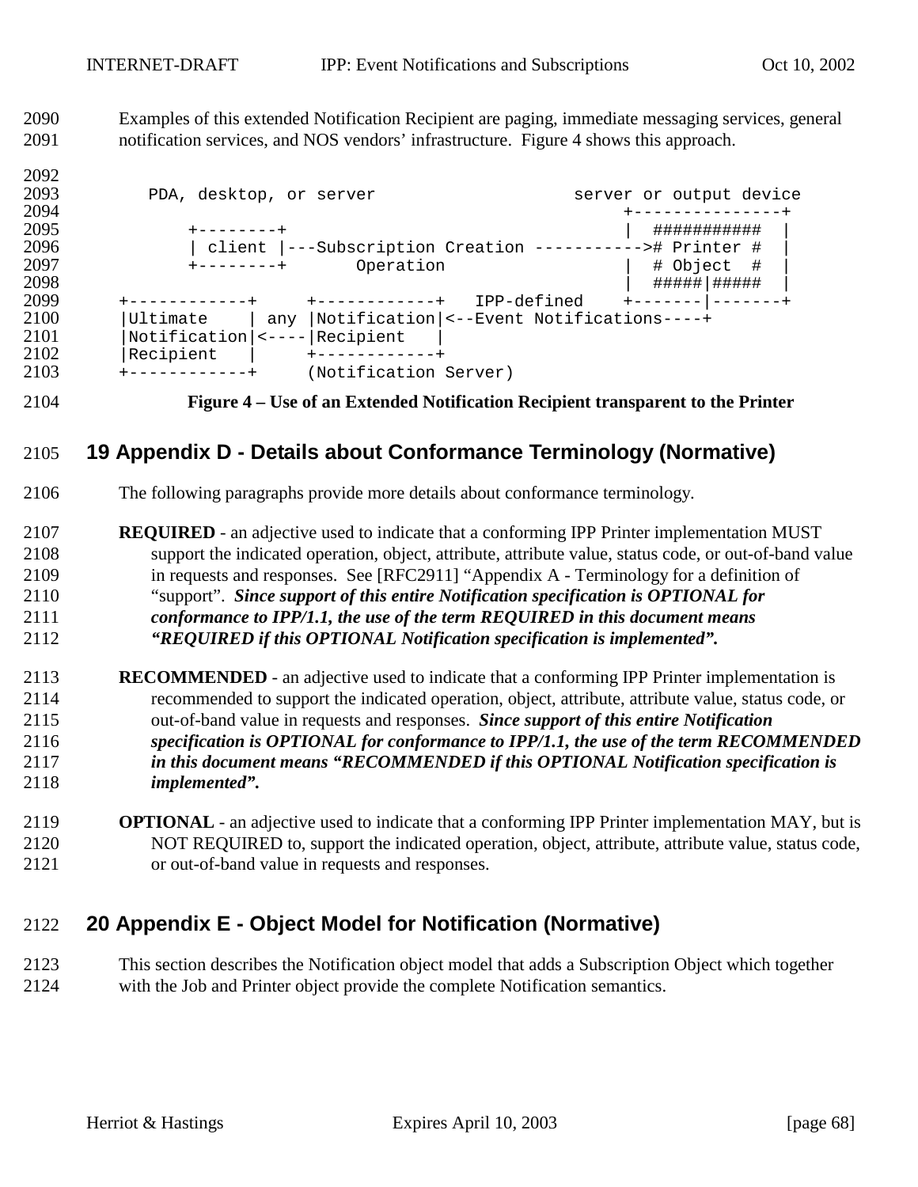Examples of this extended Notification Recipient are paging, immediate messaging services, general notification services, and NOS vendors' infrastructure. Figure 4 shows this approach.

```
   PDA, desktop, or server                    server or output device
                                                   +---------------+
       +--------+                                  |  ###########  |
       | client |---Subscription Creation ----------># Printer #  |
       +--------+       Operation                  |  # Object  #  |
                                                   |  #####|#####  |
+------------+     +------------+   IPP-defined    +-------|-------+
|Ultimate    | any |Notification|<--Event Notifications----+
|Notification|<----|Recipient   |
|Recipient   |     +------------+
+------------+     (Notification Server)
```

**Figure 4 – Use of an Extended Notification Recipient transparent to the Printer**

# 19 Appendix D - Details about Conformance Terminology (Normative)

The following paragraphs provide more details about conformance terminology.

**REQUIRED** - an adjective used to indicate that a conforming IPP Printer implementation MUST support the indicated operation, object, attribute, attribute value, status code, or out-of-band value in requests and responses. See [RFC2911] "Appendix A - Terminology for a definition of "support". ***Since support of this entire Notification specification is OPTIONAL for conformance to IPP/1.1, the use of the term REQUIRED in this document means "REQUIRED if this OPTIONAL Notification specification is implemented".***

**RECOMMENDED** - an adjective used to indicate that a conforming IPP Printer implementation is recommended to support the indicated operation, object, attribute, attribute value, status code, or out-of-band value in requests and responses. ***Since support of this entire Notification specification is OPTIONAL for conformance to IPP/1.1, the use of the term RECOMMENDED in this document means "RECOMMENDED if this OPTIONAL Notification specification is implemented".***

**OPTIONAL** - an adjective used to indicate that a conforming IPP Printer implementation MAY, but is NOT REQUIRED to, support the indicated operation, object, attribute, attribute value, status code, or out-of-band value in requests and responses.

# 20 Appendix E - Object Model for Notification (Normative)

This section describes the Notification object model that adds a Subscription Object which together with the Job and Printer object provide the complete Notification semantics.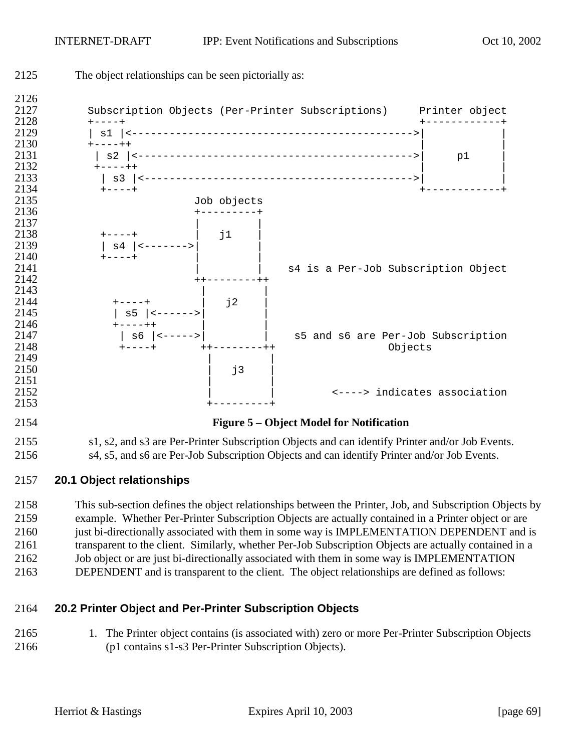The object relationships can be seen pictorially as:

```
  Subscription Objects (Per-Printer Subscriptions)     Printer object
  +----+                                               +------------+
  | s1 |<--------------------------------------------->|            |
  +----++                                              |            |
   | s2 |<-------------------------------------------->|     p1     |
   +----++                                             |            |
    | s3 |<------------------------------------------->|            |
    +----+                                             +------------+
                   Job objects
                   +---------+
                   |         |
    +----+         |   j1    |
    | s4 |<------->|         |
    +----+         |         |
                   |         |    s4 is a Per-Job Subscription Object
                   ++--------++
                    |         |
      +----+        |   j2    |
      | s5 |<------>|         |
      +----++       |         |
       | s6 |<----->|         |    s5 and s6 are Per-Job Subscription
       +----+      ++--------++                  Objects
                     |         |
                     |   j3    |
                     |         |
                     |         |         <----> indicates association
                     +---------+
```

**Figure 5 – Object Model for Notification**

s1, s2, and s3 are Per-Printer Subscription Objects and can identify Printer and/or Job Events.
s4, s5, and s6 are Per-Job Subscription Objects and can identify Printer and/or Job Events.

## 20.1 Object relationships

This sub-section defines the object relationships between the Printer, Job, and Subscription Objects by example. Whether Per-Printer Subscription Objects are actually contained in a Printer object or are just bi-directionally associated with them in some way is IMPLEMENTATION DEPENDENT and is transparent to the client. Similarly, whether Per-Job Subscription Objects are actually contained in a Job object or are just bi-directionally associated with them in some way is IMPLEMENTATION DEPENDENT and is transparent to the client. The object relationships are defined as follows:

## 20.2 Printer Object and Per-Printer Subscription Objects

1. The Printer object contains (is associated with) zero or more Per-Printer Subscription Objects (p1 contains s1-s3 Per-Printer Subscription Objects).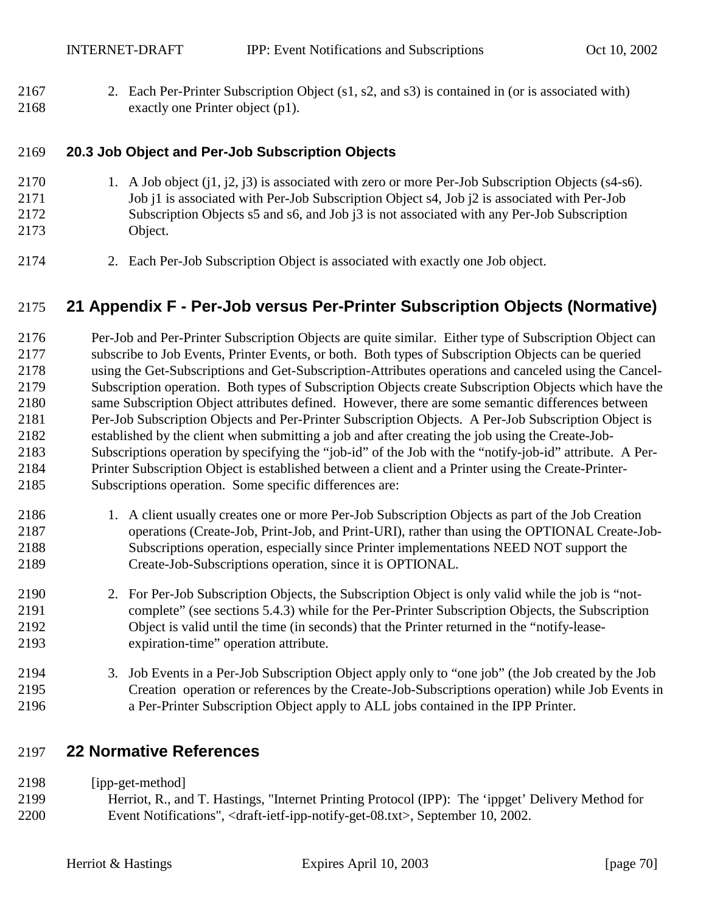2. Each Per-Printer Subscription Object (s1, s2, and s3) is contained in (or is associated with) exactly one Printer object (p1).

### 20.3 Job Object and Per-Job Subscription Objects

1. A Job object (j1, j2, j3) is associated with zero or more Per-Job Subscription Objects (s4-s6). Job j1 is associated with Per-Job Subscription Object s4, Job j2 is associated with Per-Job Subscription Objects s5 and s6, and Job j3 is not associated with any Per-Job Subscription Object.

2. Each Per-Job Subscription Object is associated with exactly one Job object.

## 21 Appendix F - Per-Job versus Per-Printer Subscription Objects (Normative)

Per-Job and Per-Printer Subscription Objects are quite similar. Either type of Subscription Object can subscribe to Job Events, Printer Events, or both. Both types of Subscription Objects can be queried using the Get-Subscriptions and Get-Subscription-Attributes operations and canceled using the Cancel-Subscription operation. Both types of Subscription Objects create Subscription Objects which have the same Subscription Object attributes defined. However, there are some semantic differences between Per-Job Subscription Objects and Per-Printer Subscription Objects. A Per-Job Subscription Object is established by the client when submitting a job and after creating the job using the Create-Job-Subscriptions operation by specifying the "job-id" of the Job with the "notify-job-id" attribute. A Per-Printer Subscription Object is established between a client and a Printer using the Create-Printer-Subscriptions operation. Some specific differences are:

1. A client usually creates one or more Per-Job Subscription Objects as part of the Job Creation operations (Create-Job, Print-Job, and Print-URI), rather than using the OPTIONAL Create-Job-Subscriptions operation, especially since Printer implementations NEED NOT support the Create-Job-Subscriptions operation, since it is OPTIONAL.

2. For Per-Job Subscription Objects, the Subscription Object is only valid while the job is "not-complete" (see sections 5.4.3) while for the Per-Printer Subscription Objects, the Subscription Object is valid until the time (in seconds) that the Printer returned in the "notify-lease-expiration-time" operation attribute.

3. Job Events in a Per-Job Subscription Object apply only to "one job" (the Job created by the Job Creation operation or references by the Create-Job-Subscriptions operation) while Job Events in a Per-Printer Subscription Object apply to ALL jobs contained in the IPP Printer.

## 22 Normative References

[ipp-get-method]
Herriot, R., and T. Hastings, "Internet Printing Protocol (IPP): The 'ippget' Delivery Method for Event Notifications", <draft-ietf-ipp-notify-get-08.txt>, September 10, 2002.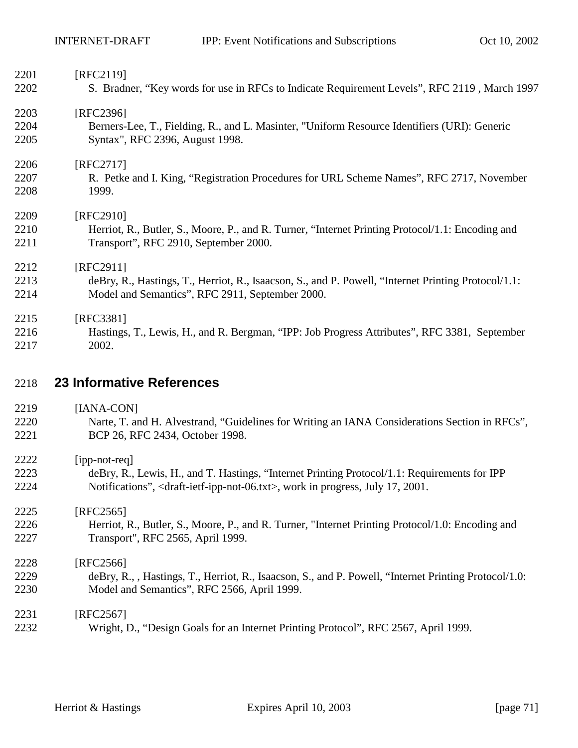[RFC2119]
S. Bradner, “Key words for use in RFCs to Indicate Requirement Levels”, RFC 2119 , March 1997

[RFC2396]
Berners-Lee, T., Fielding, R., and L. Masinter, "Uniform Resource Identifiers (URI): Generic Syntax", RFC 2396, August 1998.

[RFC2717]
R. Petke and I. King, “Registration Procedures for URL Scheme Names”, RFC 2717, November 1999.

[RFC2910]
Herriot, R., Butler, S., Moore, P., and R. Turner, “Internet Printing Protocol/1.1: Encoding and Transport”, RFC 2910, September 2000.

[RFC2911]
deBry, R., Hastings, T., Herriot, R., Isaacson, S., and P. Powell, “Internet Printing Protocol/1.1: Model and Semantics”, RFC 2911, September 2000.

[RFC3381]
Hastings, T., Lewis, H., and R. Bergman, “IPP: Job Progress Attributes”, RFC 3381, September 2002.

# 23 Informative References

[IANA-CON]
Narte, T. and H. Alvestrand, “Guidelines for Writing an IANA Considerations Section in RFCs”, BCP 26, RFC 2434, October 1998.

[ipp-not-req]
deBry, R., Lewis, H., and T. Hastings, “Internet Printing Protocol/1.1: Requirements for IPP Notifications”, <draft-ietf-ipp-not-06.txt>, work in progress, July 17, 2001.

[RFC2565]
Herriot, R., Butler, S., Moore, P., and R. Turner, "Internet Printing Protocol/1.0: Encoding and Transport", RFC 2565, April 1999.

[RFC2566]
deBry, R., , Hastings, T., Herriot, R., Isaacson, S., and P. Powell, “Internet Printing Protocol/1.0: Model and Semantics”, RFC 2566, April 1999.

[RFC2567]
Wright, D., “Design Goals for an Internet Printing Protocol”, RFC 2567, April 1999.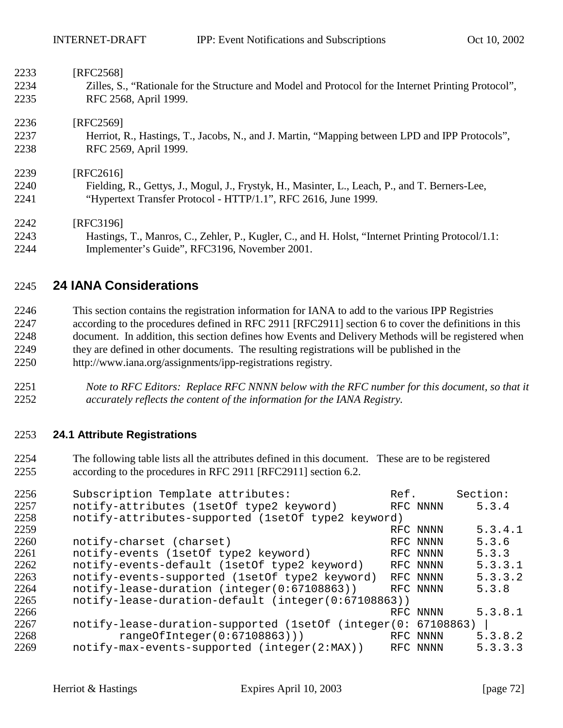[RFC2568]
Zilles, S., “Rationale for the Structure and Model and Protocol for the Internet Printing Protocol”, RFC 2568, April 1999.

[RFC2569]
Herriot, R., Hastings, T., Jacobs, N., and J. Martin, “Mapping between LPD and IPP Protocols”, RFC 2569, April 1999.

[RFC2616]
Fielding, R., Gettys, J., Mogul, J., Frystyk, H., Masinter, L., Leach, P., and T. Berners-Lee, “Hypertext Transfer Protocol - HTTP/1.1”, RFC 2616, June 1999.

[RFC3196]
Hastings, T., Manros, C., Zehler, P., Kugler, C., and H. Holst, “Internet Printing Protocol/1.1: Implementer’s Guide”, RFC3196, November 2001.

# 24 IANA Considerations

This section contains the registration information for IANA to add to the various IPP Registries according to the procedures defined in RFC 2911 [RFC2911] section 6 to cover the definitions in this document. In addition, this section defines how Events and Delivery Methods will be registered when they are defined in other documents. The resulting registrations will be published in the http://www.iana.org/assignments/ipp-registrations registry.

*Note to RFC Editors: Replace RFC NNNN below with the RFC number for this document, so that it accurately reflects the content of the information for the IANA Registry.*

## 24.1 Attribute Registrations

The following table lists all the attributes defined in this document. These are to be registered according to the procedures in RFC 2911 [RFC2911] section 6.2.

```
Subscription Template attributes:              Ref.      Section:
notify-attributes (1setOf type2 keyword)       RFC NNNN     5.3.4
notify-attributes-supported (1setOf type2 keyword)
                                               RFC NNNN     5.3.4.1
notify-charset (charset)                       RFC NNNN     5.3.6
notify-events (1setOf type2 keyword)           RFC NNNN     5.3.3
notify-events-default (1setOf type2 keyword)   RFC NNNN     5.3.3.1
notify-events-supported (1setOf type2 keyword)  RFC NNNN     5.3.3.2
notify-lease-duration (integer(0:67108863))    RFC NNNN     5.3.8
notify-lease-duration-default (integer(0:67108863))
                                               RFC NNNN     5.3.8.1
notify-lease-duration-supported (1setOf (integer(0: 67108863) |
      rangeOfInteger(0:67108863)))             RFC NNNN     5.3.8.2
notify-max-events-supported (integer(2:MAX))   RFC NNNN     5.3.3.3
```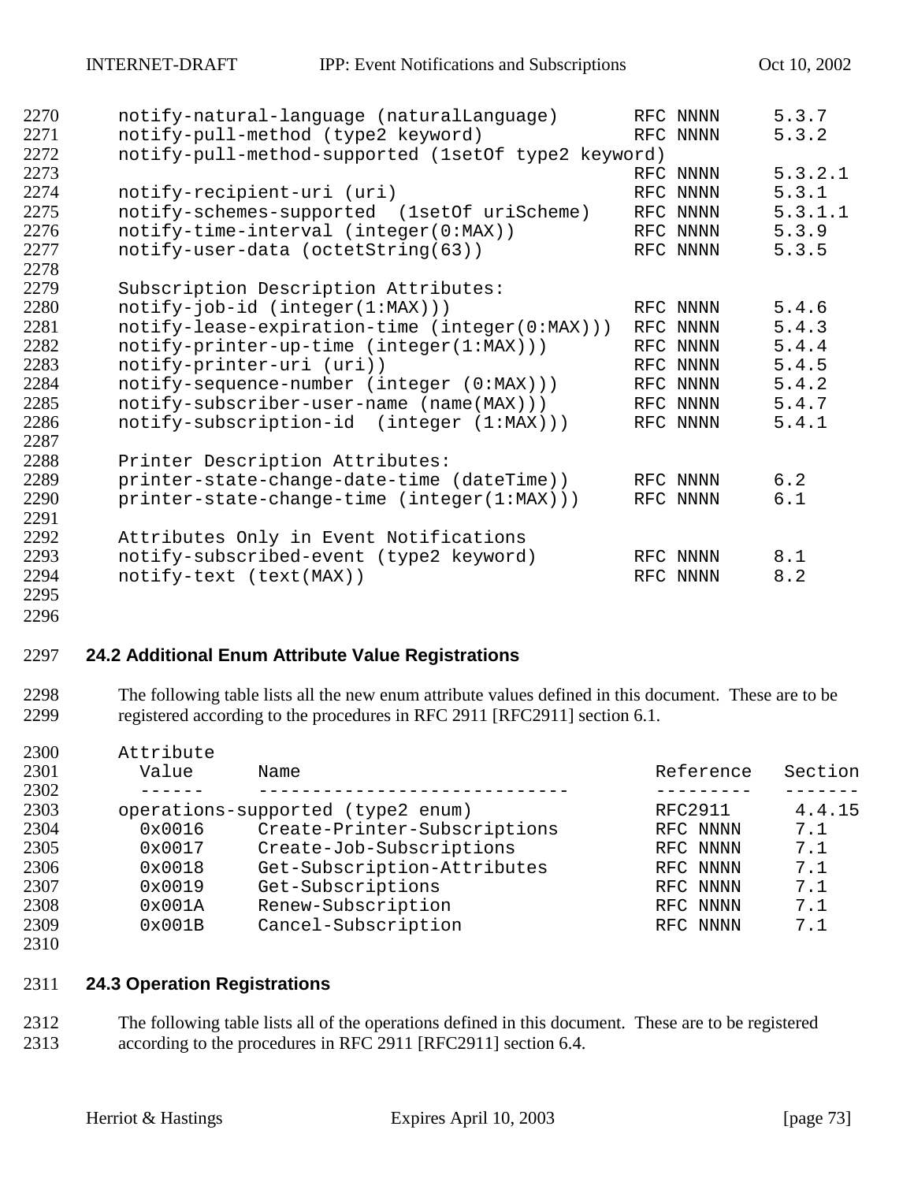```
notify-natural-language (naturalLanguage)       RFC NNNN     5.3.7
notify-pull-method (type2 keyword)              RFC NNNN     5.3.2
notify-pull-method-supported (1setOf type2 keyword)
                                                RFC NNNN     5.3.2.1
notify-recipient-uri (uri)                      RFC NNNN     5.3.1
notify-schemes-supported  (1setOf uriScheme)    RFC NNNN     5.3.1.1
notify-time-interval (integer(0:MAX))           RFC NNNN     5.3.9
notify-user-data (octetString(63))              RFC NNNN     5.3.5

Subscription Description Attributes:
notify-job-id (integer(1:MAX)))                 RFC NNNN     5.4.6
notify-lease-expiration-time (integer(0:MAX)))  RFC NNNN     5.4.3
notify-printer-up-time (integer(1:MAX)))        RFC NNNN     5.4.4
notify-printer-uri (uri))                       RFC NNNN     5.4.5
notify-sequence-number (integer (0:MAX)))       RFC NNNN     5.4.2
notify-subscriber-user-name (name(MAX)))        RFC NNNN     5.4.7
notify-subscription-id  (integer (1:MAX)))      RFC NNNN     5.4.1

Printer Description Attributes:
printer-state-change-date-time (dateTime))      RFC NNNN     6.2
printer-state-change-time (integer(1:MAX)))     RFC NNNN     6.1

Attributes Only in Event Notifications
notify-subscribed-event (type2 keyword)         RFC NNNN     8.1
notify-text (text(MAX))                         RFC NNNN     8.2
```

### 24.2 Additional Enum Attribute Value Registrations

The following table lists all the new enum attribute values defined in this document. These are to be registered according to the procedures in RFC 2911 [RFC2911] section 6.1.

```
Attribute
  Value      Name                             Reference   Section
  ------     ----------------------------     ---------   -------
operations-supported (type2 enum)             RFC2911      4.4.15
  0x0016     Create-Printer-Subscriptions     RFC NNNN     7.1
  0x0017     Create-Job-Subscriptions         RFC NNNN     7.1
  0x0018     Get-Subscription-Attributes      RFC NNNN     7.1
  0x0019     Get-Subscriptions                RFC NNNN     7.1
  0x001A     Renew-Subscription               RFC NNNN     7.1
  0x001B     Cancel-Subscription              RFC NNNN     7.1
```

### 24.3 Operation Registrations

The following table lists all of the operations defined in this document. These are to be registered according to the procedures in RFC 2911 [RFC2911] section 6.4.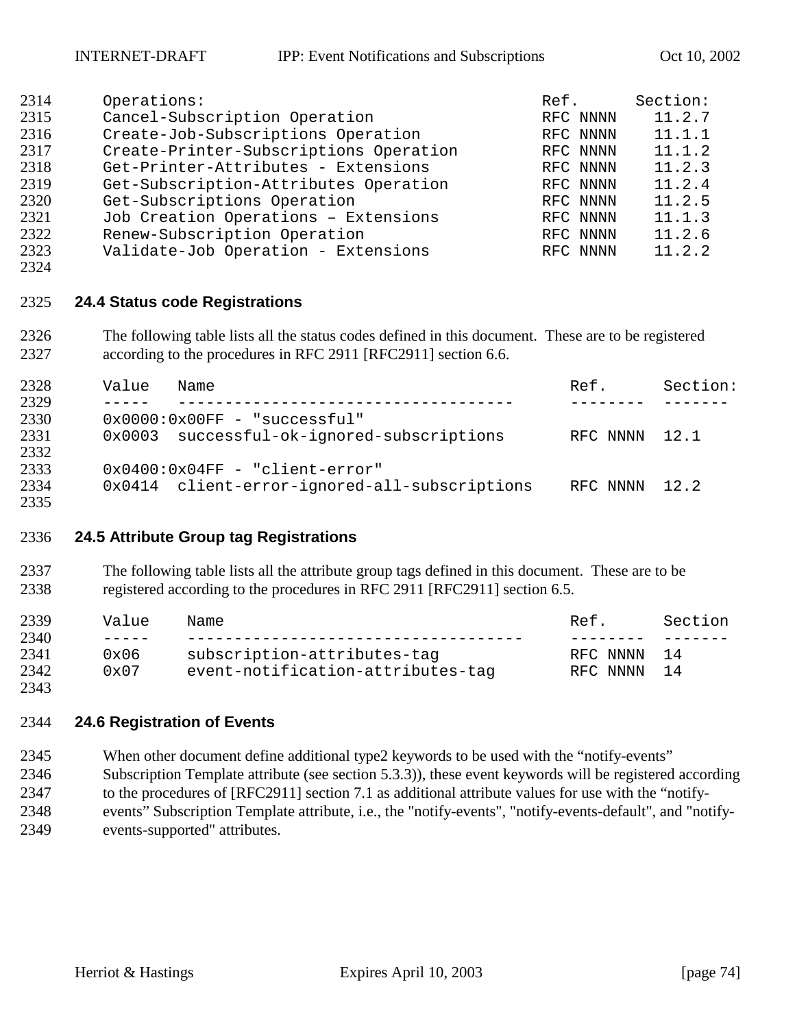| Operations: | Ref. | Section: |
|---|---|---|
| Cancel-Subscription Operation | RFC NNNN | 11.2.7 |
| Create-Job-Subscriptions Operation | RFC NNNN | 11.1.1 |
| Create-Printer-Subscriptions Operation | RFC NNNN | 11.1.2 |
| Get-Printer-Attributes - Extensions | RFC NNNN | 11.2.3 |
| Get-Subscription-Attributes Operation | RFC NNNN | 11.2.4 |
| Get-Subscriptions Operation | RFC NNNN | 11.2.5 |
| Job Creation Operations – Extensions | RFC NNNN | 11.1.3 |
| Renew-Subscription Operation | RFC NNNN | 11.2.6 |
| Validate-Job Operation - Extensions | RFC NNNN | 11.2.2 |

### 24.4 Status code Registrations

The following table lists all the status codes defined in this document. These are to be registered according to the procedures in RFC 2911 [RFC2911] section 6.6.

```
Value   Name                                    Ref.      Section:
-----   ------------------------------------    --------  -------
0x0000:0x00FF - "successful"
0x0003  successful-ok-ignored-subscriptions     RFC NNNN  12.1

0x0400:0x04FF - "client-error"
0x0414  client-error-ignored-all-subscriptions  RFC NNNN  12.2
```

### 24.5 Attribute Group tag Registrations

The following table lists all the attribute group tags defined in this document. These are to be registered according to the procedures in RFC 2911 [RFC2911] section 6.5.

| Value | Name | Ref. | Section |
|---|---|---|---|
| 0x06 | subscription-attributes-tag | RFC NNNN | 14 |
| 0x07 | event-notification-attributes-tag | RFC NNNN | 14 |

### 24.6 Registration of Events

When other document define additional type2 keywords to be used with the “notify-events” Subscription Template attribute (see section 5.3.3)), these event keywords will be registered according to the procedures of [RFC2911] section 7.1 as additional attribute values for use with the “notify-events” Subscription Template attribute, i.e., the "notify-events", "notify-events-default", and "notify-events-supported" attributes.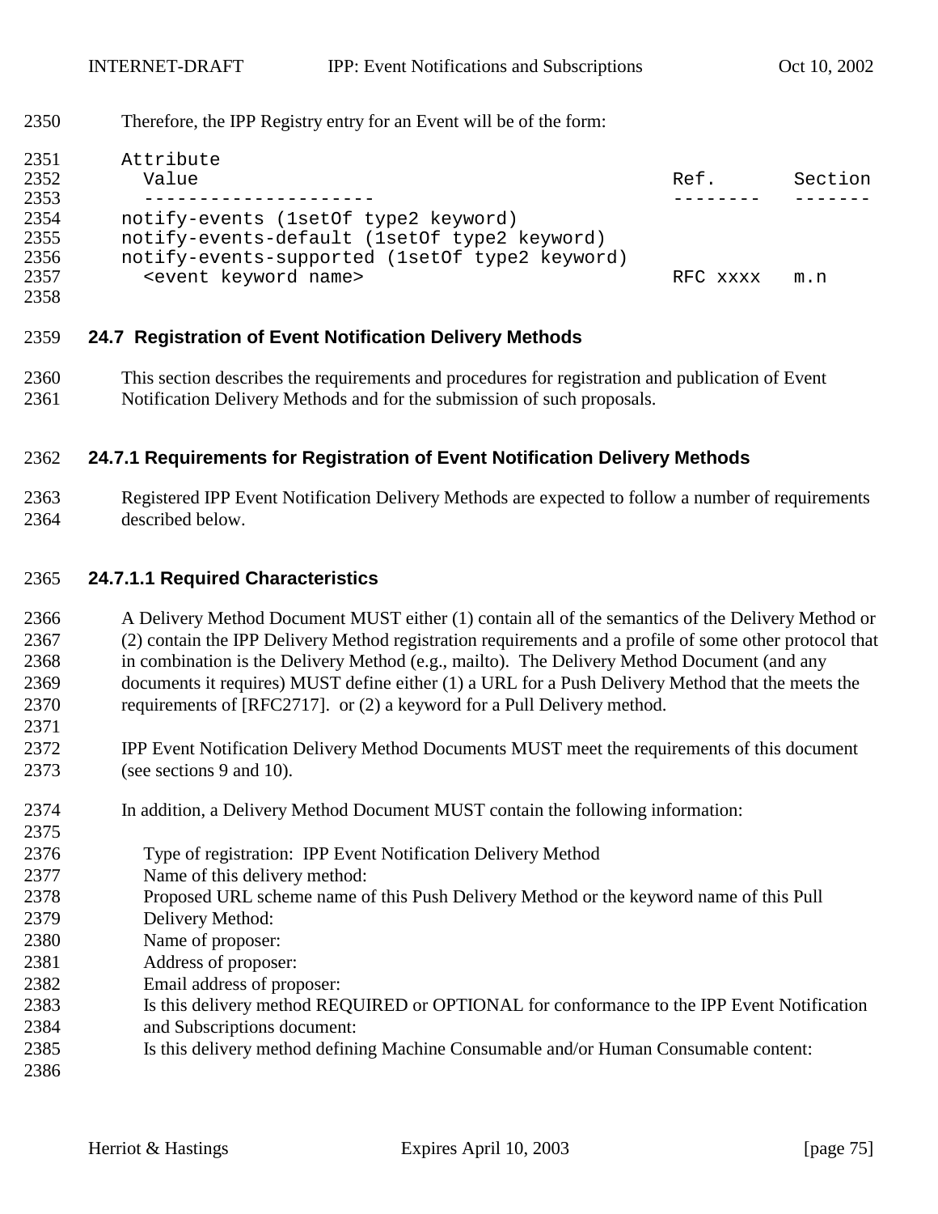Therefore, the IPP Registry entry for an Event will be of the form:

```
Attribute
  Value                                        Ref.       Section
  --------------------                         --------   -------
notify-events (1setOf type2 keyword)
notify-events-default (1setOf type2 keyword)
notify-events-supported (1setOf type2 keyword)
  <event keyword name>                         RFC xxxx   m.n
```

## 24.7 Registration of Event Notification Delivery Methods

This section describes the requirements and procedures for registration and publication of Event Notification Delivery Methods and for the submission of such proposals.

### 24.7.1 Requirements for Registration of Event Notification Delivery Methods

Registered IPP Event Notification Delivery Methods are expected to follow a number of requirements described below.

#### 24.7.1.1 Required Characteristics

A Delivery Method Document MUST either (1) contain all of the semantics of the Delivery Method or (2) contain the IPP Delivery Method registration requirements and a profile of some other protocol that in combination is the Delivery Method (e.g., mailto). The Delivery Method Document (and any documents it requires) MUST define either (1) a URL for a Push Delivery Method that the meets the requirements of [RFC2717]. or (2) a keyword for a Pull Delivery method.

IPP Event Notification Delivery Method Documents MUST meet the requirements of this document (see sections 9 and 10).

In addition, a Delivery Method Document MUST contain the following information:

Type of registration: IPP Event Notification Delivery Method
Name of this delivery method:
Proposed URL scheme name of this Push Delivery Method or the keyword name of this Pull Delivery Method:
Name of proposer:
Address of proposer:
Email address of proposer:
Is this delivery method REQUIRED or OPTIONAL for conformance to the IPP Event Notification and Subscriptions document:
Is this delivery method defining Machine Consumable and/or Human Consumable content: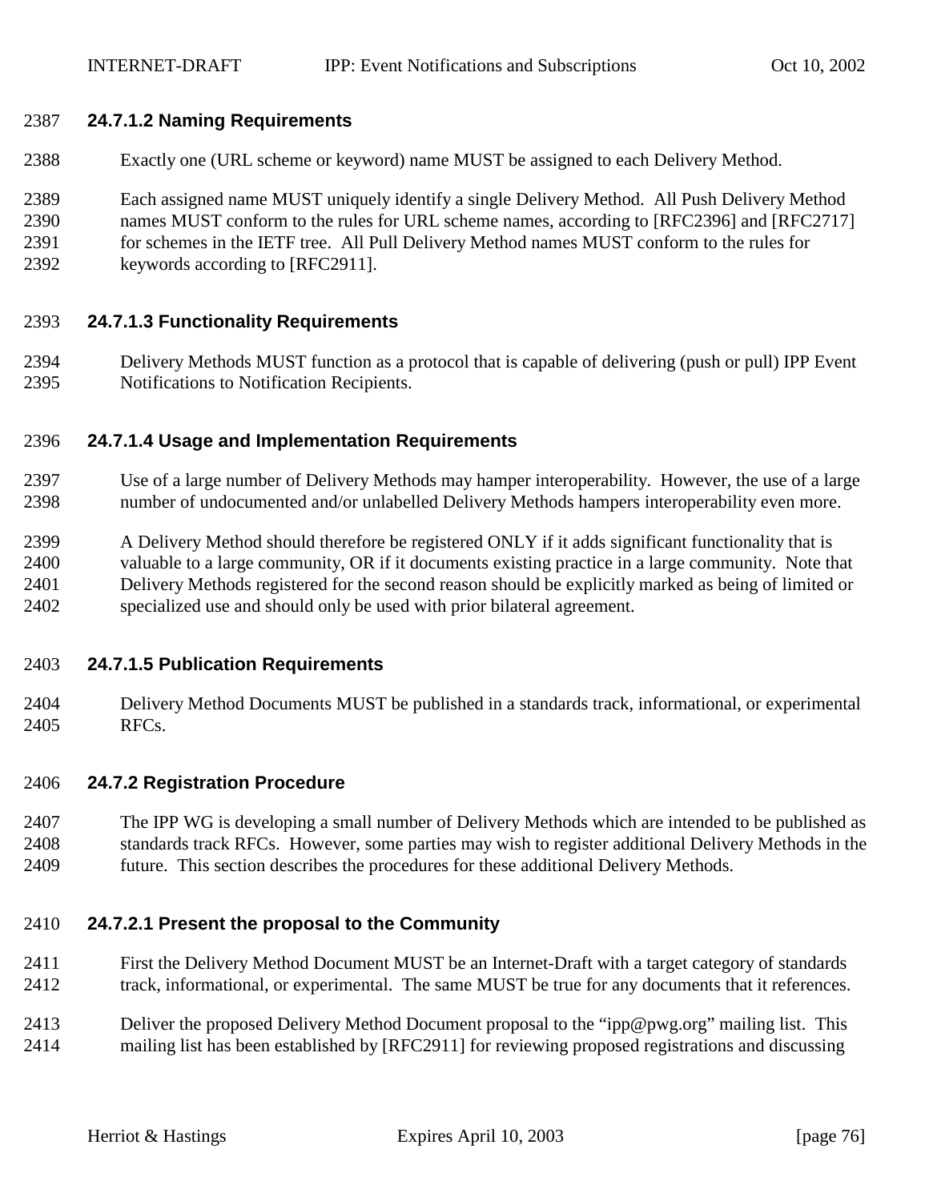#### 24.7.1.2 Naming Requirements

Exactly one (URL scheme or keyword) name MUST be assigned to each Delivery Method.

Each assigned name MUST uniquely identify a single Delivery Method. All Push Delivery Method names MUST conform to the rules for URL scheme names, according to [RFC2396] and [RFC2717] for schemes in the IETF tree. All Pull Delivery Method names MUST conform to the rules for keywords according to [RFC2911].

#### 24.7.1.3 Functionality Requirements

Delivery Methods MUST function as a protocol that is capable of delivering (push or pull) IPP Event Notifications to Notification Recipients.

#### 24.7.1.4 Usage and Implementation Requirements

Use of a large number of Delivery Methods may hamper interoperability. However, the use of a large number of undocumented and/or unlabelled Delivery Methods hampers interoperability even more.

A Delivery Method should therefore be registered ONLY if it adds significant functionality that is valuable to a large community, OR if it documents existing practice in a large community. Note that Delivery Methods registered for the second reason should be explicitly marked as being of limited or specialized use and should only be used with prior bilateral agreement.

#### 24.7.1.5 Publication Requirements

Delivery Method Documents MUST be published in a standards track, informational, or experimental RFCs.

### 24.7.2 Registration Procedure

The IPP WG is developing a small number of Delivery Methods which are intended to be published as standards track RFCs. However, some parties may wish to register additional Delivery Methods in the future. This section describes the procedures for these additional Delivery Methods.

#### 24.7.2.1 Present the proposal to the Community

First the Delivery Method Document MUST be an Internet-Draft with a target category of standards track, informational, or experimental. The same MUST be true for any documents that it references.

Deliver the proposed Delivery Method Document proposal to the "ipp@pwg.org" mailing list. This mailing list has been established by [RFC2911] for reviewing proposed registrations and discussing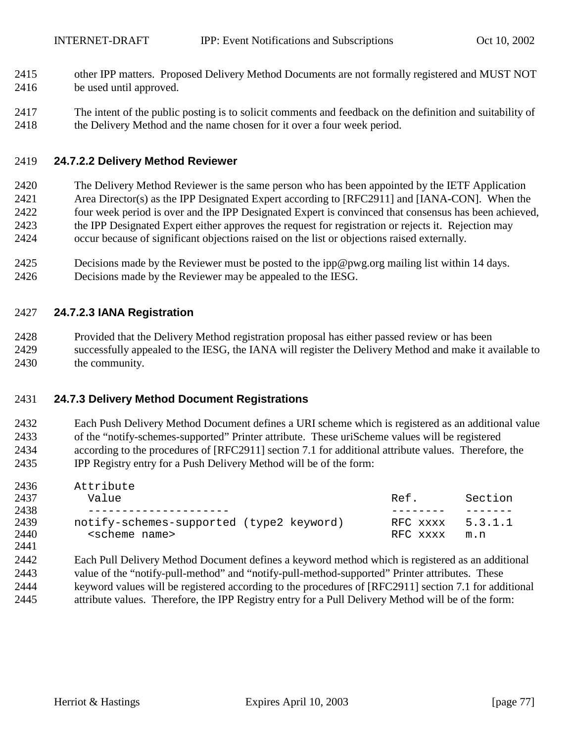other IPP matters. Proposed Delivery Method Documents are not formally registered and MUST NOT be used until approved.

The intent of the public posting is to solicit comments and feedback on the definition and suitability of the Delivery Method and the name chosen for it over a four week period.

#### 24.7.2.2 Delivery Method Reviewer

The Delivery Method Reviewer is the same person who has been appointed by the IETF Application Area Director(s) as the IPP Designated Expert according to [RFC2911] and [IANA-CON]. When the four week period is over and the IPP Designated Expert is convinced that consensus has been achieved, the IPP Designated Expert either approves the request for registration or rejects it. Rejection may occur because of significant objections raised on the list or objections raised externally.

Decisions made by the Reviewer must be posted to the ipp@pwg.org mailing list within 14 days. Decisions made by the Reviewer may be appealed to the IESG.

#### 24.7.2.3 IANA Registration

Provided that the Delivery Method registration proposal has either passed review or has been successfully appealed to the IESG, the IANA will register the Delivery Method and make it available to the community.

### 24.7.3 Delivery Method Document Registrations

Each Push Delivery Method Document defines a URI scheme which is registered as an additional value of the “notify-schemes-supported” Printer attribute. These uriScheme values will be registered according to the procedures of [RFC2911] section 7.1 for additional attribute values. Therefore, the IPP Registry entry for a Push Delivery Method will be of the form:

```
Attribute
  Value                                       Ref.       Section
  --------------------                        --------   -------
notify-schemes-supported (type2 keyword)      RFC xxxx   5.3.1.1
  <scheme name>                               RFC xxxx   m.n
```

Each Pull Delivery Method Document defines a keyword method which is registered as an additional value of the “notify-pull-method” and “notify-pull-method-supported” Printer attributes. These keyword values will be registered according to the procedures of [RFC2911] section 7.1 for additional attribute values. Therefore, the IPP Registry entry for a Pull Delivery Method will be of the form: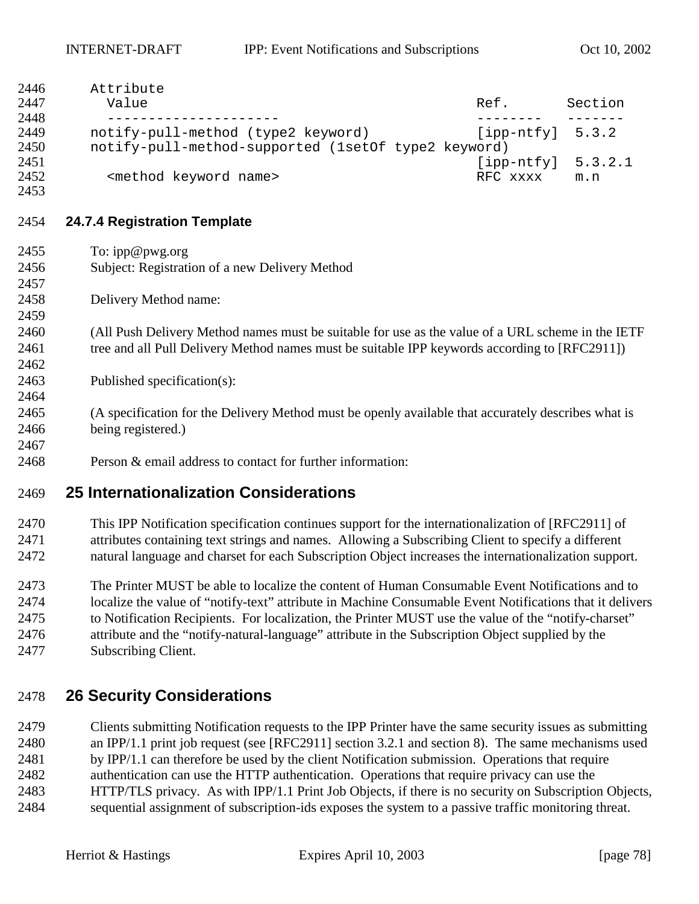```
Attribute
  Value                                        Ref.        Section
  ---------------------                        --------    -------
notify-pull-method (type2 keyword)             [ipp-ntfy]  5.3.2
notify-pull-method-supported (1setOf type2 keyword)
                                               [ipp-ntfy]  5.3.2.1
  <method keyword name>                        RFC xxxx    m.n
```

### 24.7.4 Registration Template

To: ipp@pwg.org
Subject: Registration of a new Delivery Method

Delivery Method name:

(All Push Delivery Method names must be suitable for use as the value of a URL scheme in the IETF tree and all Pull Delivery Method names must be suitable IPP keywords according to [RFC2911])

Published specification(s):

(A specification for the Delivery Method must be openly available that accurately describes what is being registered.)

Person & email address to contact for further information:

## 25 Internationalization Considerations

This IPP Notification specification continues support for the internationalization of [RFC2911] of attributes containing text strings and names. Allowing a Subscribing Client to specify a different natural language and charset for each Subscription Object increases the internationalization support.

The Printer MUST be able to localize the content of Human Consumable Event Notifications and to localize the value of "notify-text" attribute in Machine Consumable Event Notifications that it delivers to Notification Recipients. For localization, the Printer MUST use the value of the "notify-charset" attribute and the "notify-natural-language" attribute in the Subscription Object supplied by the Subscribing Client.

## 26 Security Considerations

Clients submitting Notification requests to the IPP Printer have the same security issues as submitting an IPP/1.1 print job request (see [RFC2911] section 3.2.1 and section 8). The same mechanisms used by IPP/1.1 can therefore be used by the client Notification submission. Operations that require authentication can use the HTTP authentication. Operations that require privacy can use the HTTP/TLS privacy. As with IPP/1.1 Print Job Objects, if there is no security on Subscription Objects, sequential assignment of subscription-ids exposes the system to a passive traffic monitoring threat.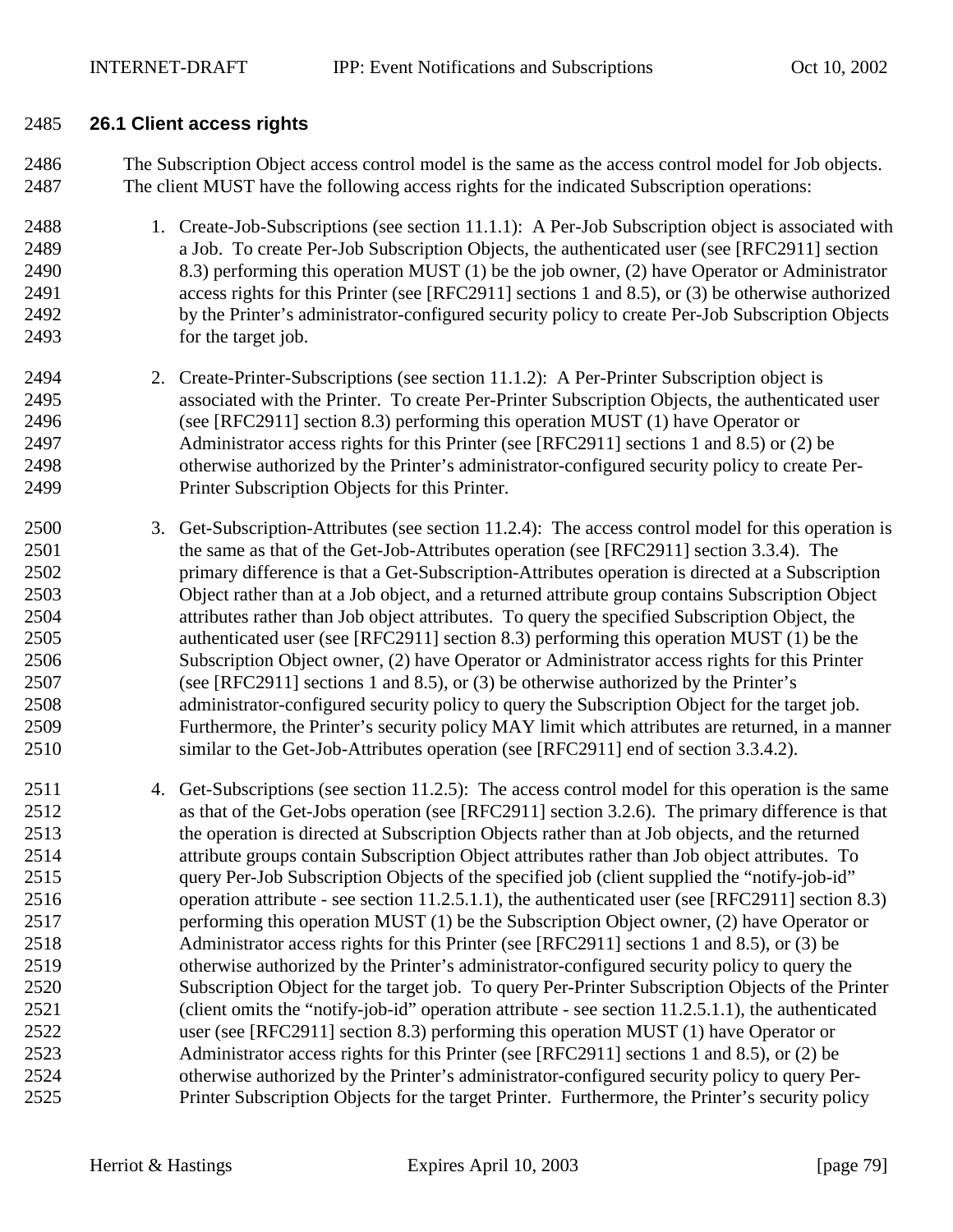## 26.1 Client access rights

The Subscription Object access control model is the same as the access control model for Job objects. The client MUST have the following access rights for the indicated Subscription operations:

1. Create-Job-Subscriptions (see section 11.1.1): A Per-Job Subscription object is associated with a Job. To create Per-Job Subscription Objects, the authenticated user (see [RFC2911] section 8.3) performing this operation MUST (1) be the job owner, (2) have Operator or Administrator access rights for this Printer (see [RFC2911] sections 1 and 8.5), or (3) be otherwise authorized by the Printer's administrator-configured security policy to create Per-Job Subscription Objects for the target job.

2. Create-Printer-Subscriptions (see section 11.1.2): A Per-Printer Subscription object is associated with the Printer. To create Per-Printer Subscription Objects, the authenticated user (see [RFC2911] section 8.3) performing this operation MUST (1) have Operator or Administrator access rights for this Printer (see [RFC2911] sections 1 and 8.5) or (2) be otherwise authorized by the Printer's administrator-configured security policy to create Per-Printer Subscription Objects for this Printer.

3. Get-Subscription-Attributes (see section 11.2.4): The access control model for this operation is the same as that of the Get-Job-Attributes operation (see [RFC2911] section 3.3.4). The primary difference is that a Get-Subscription-Attributes operation is directed at a Subscription Object rather than at a Job object, and a returned attribute group contains Subscription Object attributes rather than Job object attributes. To query the specified Subscription Object, the authenticated user (see [RFC2911] section 8.3) performing this operation MUST (1) be the Subscription Object owner, (2) have Operator or Administrator access rights for this Printer (see [RFC2911] sections 1 and 8.5), or (3) be otherwise authorized by the Printer's administrator-configured security policy to query the Subscription Object for the target job. Furthermore, the Printer's security policy MAY limit which attributes are returned, in a manner similar to the Get-Job-Attributes operation (see [RFC2911] end of section 3.3.4.2).

4. Get-Subscriptions (see section 11.2.5): The access control model for this operation is the same as that of the Get-Jobs operation (see [RFC2911] section 3.2.6). The primary difference is that the operation is directed at Subscription Objects rather than at Job objects, and the returned attribute groups contain Subscription Object attributes rather than Job object attributes. To query Per-Job Subscription Objects of the specified job (client supplied the "notify-job-id" operation attribute - see section 11.2.5.1.1), the authenticated user (see [RFC2911] section 8.3) performing this operation MUST (1) be the Subscription Object owner, (2) have Operator or Administrator access rights for this Printer (see [RFC2911] sections 1 and 8.5), or (3) be otherwise authorized by the Printer's administrator-configured security policy to query the Subscription Object for the target job. To query Per-Printer Subscription Objects of the Printer (client omits the "notify-job-id" operation attribute - see section 11.2.5.1.1), the authenticated user (see [RFC2911] section 8.3) performing this operation MUST (1) have Operator or Administrator access rights for this Printer (see [RFC2911] sections 1 and 8.5), or (2) be otherwise authorized by the Printer's administrator-configured security policy to query Per-Printer Subscription Objects for the target Printer. Furthermore, the Printer's security policy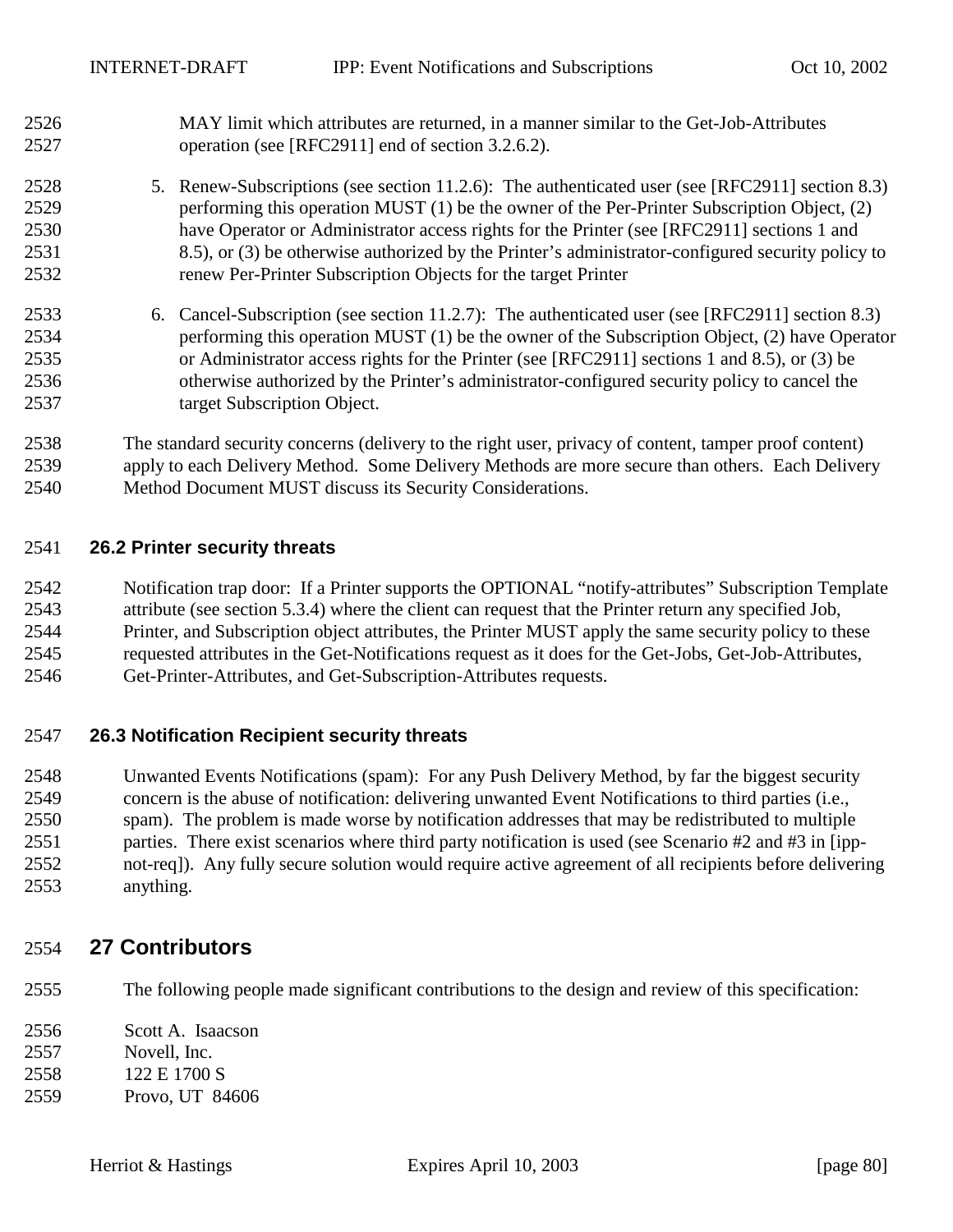MAY limit which attributes are returned, in a manner similar to the Get-Job-Attributes operation (see [RFC2911] end of section 3.2.6.2).

5. Renew-Subscriptions (see section 11.2.6): The authenticated user (see [RFC2911] section 8.3) performing this operation MUST (1) be the owner of the Per-Printer Subscription Object, (2) have Operator or Administrator access rights for the Printer (see [RFC2911] sections 1 and 8.5), or (3) be otherwise authorized by the Printer's administrator-configured security policy to renew Per-Printer Subscription Objects for the target Printer

6. Cancel-Subscription (see section 11.2.7): The authenticated user (see [RFC2911] section 8.3) performing this operation MUST (1) be the owner of the Subscription Object, (2) have Operator or Administrator access rights for the Printer (see [RFC2911] sections 1 and 8.5), or (3) be otherwise authorized by the Printer's administrator-configured security policy to cancel the target Subscription Object.

The standard security concerns (delivery to the right user, privacy of content, tamper proof content) apply to each Delivery Method. Some Delivery Methods are more secure than others. Each Delivery Method Document MUST discuss its Security Considerations.

### 26.2 Printer security threats

Notification trap door: If a Printer supports the OPTIONAL "notify-attributes" Subscription Template attribute (see section 5.3.4) where the client can request that the Printer return any specified Job, Printer, and Subscription object attributes, the Printer MUST apply the same security policy to these requested attributes in the Get-Notifications request as it does for the Get-Jobs, Get-Job-Attributes, Get-Printer-Attributes, and Get-Subscription-Attributes requests.

### 26.3 Notification Recipient security threats

Unwanted Events Notifications (spam): For any Push Delivery Method, by far the biggest security concern is the abuse of notification: delivering unwanted Event Notifications to third parties (i.e., spam). The problem is made worse by notification addresses that may be redistributed to multiple parties. There exist scenarios where third party notification is used (see Scenario #2 and #3 in [ipp-not-req]). Any fully secure solution would require active agreement of all recipients before delivering anything.

## 27 Contributors

The following people made significant contributions to the design and review of this specification:

Scott A. Isaacson
Novell, Inc.
122 E 1700 S
Provo, UT 84606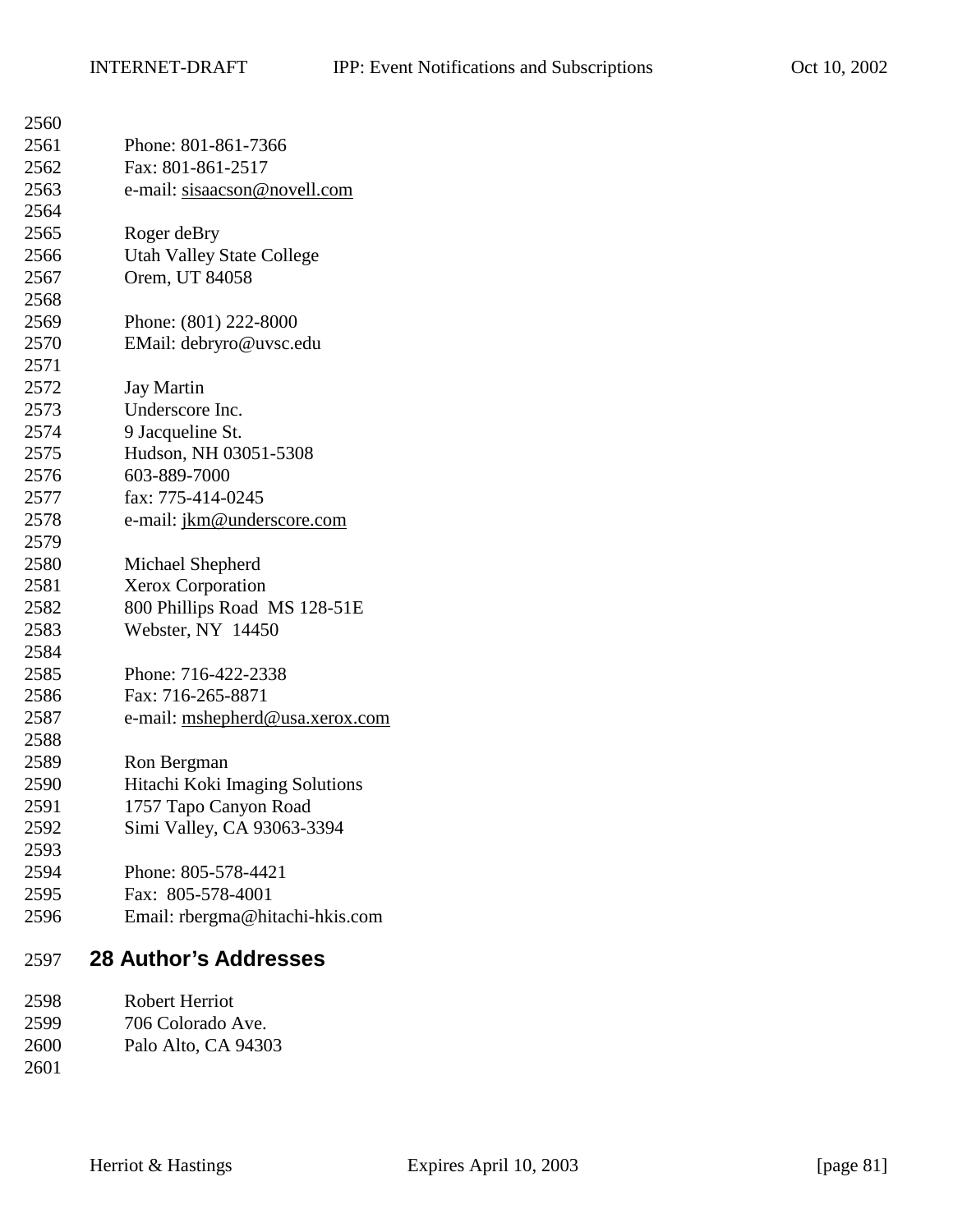Phone: 801-861-7366
Fax: 801-861-2517
e-mail: sisaacson@novell.com

Roger deBry
Utah Valley State College
Orem, UT 84058

Phone: (801) 222-8000
EMail: debryro@uvsc.edu

Jay Martin
Underscore Inc.
9 Jacqueline St.
Hudson, NH 03051-5308
603-889-7000
fax: 775-414-0245
e-mail: jkm@underscore.com

Michael Shepherd
Xerox Corporation
800 Phillips Road MS 128-51E
Webster, NY 14450

Phone: 716-422-2338
Fax: 716-265-8871
e-mail: mshepherd@usa.xerox.com

Ron Bergman
Hitachi Koki Imaging Solutions
1757 Tapo Canyon Road
Simi Valley, CA 93063-3394

Phone: 805-578-4421
Fax: 805-578-4001
Email: rbergma@hitachi-hkis.com

# 28 Author's Addresses

Robert Herriot
706 Colorado Ave.
Palo Alto, CA 94303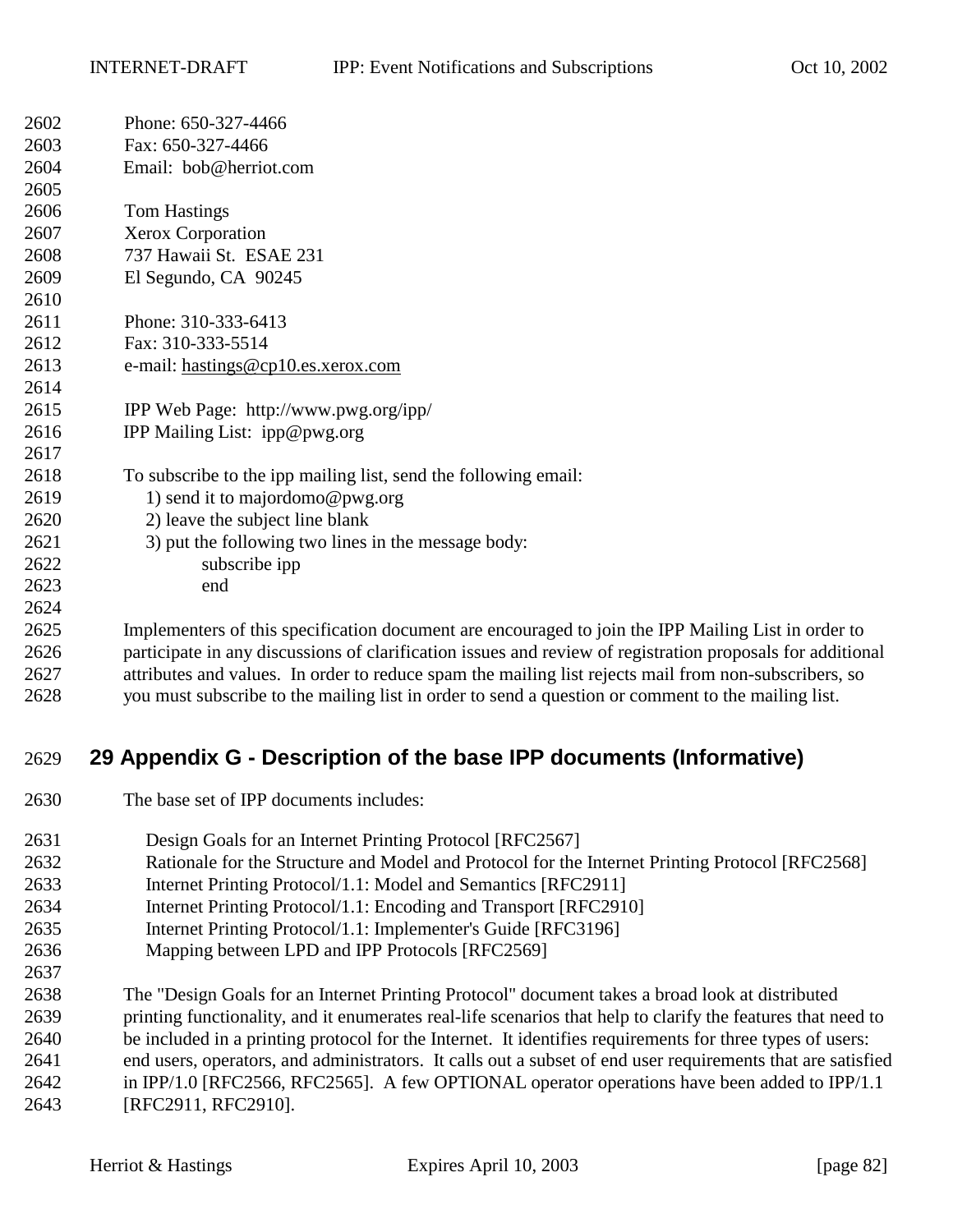Phone: 650-327-4466
Fax: 650-327-4466
Email: bob@herriot.com

Tom Hastings
Xerox Corporation
737 Hawaii St. ESAE 231
El Segundo, CA 90245

Phone: 310-333-6413
Fax: 310-333-5514
e-mail: hastings@cp10.es.xerox.com

IPP Web Page: http://www.pwg.org/ipp/
IPP Mailing List: ipp@pwg.org

To subscribe to the ipp mailing list, send the following email:

1) send it to majordomo@pwg.org
2) leave the subject line blank
3) put the following two lines in the message body:

    subscribe ipp
    end

Implementers of this specification document are encouraged to join the IPP Mailing List in order to participate in any discussions of clarification issues and review of registration proposals for additional attributes and values. In order to reduce spam the mailing list rejects mail from non-subscribers, so you must subscribe to the mailing list in order to send a question or comment to the mailing list.

# 29 Appendix G - Description of the base IPP documents (Informative)

The base set of IPP documents includes:

Design Goals for an Internet Printing Protocol [RFC2567]
Rationale for the Structure and Model and Protocol for the Internet Printing Protocol [RFC2568]
Internet Printing Protocol/1.1: Model and Semantics [RFC2911]
Internet Printing Protocol/1.1: Encoding and Transport [RFC2910]
Internet Printing Protocol/1.1: Implementer's Guide [RFC3196]
Mapping between LPD and IPP Protocols [RFC2569]

The "Design Goals for an Internet Printing Protocol" document takes a broad look at distributed printing functionality, and it enumerates real-life scenarios that help to clarify the features that need to be included in a printing protocol for the Internet. It identifies requirements for three types of users: end users, operators, and administrators. It calls out a subset of end user requirements that are satisfied in IPP/1.0 [RFC2566, RFC2565]. A few OPTIONAL operator operations have been added to IPP/1.1 [RFC2911, RFC2910].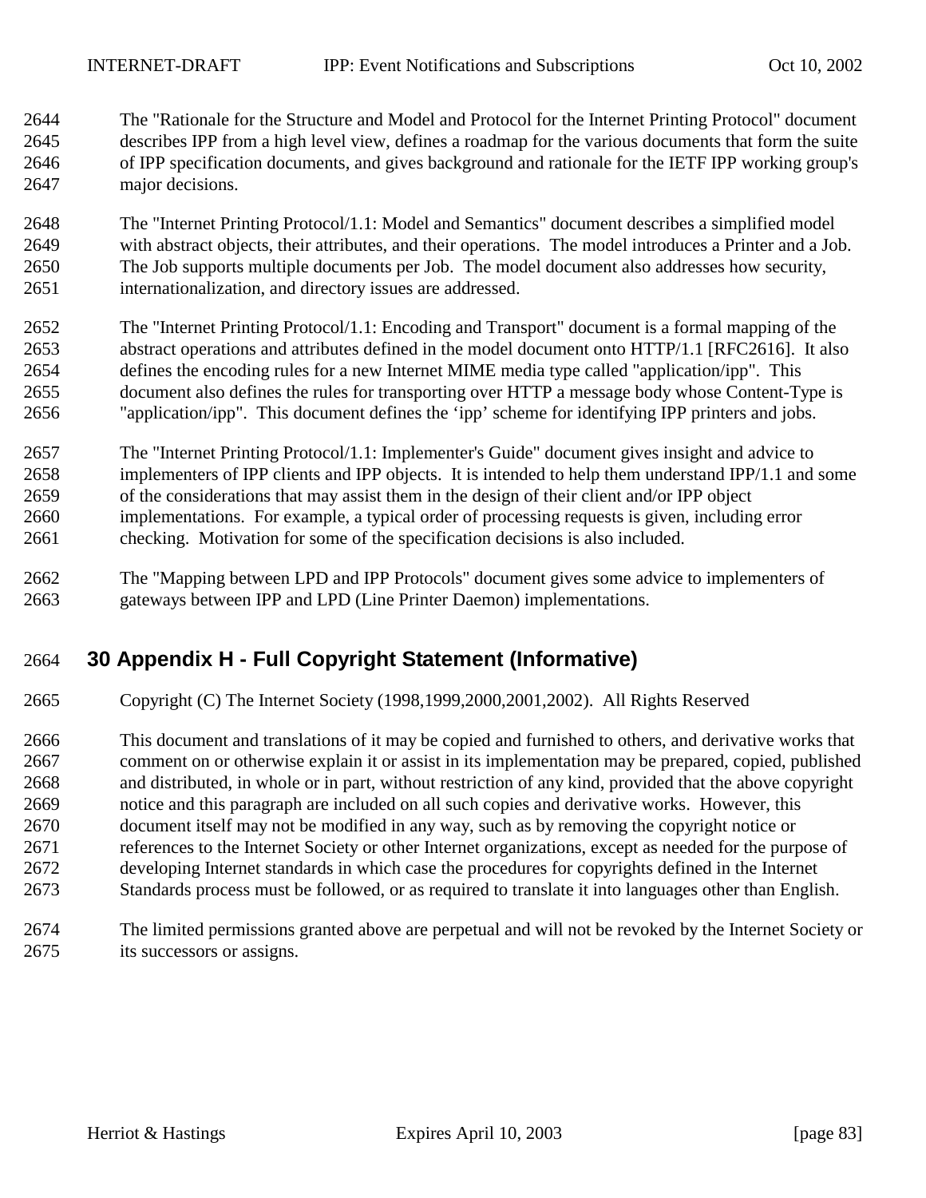The "Rationale for the Structure and Model and Protocol for the Internet Printing Protocol" document describes IPP from a high level view, defines a roadmap for the various documents that form the suite of IPP specification documents, and gives background and rationale for the IETF IPP working group's major decisions.

The "Internet Printing Protocol/1.1: Model and Semantics" document describes a simplified model with abstract objects, their attributes, and their operations. The model introduces a Printer and a Job. The Job supports multiple documents per Job. The model document also addresses how security, internationalization, and directory issues are addressed.

The "Internet Printing Protocol/1.1: Encoding and Transport" document is a formal mapping of the abstract operations and attributes defined in the model document onto HTTP/1.1 [RFC2616]. It also defines the encoding rules for a new Internet MIME media type called "application/ipp". This document also defines the rules for transporting over HTTP a message body whose Content-Type is "application/ipp". This document defines the 'ipp' scheme for identifying IPP printers and jobs.

The "Internet Printing Protocol/1.1: Implementer's Guide" document gives insight and advice to implementers of IPP clients and IPP objects. It is intended to help them understand IPP/1.1 and some of the considerations that may assist them in the design of their client and/or IPP object implementations. For example, a typical order of processing requests is given, including error checking. Motivation for some of the specification decisions is also included.

The "Mapping between LPD and IPP Protocols" document gives some advice to implementers of gateways between IPP and LPD (Line Printer Daemon) implementations.

# 30 Appendix H - Full Copyright Statement (Informative)

Copyright (C) The Internet Society (1998,1999,2000,2001,2002). All Rights Reserved

This document and translations of it may be copied and furnished to others, and derivative works that comment on or otherwise explain it or assist in its implementation may be prepared, copied, published and distributed, in whole or in part, without restriction of any kind, provided that the above copyright notice and this paragraph are included on all such copies and derivative works. However, this document itself may not be modified in any way, such as by removing the copyright notice or references to the Internet Society or other Internet organizations, except as needed for the purpose of developing Internet standards in which case the procedures for copyrights defined in the Internet Standards process must be followed, or as required to translate it into languages other than English.

The limited permissions granted above are perpetual and will not be revoked by the Internet Society or its successors or assigns.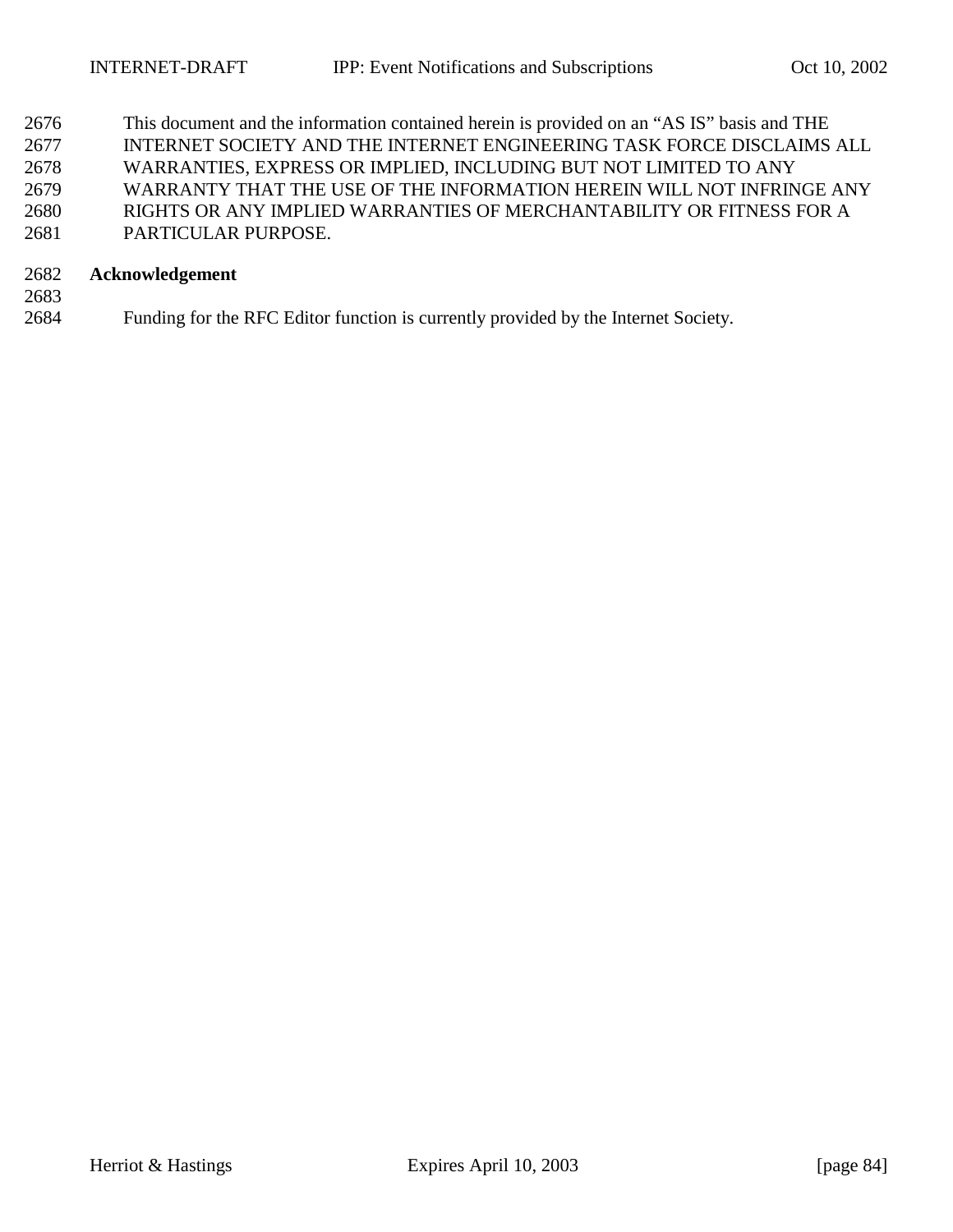This document and the information contained herein is provided on an “AS IS” basis and THE INTERNET SOCIETY AND THE INTERNET ENGINEERING TASK FORCE DISCLAIMS ALL WARRANTIES, EXPRESS OR IMPLIED, INCLUDING BUT NOT LIMITED TO ANY WARRANTY THAT THE USE OF THE INFORMATION HEREIN WILL NOT INFRINGE ANY RIGHTS OR ANY IMPLIED WARRANTIES OF MERCHANTABILITY OR FITNESS FOR A PARTICULAR PURPOSE.

**Acknowledgement**

Funding for the RFC Editor function is currently provided by the Internet Society.